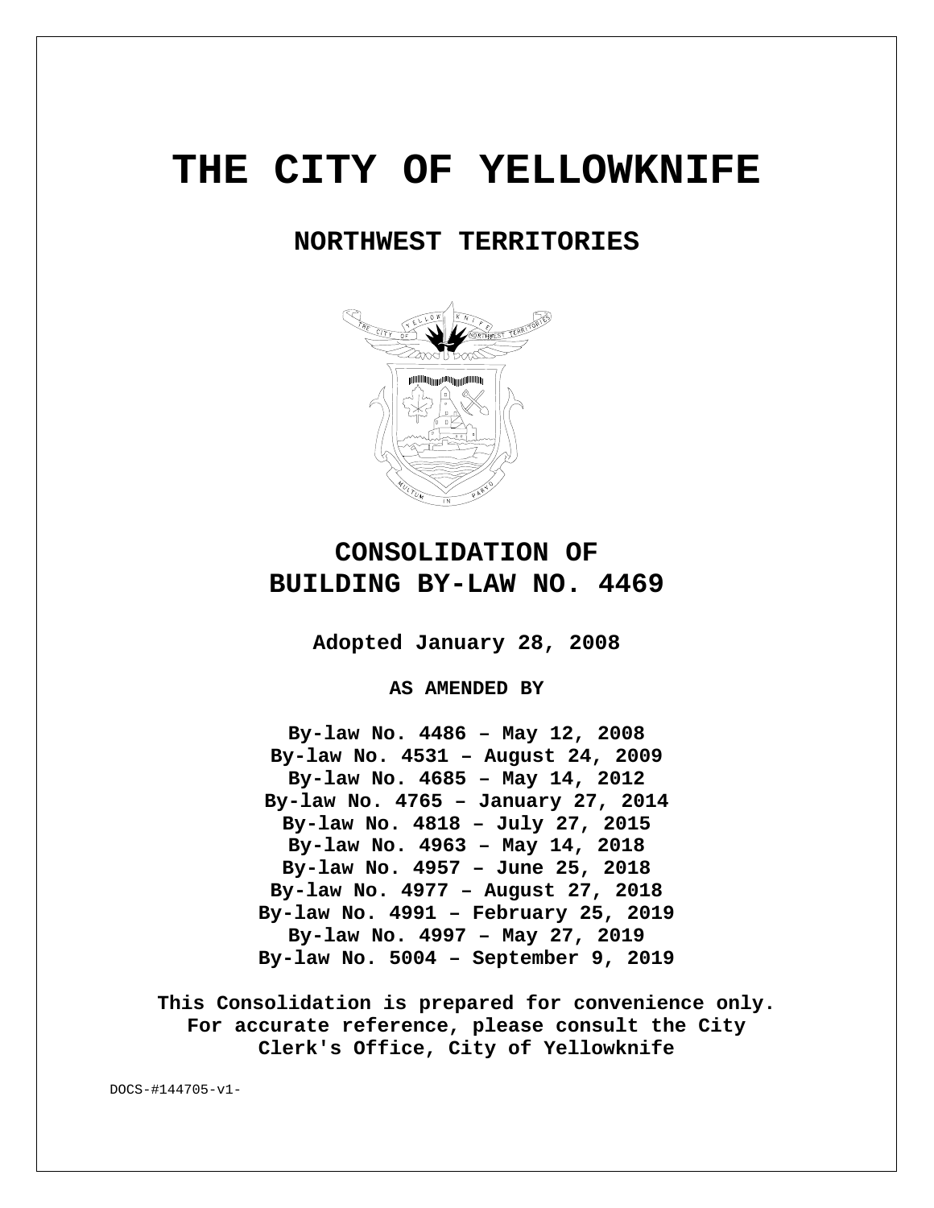# THE CITY OF YELLOWKNIFE

## NORTHWEST TERRITORIES

## CONSOLIDATION OF BUILDING BY-LAW NO. 4469

**Adopted January 28, 2008**

**AS AMENDED BY**

**By-law No. 4486 – May 12, 2008**
**By-law No. 4531 – August 24, 2009**
**By-law No. 4685 – May 14, 2012**
**By-law No. 4765 – January 27, 2014**
**By-law No. 4818 – July 27, 2015**
**By-law No. 4963 – May 14, 2018**
**By-law No. 4957 – June 25, 2018**
**By-law No. 4977 – August 27, 2018**
**By-law No. 4991 – February 25, 2019**
**By-law No. 4997 – May 27, 2019**
**By-law No. 5004 – September 9, 2019**

**This Consolidation is prepared for convenience only. For accurate reference, please consult the City Clerk's Office, City of Yellowknife**

DOCS-#144705-v1-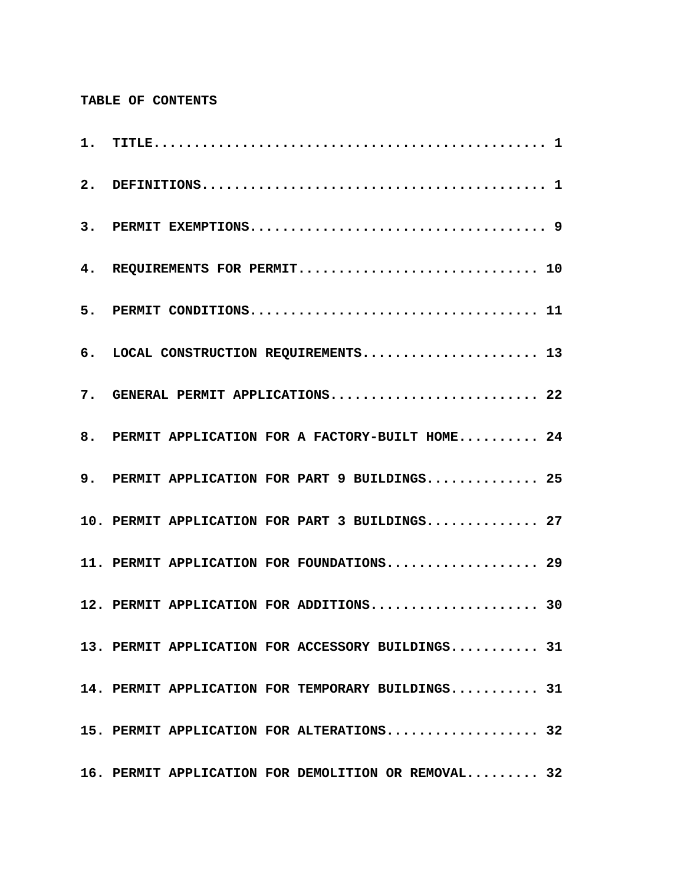# TABLE OF CONTENTS

1. TITLE.............................................. 1

2. DEFINITIONS........................................ 1

3. PERMIT EXEMPTIONS.................................. 9

4. REQUIREMENTS FOR PERMIT........................... 10

5. PERMIT CONDITIONS................................. 11

6. LOCAL CONSTRUCTION REQUIREMENTS................... 13

7. GENERAL PERMIT APPLICATIONS....................... 22

8. PERMIT APPLICATION FOR A FACTORY-BUILT HOME....... 24

9. PERMIT APPLICATION FOR PART 9 BUILDINGS........... 25

10. PERMIT APPLICATION FOR PART 3 BUILDINGS.......... 27

11. PERMIT APPLICATION FOR FOUNDATIONS............... 29

12. PERMIT APPLICATION FOR ADDITIONS................. 30

13. PERMIT APPLICATION FOR ACCESSORY BUILDINGS....... 31

14. PERMIT APPLICATION FOR TEMPORARY BUILDINGS....... 31

15. PERMIT APPLICATION FOR ALTERATIONS............... 32

16. PERMIT APPLICATION FOR DEMOLITION OR REMOVAL..... 32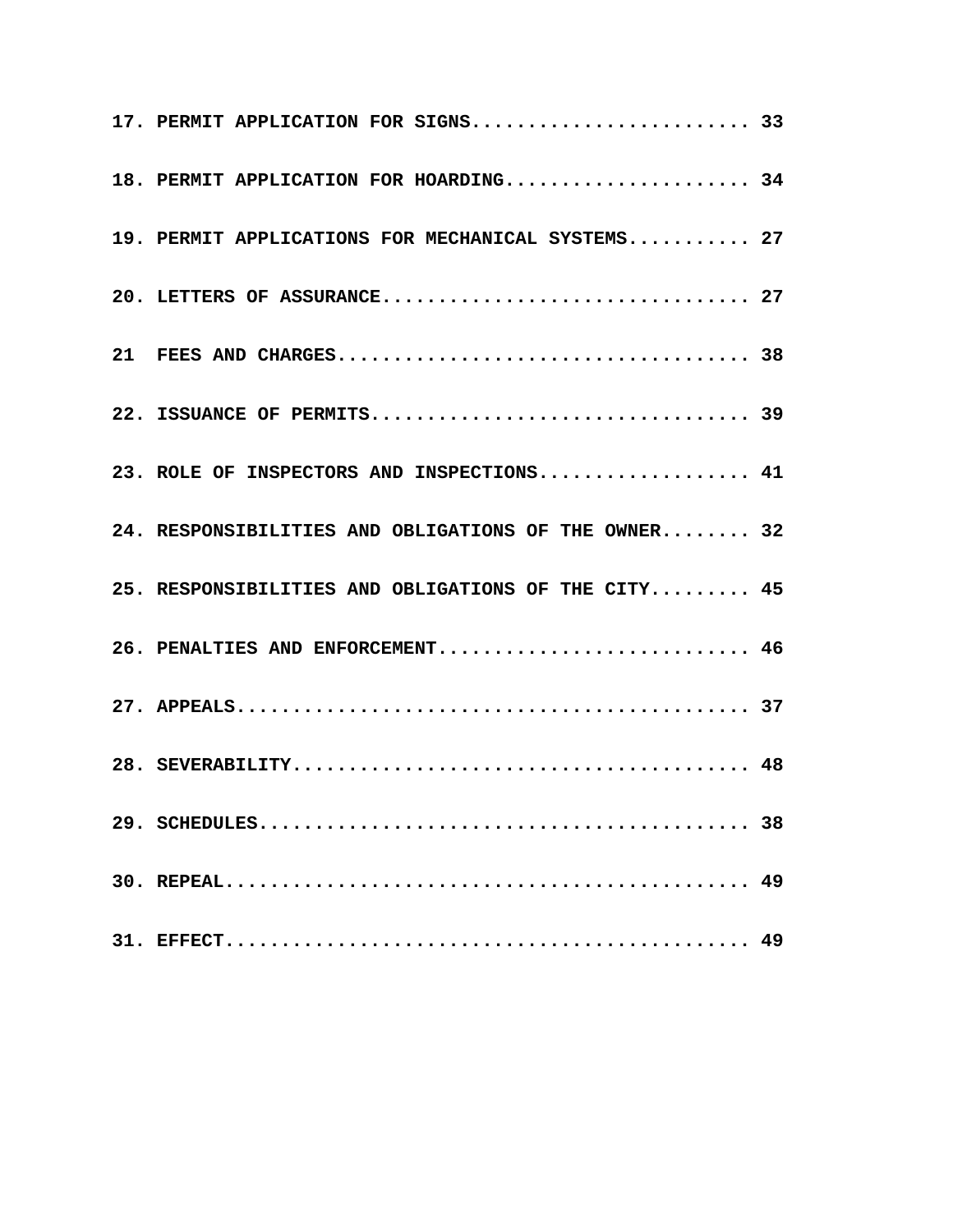**17. PERMIT APPLICATION FOR SIGNS......................... 33**

**18. PERMIT APPLICATION FOR HOARDING...................... 34**

**19. PERMIT APPLICATIONS FOR MECHANICAL SYSTEMS........... 27**

**20. LETTERS OF ASSURANCE................................ 27**

**21 FEES AND CHARGES.................................... 38**

**22. ISSUANCE OF PERMITS................................. 39**

**23. ROLE OF INSPECTORS AND INSPECTIONS.................. 41**

**24. RESPONSIBILITIES AND OBLIGATIONS OF THE OWNER........ 32**

**25. RESPONSIBILITIES AND OBLIGATIONS OF THE CITY......... 45**

**26. PENALTIES AND ENFORCEMENT........................... 46**

**27. APPEALS............................................. 37**

**28. SEVERABILITY........................................ 48**

**29. SCHEDULES........................................... 38**

**30. REPEAL.............................................. 49**

**31. EFFECT.............................................. 49**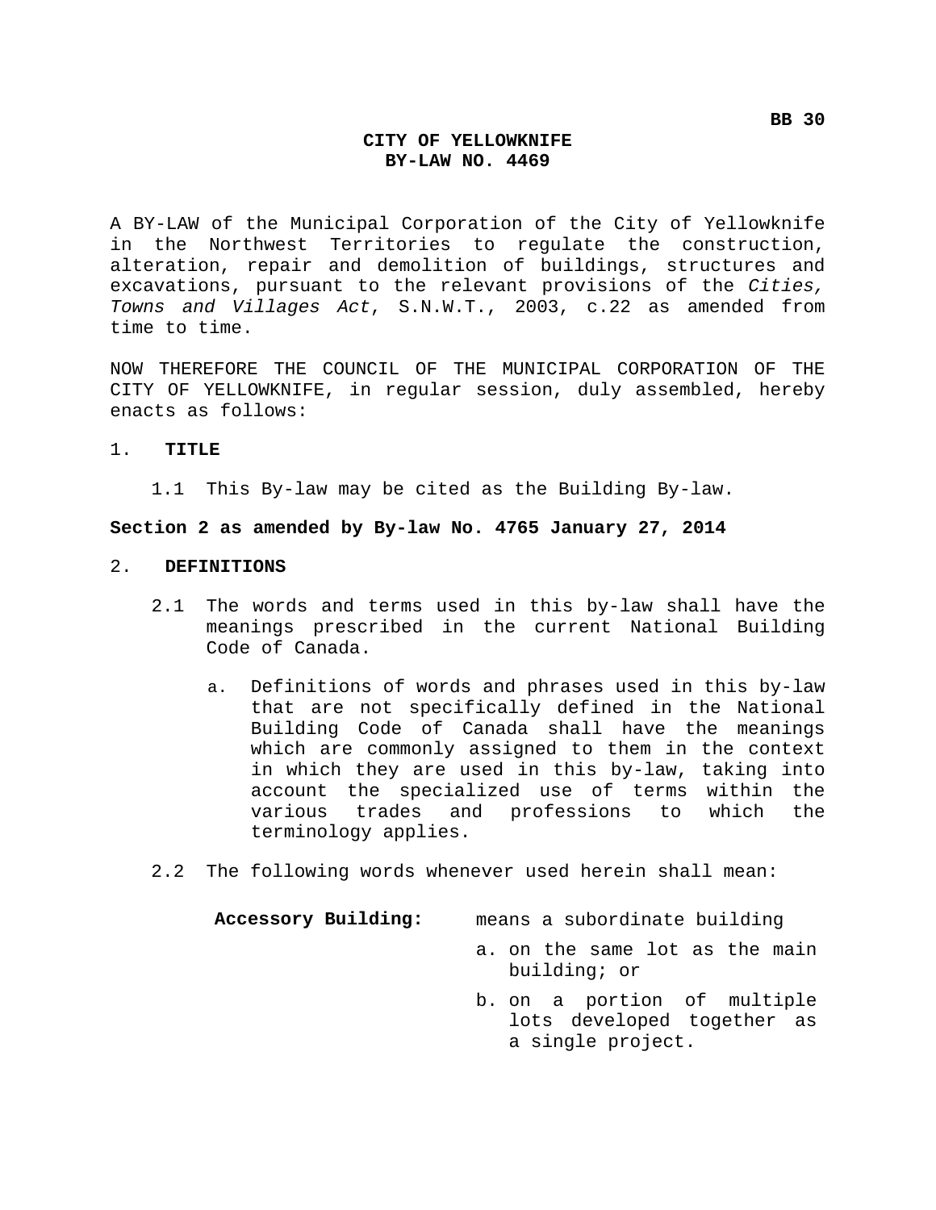# CITY OF YELLOWKNIFE
# BY-LAW NO. 4469

A BY-LAW of the Municipal Corporation of the City of Yellowknife in the Northwest Territories to regulate the construction, alteration, repair and demolition of buildings, structures and excavations, pursuant to the relevant provisions of the *Cities, Towns and Villages Act*, S.N.W.T., 2003, c.22 as amended from time to time.

NOW THEREFORE THE COUNCIL OF THE MUNICIPAL CORPORATION OF THE CITY OF YELLOWKNIFE, in regular session, duly assembled, hereby enacts as follows:

1. **TITLE**

   1.1 This By-law may be cited as the Building By-law.

**Section 2 as amended by By-law No. 4765 January 27, 2014**

2. **DEFINITIONS**

   2.1 The words and terms used in this by-law shall have the meanings prescribed in the current National Building Code of Canada.

      a. Definitions of words and phrases used in this by-law that are not specifically defined in the National Building Code of Canada shall have the meanings which are commonly assigned to them in the context in which they are used in this by-law, taking into account the specialized use of terms within the various trades and professions to which the terminology applies.

   2.2 The following words whenever used herein shall mean:

**Accessory Building:** means a subordinate building

a. on the same lot as the main building; or

b. on a portion of multiple lots developed together as a single project.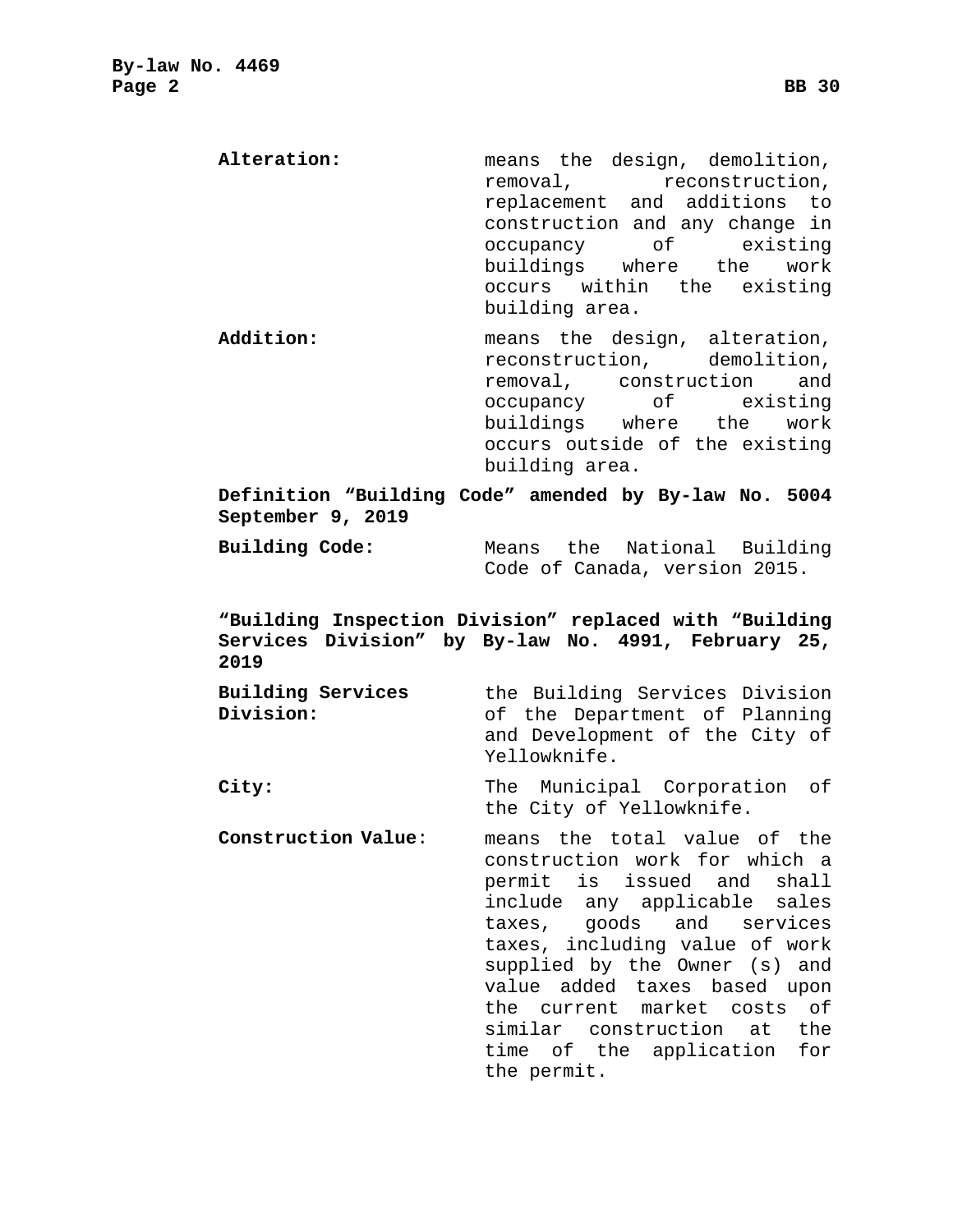**Alteration:** means the design, demolition, removal, reconstruction, replacement and additions to construction and any change in occupancy of existing buildings where the work occurs within the existing building area.

**Addition:** means the design, alteration, reconstruction, demolition, removal, construction and occupancy of existing buildings where the work occurs outside of the existing building area.

**Definition "Building Code" amended by By-law No. 5004 September 9, 2019**

**Building Code:** Means the National Building Code of Canada, version 2015.

**"Building Inspection Division" replaced with "Building Services Division" by By-law No. 4991, February 25, 2019**

**Building Services Division:** the Building Services Division of the Department of Planning and Development of the City of Yellowknife.

**City:** The Municipal Corporation of the City of Yellowknife.

**Construction Value**: means the total value of the construction work for which a permit is issued and shall include any applicable sales taxes, goods and services taxes, including value of work supplied by the Owner (s) and value added taxes based upon the current market costs of similar construction at the time of the application for the permit.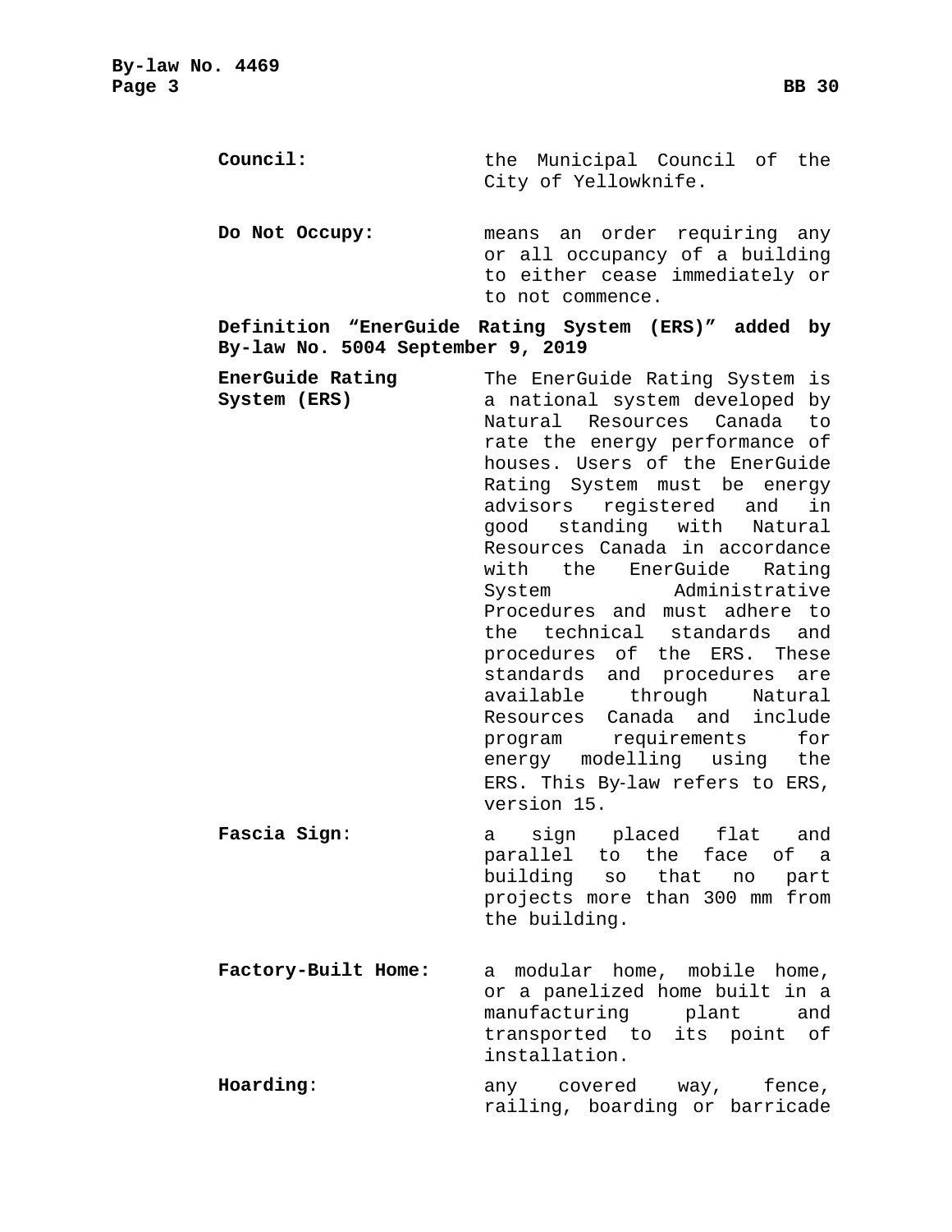**Council:** the Municipal Council of the City of Yellowknife.

**Do Not Occupy:** means an order requiring any or all occupancy of a building to either cease immediately or to not commence.

**Definition "EnerGuide Rating System (ERS)" added by By-law No. 5004 September 9, 2019**

**EnerGuide Rating System (ERS)** The EnerGuide Rating System is a national system developed by Natural Resources Canada to rate the energy performance of houses. Users of the EnerGuide Rating System must be energy advisors registered and in good standing with Natural Resources Canada in accordance with the EnerGuide Rating System Administrative Procedures and must adhere to the technical standards and procedures of the ERS. These standards and procedures are available through Natural Resources Canada and include program requirements for energy modelling using the ERS. This By-law refers to ERS, version 15.

**Fascia Sign**: a sign placed flat and parallel to the face of a building so that no part projects more than 300 mm from the building.

**Factory-Built Home:** a modular home, mobile home, or a panelized home built in a manufacturing plant and transported to its point of installation.

**Hoarding**: any covered way, fence, railing, boarding or barricade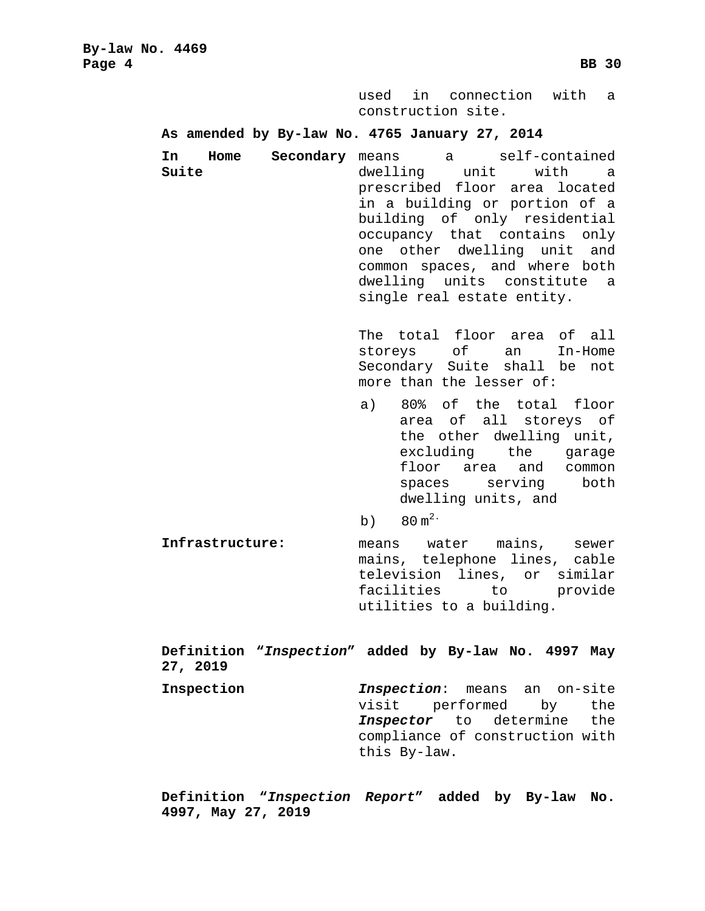used in connection with a construction site.

**As amended by By-law No. 4765 January 27, 2014**

**In Home Secondary Suite** means a self-contained dwelling unit with a prescribed floor area located in a building or portion of a building of only residential occupancy that contains only one other dwelling unit and common spaces, and where both dwelling units constitute a single real estate entity.

The total floor area of all storeys of an In-Home Secondary Suite shall be not more than the lesser of:

a) 80% of the total floor area of all storeys of the other dwelling unit, excluding the garage floor area and common spaces serving both dwelling units, and

b) 80 $m^2$.

**Infrastructure:** means water mains, sewer mains, telephone lines, cable television lines, or similar facilities to provide utilities to a building.

**Definition "*Inspection*" added by By-law No. 4997 May 27, 2019**

**Inspection** ***Inspection***: means an on-site visit performed by the ***Inspector*** to determine the compliance of construction with this By-law.

**Definition "*Inspection Report*" added by By-law No. 4997, May 27, 2019**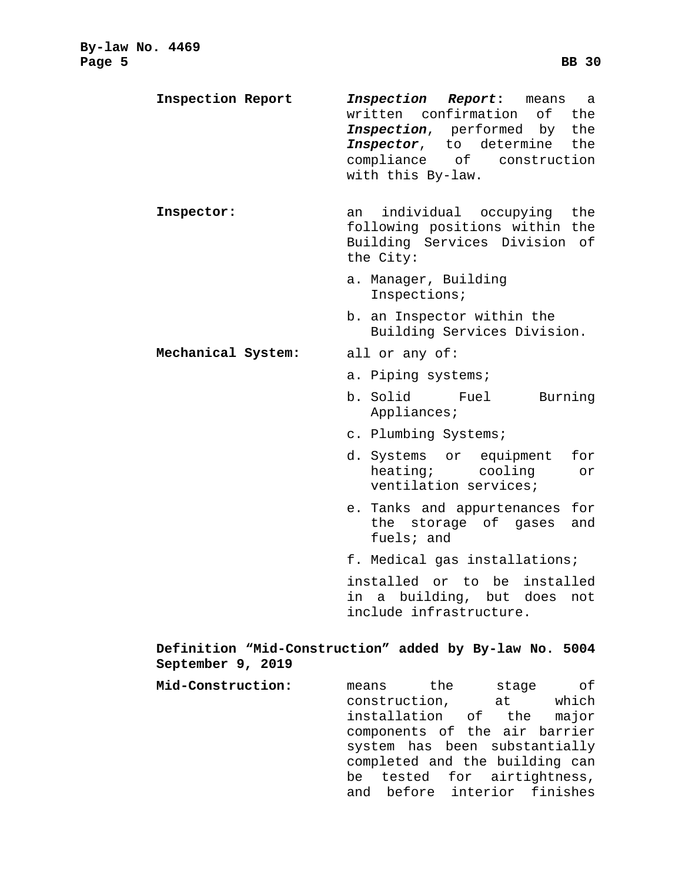**Inspection Report** *Inspection Report*: means a written confirmation of the ***Inspection***, performed by the ***Inspector***, to determine the compliance of construction with this By-law.

**Inspector:** an individual occupying the following positions within the Building Services Division of the City:

a. Manager, Building Inspections;

b. an Inspector within the Building Services Division.

**Mechanical System:** all or any of:

a. Piping systems;

b. Solid Fuel Burning Appliances;

c. Plumbing Systems;

d. Systems or equipment for heating; cooling or ventilation services;

e. Tanks and appurtenances for the storage of gases and fuels; and

f. Medical gas installations;

installed or to be installed in a building, but does not include infrastructure.

**Definition "Mid-Construction" added by By-law No. 5004 September 9, 2019**

**Mid-Construction:** means the stage of construction, at which installation of the major components of the air barrier system has been substantially completed and the building can be tested for airtightness, and before interior finishes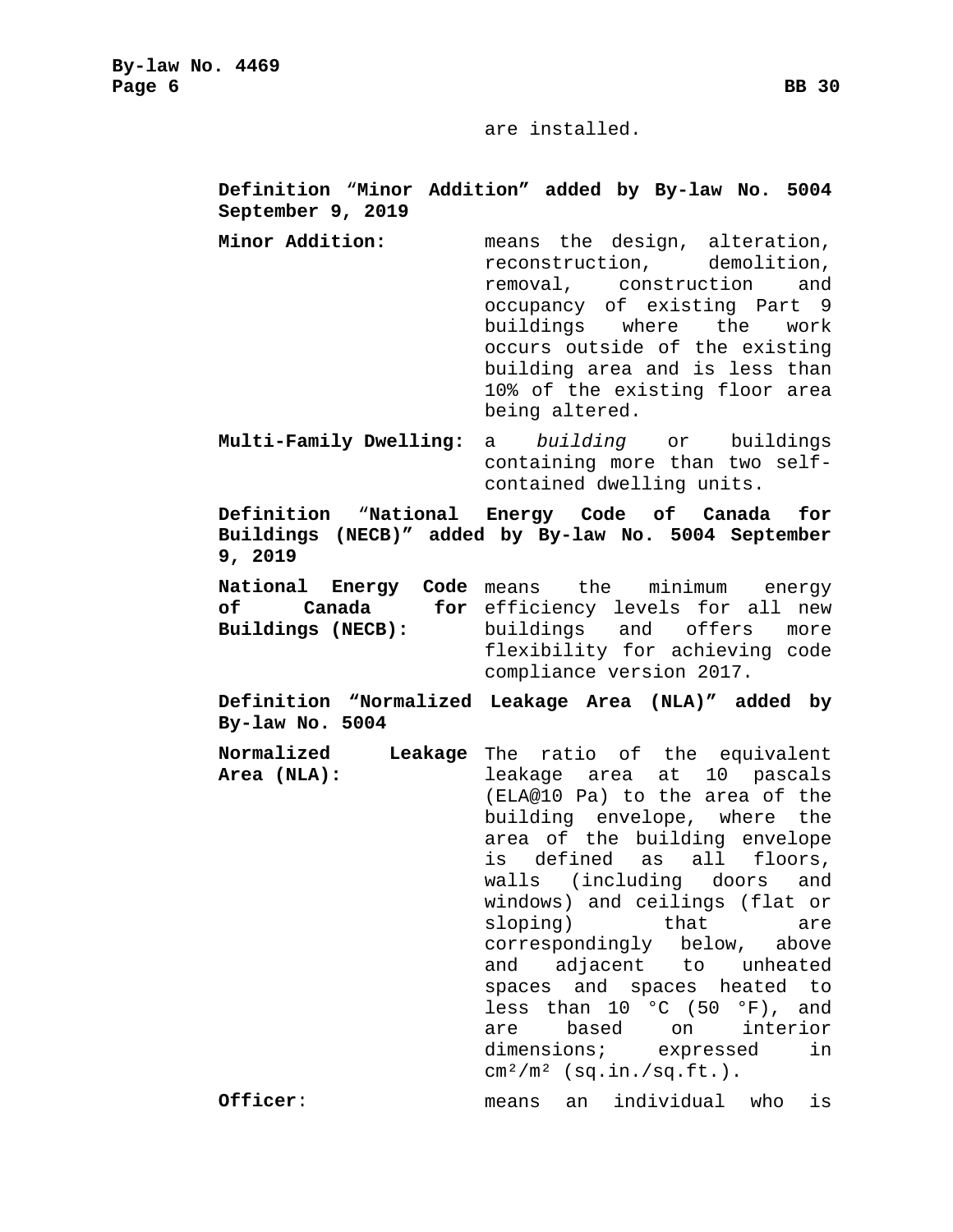are installed.

**Definition "Minor Addition" added by By-law No. 5004 September 9, 2019**

**Minor Addition:** means the design, alteration, reconstruction, demolition, removal, construction and occupancy of existing Part 9 buildings where the work occurs outside of the existing building area and is less than 10% of the existing floor area being altered.

**Multi-Family Dwelling:** a *building* or buildings containing more than two self-contained dwelling units.

**Definition "National Energy Code of Canada for Buildings (NECB)" added by By-law No. 5004 September 9, 2019**

**National Energy Code of Canada for Buildings (NECB):** means the minimum energy efficiency levels for all new buildings and offers more flexibility for achieving code compliance version 2017.

**Definition "Normalized Leakage Area (NLA)" added by By-law No. 5004**

**Normalized Leakage Area (NLA):** The ratio of the equivalent leakage area at 10 pascals (ELA@10 Pa) to the area of the building envelope, where the area of the building envelope is defined as all floors, walls (including doors and windows) and ceilings (flat or sloping) that are correspondingly below, above and adjacent to unheated spaces and spaces heated to less than 10 °C (50 °F), and are based on interior dimensions; expressed in $cm^2/m^2$ (sq.in./sq.ft.).

**Officer**: means an individual who is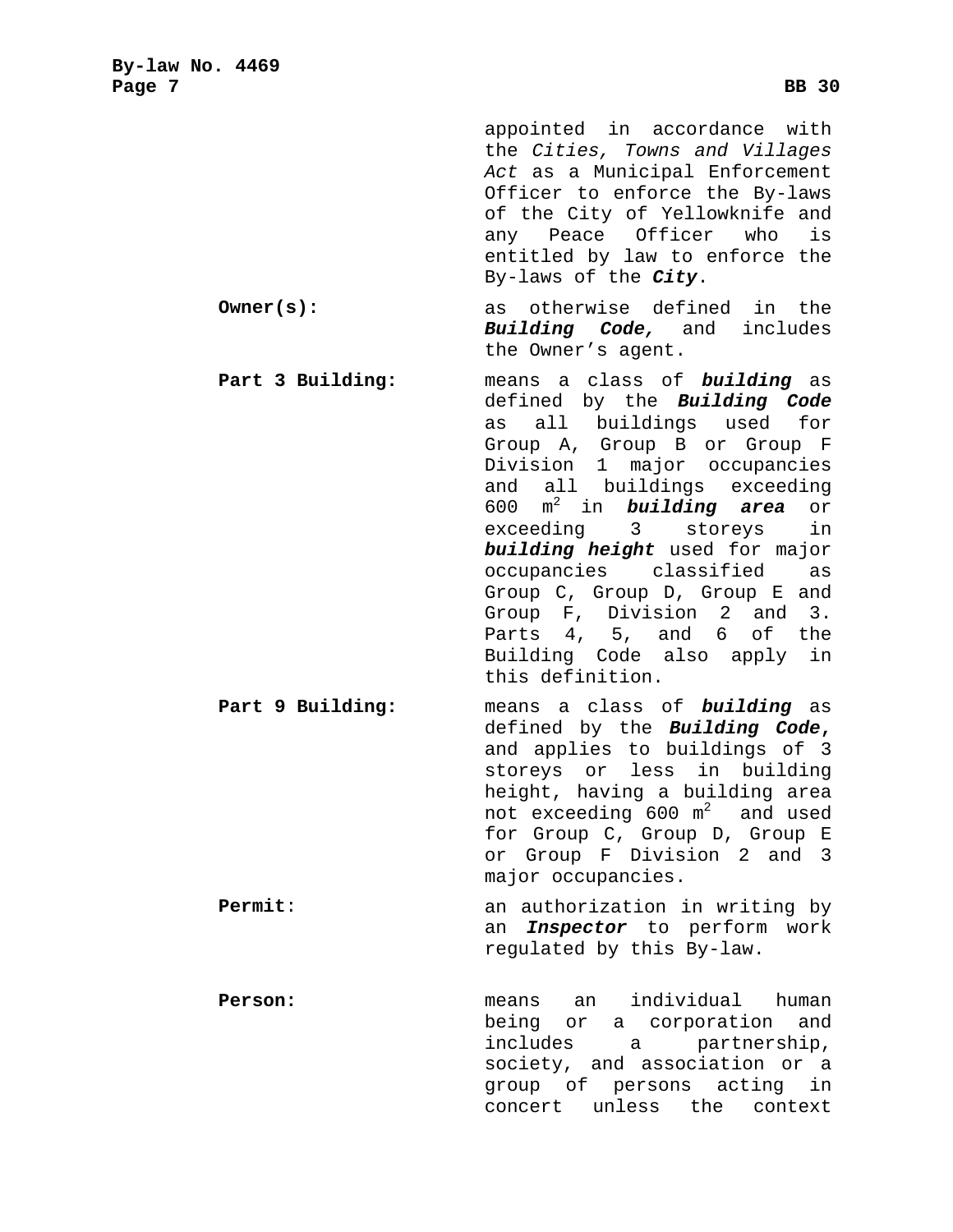appointed in accordance with the *Cities, Towns and Villages Act* as a Municipal Enforcement Officer to enforce the By-laws of the City of Yellowknife and any Peace Officer who is entitled by law to enforce the By-laws of the ***City***.

**Owner(s):** as otherwise defined in the ***Building Code,*** and includes the Owner's agent.

**Part 3 Building:** means a class of ***building*** as defined by the ***Building Code*** as all buildings used for Group A, Group B or Group F Division 1 major occupancies and all buildings exceeding 600 $m^2$ in ***building area*** or exceeding 3 storeys in ***building height*** used for major occupancies classified as Group C, Group D, Group E and Group F, Division 2 and 3. Parts 4, 5, and 6 of the Building Code also apply in this definition.

**Part 9 Building:** means a class of ***building*** as defined by the ***Building Code***, and applies to buildings of 3 storeys or less in building height, having a building area not exceeding 600 $m^2$ and used for Group C, Group D, Group E or Group F Division 2 and 3 major occupancies.

**Permit**: an authorization in writing by an ***Inspector*** to perform work regulated by this By-law.

**Person:** means an individual human being or a corporation and includes a partnership, society, and association or a group of persons acting in concert unless the context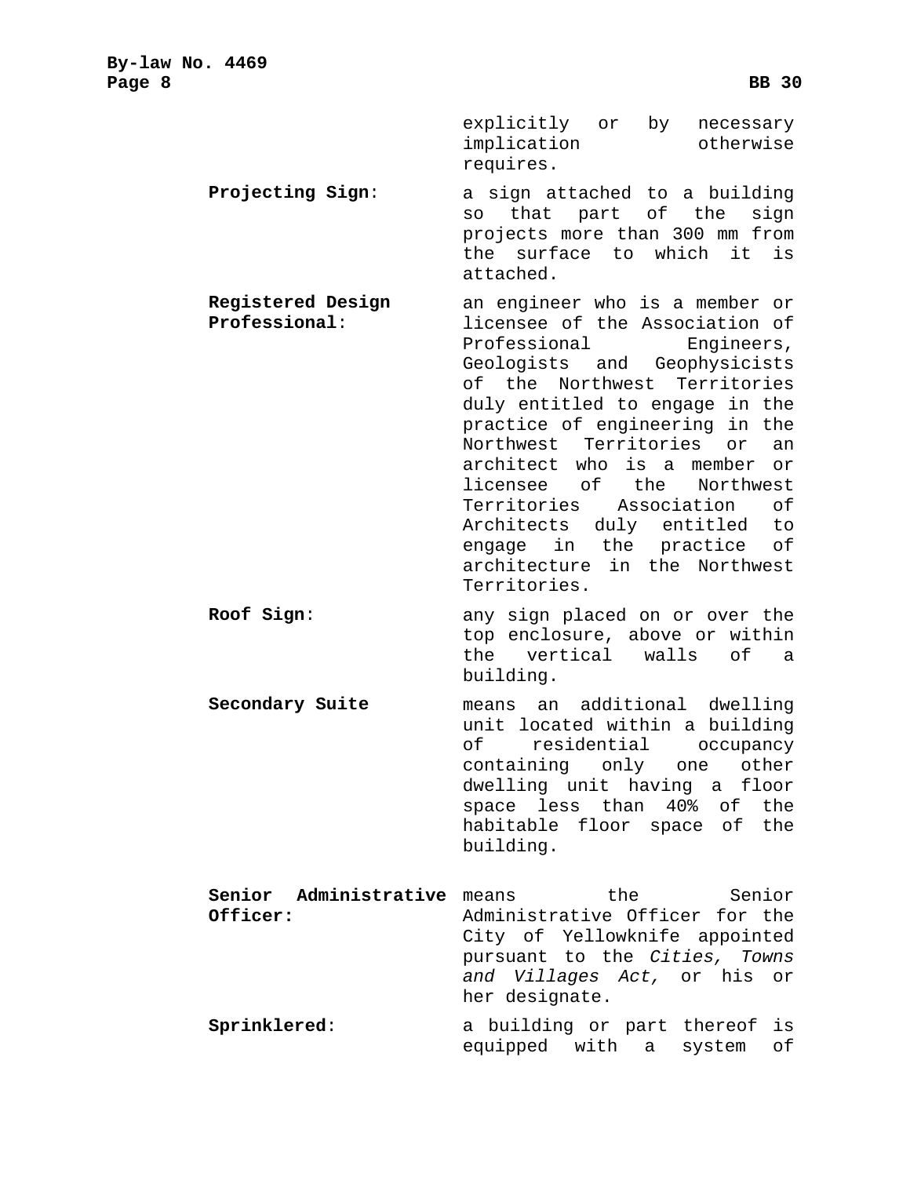explicitly or by necessary implication otherwise requires.

**Projecting Sign**: a sign attached to a building so that part of the sign projects more than 300 mm from the surface to which it is attached.

**Registered Design Professional**: an engineer who is a member or licensee of the Association of Professional Engineers, Geologists and Geophysicists of the Northwest Territories duly entitled to engage in the practice of engineering in the Northwest Territories or an architect who is a member or licensee of the Northwest Territories Association of Architects duly entitled to engage in the practice of architecture in the Northwest Territories.

**Roof Sign**: any sign placed on or over the top enclosure, above or within the vertical walls of a building.

**Secondary Suite** means an additional dwelling unit located within a building of residential occupancy containing only one other dwelling unit having a floor space less than 40% of the habitable floor space of the building.

**Senior Administrative Officer:** means the Senior Administrative Officer for the City of Yellowknife appointed pursuant to the *Cities, Towns and Villages Act,* or his or her designate.

**Sprinklered**: a building or part thereof is equipped with a system of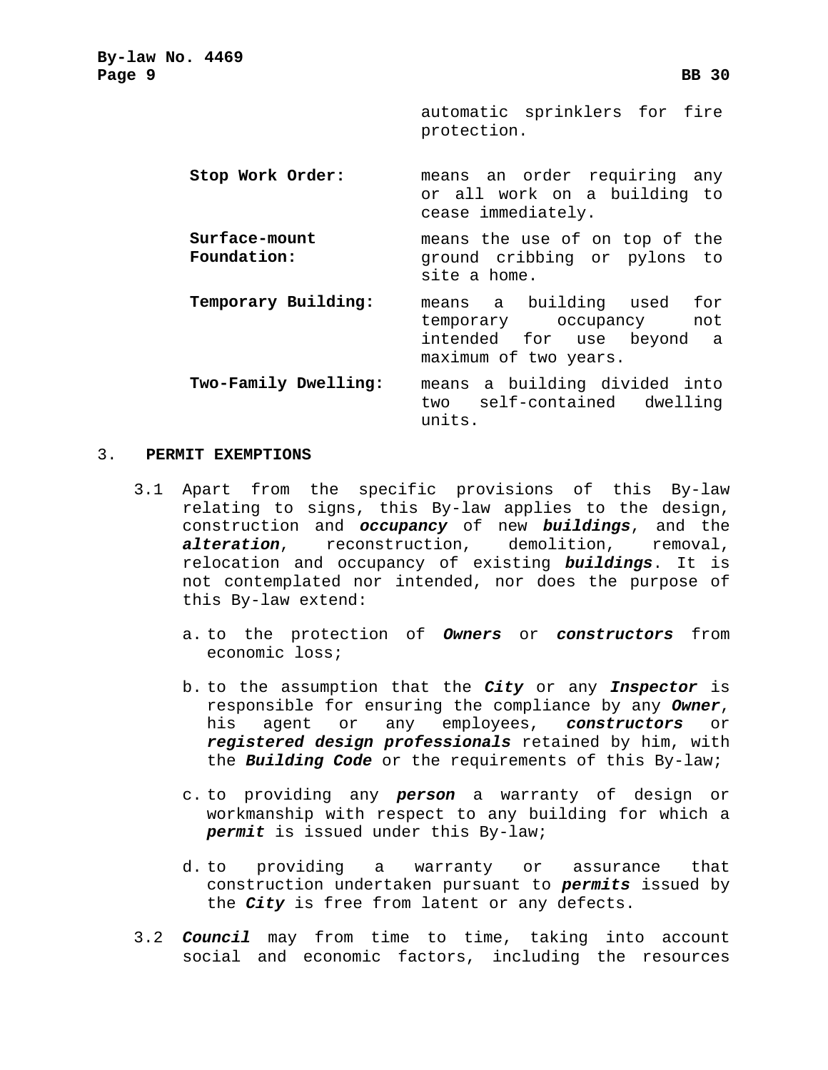automatic sprinklers for fire protection.

**Stop Work Order:** means an order requiring any or all work on a building to cease immediately.

**Surface-mount Foundation:** means the use of on top of the ground cribbing or pylons to site a home.

**Temporary Building:** means a building used for temporary occupancy not intended for use beyond a maximum of two years.

**Two-Family Dwelling:** means a building divided into two self-contained dwelling units.

## 3. PERMIT EXEMPTIONS

3.1 Apart from the specific provisions of this By-law relating to signs, this By-law applies to the design, construction and ***occupancy*** of new ***buildings***, and the ***alteration***, reconstruction, demolition, removal, relocation and occupancy of existing ***buildings***. It is not contemplated nor intended, nor does the purpose of this By-law extend:

a. to the protection of ***Owners*** or ***constructors*** from economic loss;

b. to the assumption that the ***City*** or any ***Inspector*** is responsible for ensuring the compliance by any ***Owner***, his agent or any employees, ***constructors*** or ***registered design professionals*** retained by him, with the ***Building Code*** or the requirements of this By-law;

c. to providing any ***person*** a warranty of design or workmanship with respect to any building for which a ***permit*** is issued under this By-law;

d. to providing a warranty or assurance that construction undertaken pursuant to ***permits*** issued by the ***City*** is free from latent or any defects.

3.2 ***Council*** may from time to time, taking into account social and economic factors, including the resources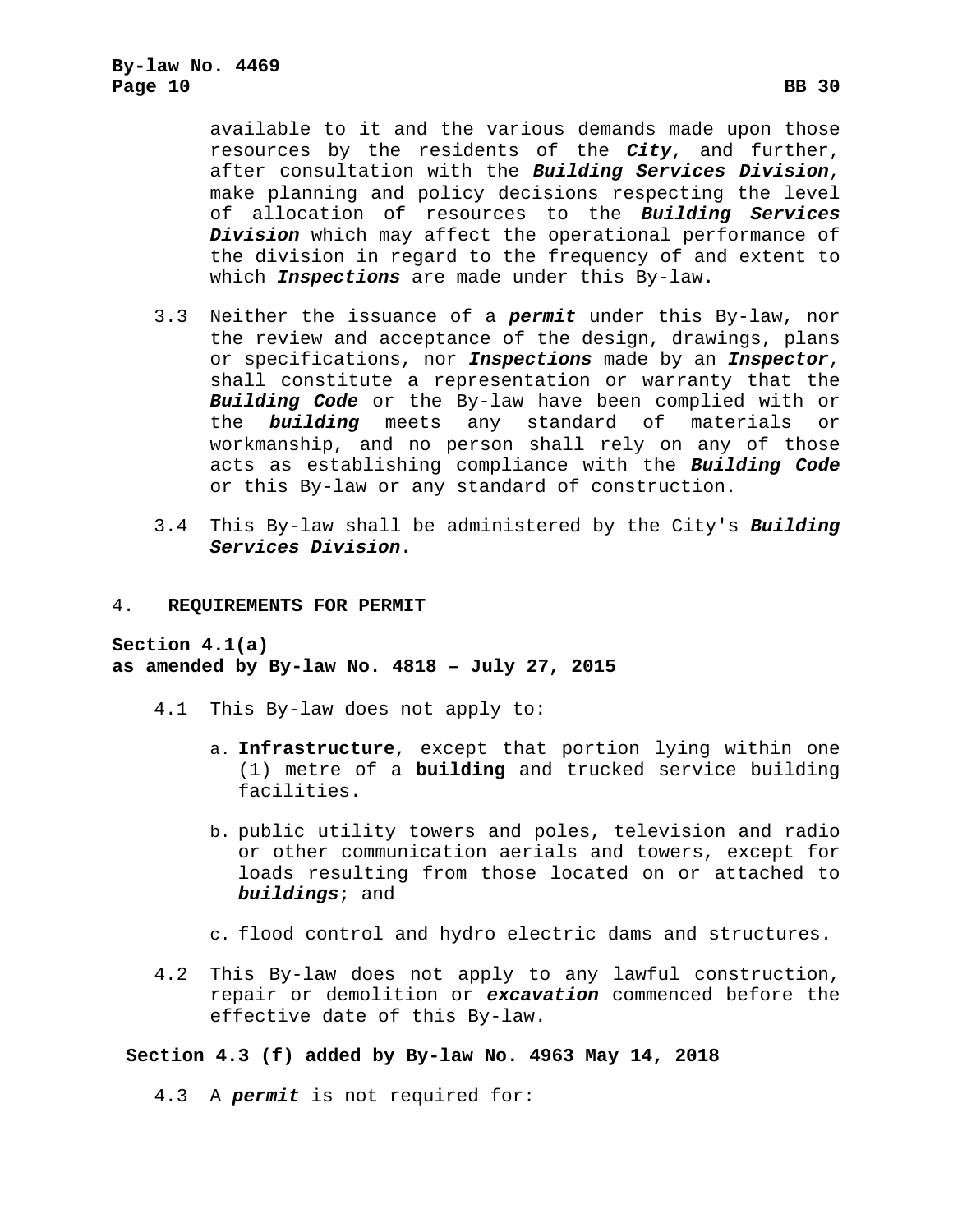available to it and the various demands made upon those resources by the residents of the ***City***, and further, after consultation with the ***Building Services Division***, make planning and policy decisions respecting the level of allocation of resources to the ***Building Services Division*** which may affect the operational performance of the division in regard to the frequency of and extent to which ***Inspections*** are made under this By-law.

3.3 Neither the issuance of a ***permit*** under this By-law, nor the review and acceptance of the design, drawings, plans or specifications, nor ***Inspections*** made by an ***Inspector***, shall constitute a representation or warranty that the ***Building Code*** or the By-law have been complied with or the ***building*** meets any standard of materials or workmanship, and no person shall rely on any of those acts as establishing compliance with the ***Building Code*** or this By-law or any standard of construction.

3.4 This By-law shall be administered by the City's ***Building Services Division*.**

## 4. REQUIREMENTS FOR PERMIT

**Section 4.1(a)**
**as amended by By-law No. 4818 – July 27, 2015**

4.1 This By-law does not apply to:

a. **Infrastructure**, except that portion lying within one (1) metre of a **building** and trucked service building facilities.

b. public utility towers and poles, television and radio or other communication aerials and towers, except for loads resulting from those located on or attached to ***buildings***; and

c. flood control and hydro electric dams and structures.

4.2 This By-law does not apply to any lawful construction, repair or demolition or ***excavation*** commenced before the effective date of this By-law.

**Section 4.3 (f) added by By-law No. 4963 May 14, 2018**

4.3 A ***permit*** is not required for: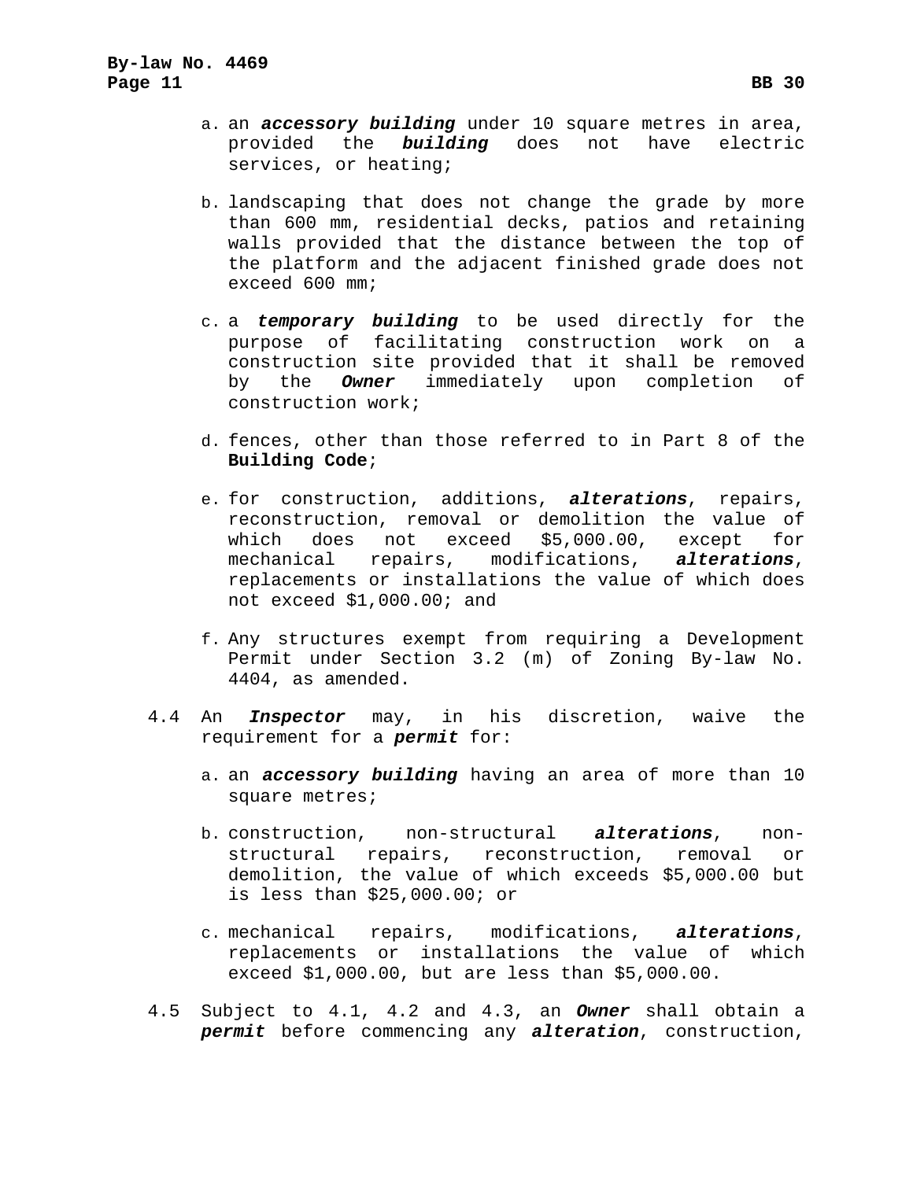a. an ***accessory building*** under 10 square metres in area, provided the ***building*** does not have electric services, or heating;

b. landscaping that does not change the grade by more than 600 mm, residential decks, patios and retaining walls provided that the distance between the top of the platform and the adjacent finished grade does not exceed 600 mm;

c. a ***temporary building*** to be used directly for the purpose of facilitating construction work on a construction site provided that it shall be removed by the ***Owner*** immediately upon completion of construction work;

d. fences, other than those referred to in Part 8 of the **Building Code**;

e. for construction, additions, ***alterations***, repairs, reconstruction, removal or demolition the value of which does not exceed $5,000.00, except for mechanical repairs, modifications, ***alterations***, replacements or installations the value of which does not exceed $1,000.00; and

f. Any structures exempt from requiring a Development Permit under Section 3.2 (m) of Zoning By-law No. 4404, as amended.

4.4 An ***Inspector*** may, in his discretion, waive the requirement for a ***permit*** for:

a. an ***accessory building*** having an area of more than 10 square metres;

b. construction, non-structural ***alterations***, non-structural repairs, reconstruction, removal or demolition, the value of which exceeds $5,000.00 but is less than $25,000.00; or

c. mechanical repairs, modifications, ***alterations***, replacements or installations the value of which exceed $1,000.00, but are less than $5,000.00.

4.5 Subject to 4.1, 4.2 and 4.3, an ***Owner*** shall obtain a ***permit*** before commencing any ***alteration***, construction,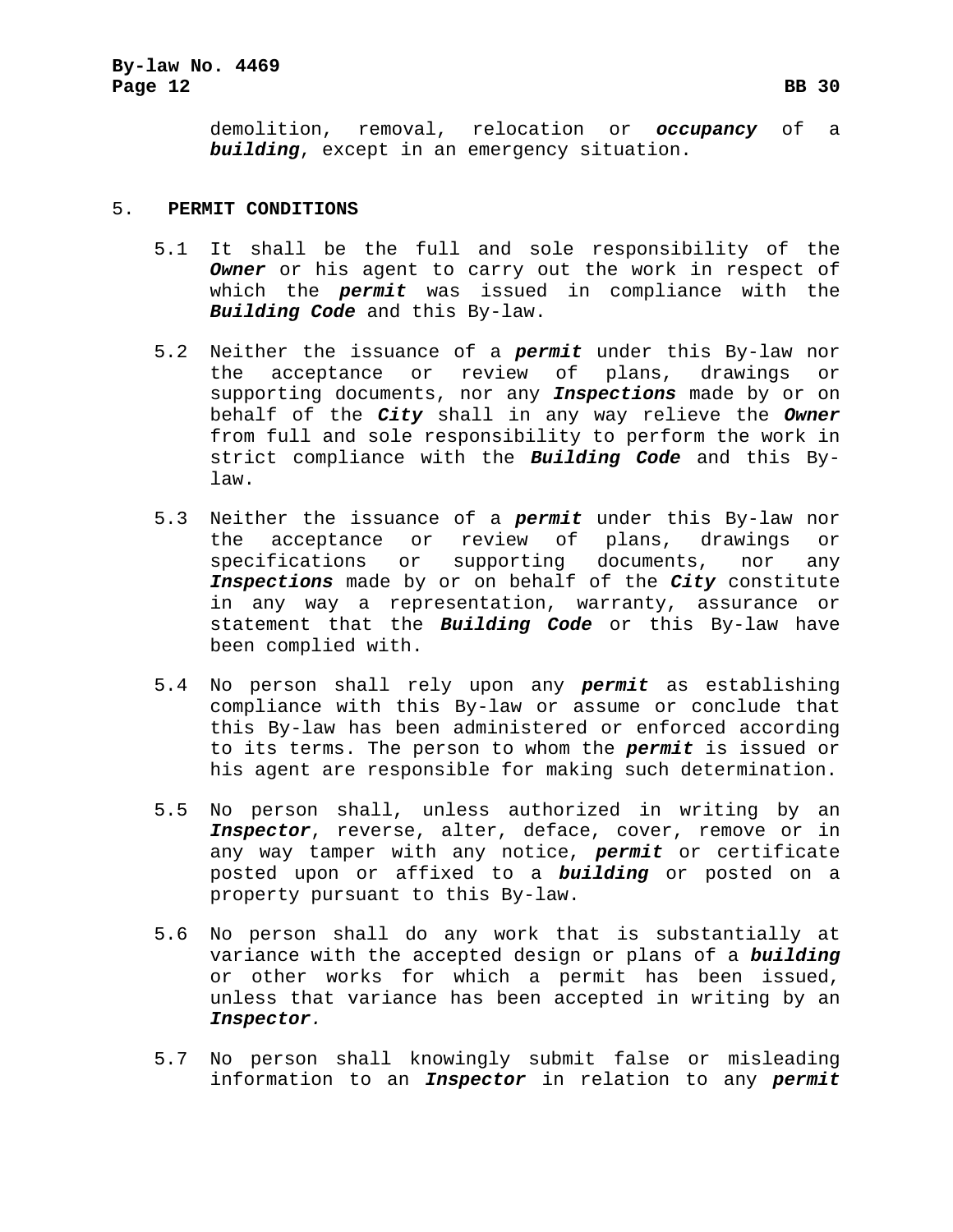demolition, removal, relocation or ***occupancy*** of a ***building***, except in an emergency situation.

## 5. PERMIT CONDITIONS

5.1 It shall be the full and sole responsibility of the ***Owner*** or his agent to carry out the work in respect of which the ***permit*** was issued in compliance with the ***Building Code*** and this By-law.

5.2 Neither the issuance of a ***permit*** under this By-law nor the acceptance or review of plans, drawings or supporting documents, nor any ***Inspections*** made by or on behalf of the ***City*** shall in any way relieve the ***Owner*** from full and sole responsibility to perform the work in strict compliance with the ***Building Code*** and this By-law.

5.3 Neither the issuance of a ***permit*** under this By-law nor the acceptance or review of plans, drawings or specifications or supporting documents, nor any ***Inspections*** made by or on behalf of the ***City*** constitute in any way a representation, warranty, assurance or statement that the ***Building Code*** or this By-law have been complied with.

5.4 No person shall rely upon any ***permit*** as establishing compliance with this By-law or assume or conclude that this By-law has been administered or enforced according to its terms. The person to whom the ***permit*** is issued or his agent are responsible for making such determination.

5.5 No person shall, unless authorized in writing by an ***Inspector***, reverse, alter, deface, cover, remove or in any way tamper with any notice, ***permit*** or certificate posted upon or affixed to a ***building*** or posted on a property pursuant to this By-law.

5.6 No person shall do any work that is substantially at variance with the accepted design or plans of a ***building*** or other works for which a permit has been issued, unless that variance has been accepted in writing by an ***Inspector.***

5.7 No person shall knowingly submit false or misleading information to an ***Inspector*** in relation to any ***permit***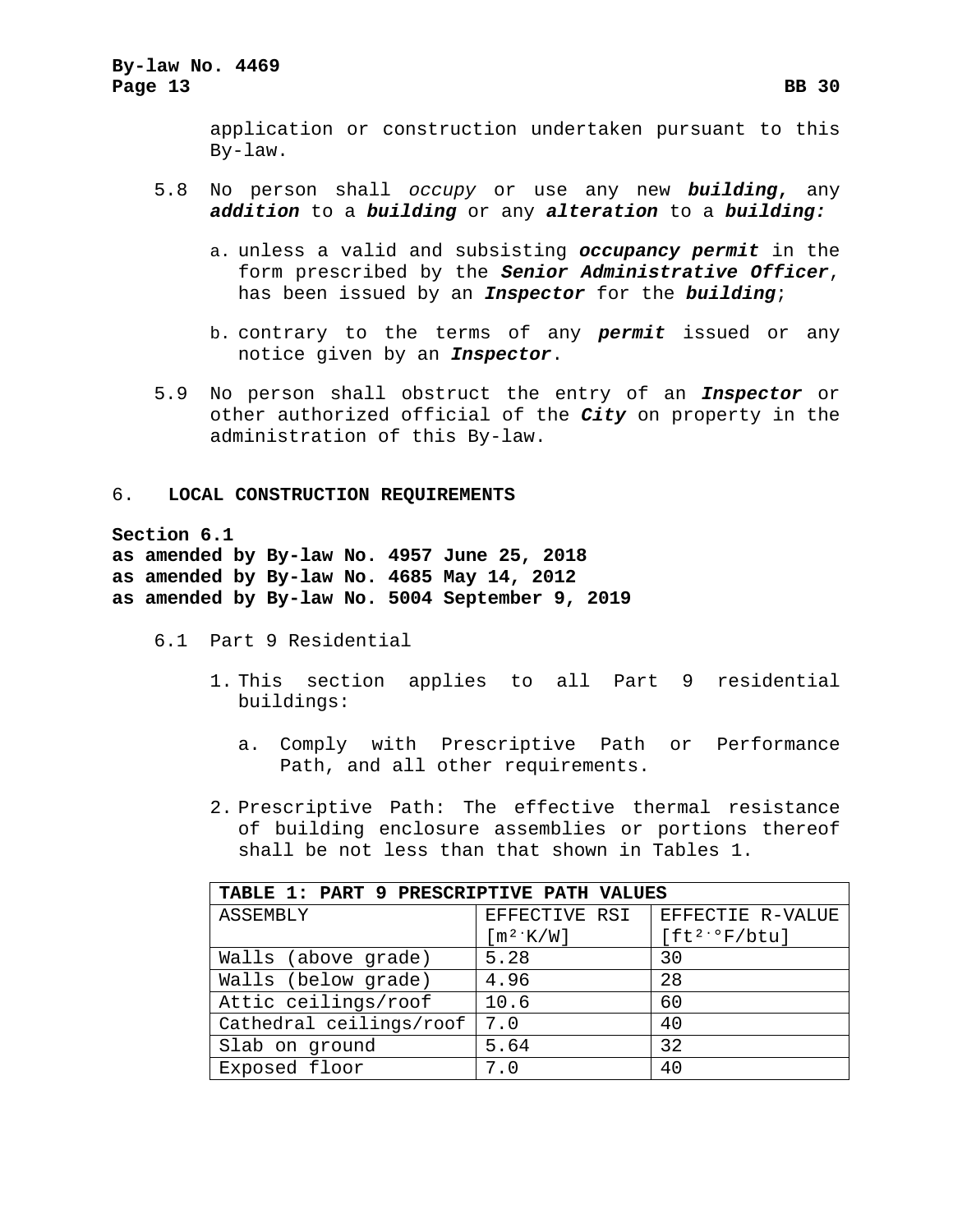application or construction undertaken pursuant to this By-law.

5.8 No person shall *occupy* or use any new ***building***, any ***addition*** to a ***building*** or any ***alteration*** to a ***building:***

a. unless a valid and subsisting ***occupancy permit*** in the form prescribed by the ***Senior Administrative Officer***, has been issued by an ***Inspector*** for the ***building***;

b. contrary to the terms of any ***permit*** issued or any notice given by an ***Inspector***.

5.9 No person shall obstruct the entry of an ***Inspector*** or other authorized official of the ***City*** on property in the administration of this By-law.

## 6. LOCAL CONSTRUCTION REQUIREMENTS

**Section 6.1**
**as amended by By-law No. 4957 June 25, 2018**
**as amended by By-law No. 4685 May 14, 2012**
**as amended by By-law No. 5004 September 9, 2019**

6.1 Part 9 Residential

1. This section applies to all Part 9 residential buildings:

   a. Comply with Prescriptive Path or Performance Path, and all other requirements.

2. Prescriptive Path: The effective thermal resistance of building enclosure assemblies or portions thereof shall be not less than that shown in Tables 1.

| TABLE 1: PART 9 PRESCRIPTIVE PATH VALUES | | |
|---|---|---|
| ASSEMBLY | EFFECTIVE RSI [$m^2 \cdot K/W$] | EFFECTIE R-VALUE [$ft^2 \cdot °F/btu$] |
| Walls (above grade) | 5.28 | 30 |
| Walls (below grade) | 4.96 | 28 |
| Attic ceilings/roof | 10.6 | 60 |
| Cathedral ceilings/roof | 7.0 | 40 |
| Slab on ground | 5.64 | 32 |
| Exposed floor | 7.0 | 40 |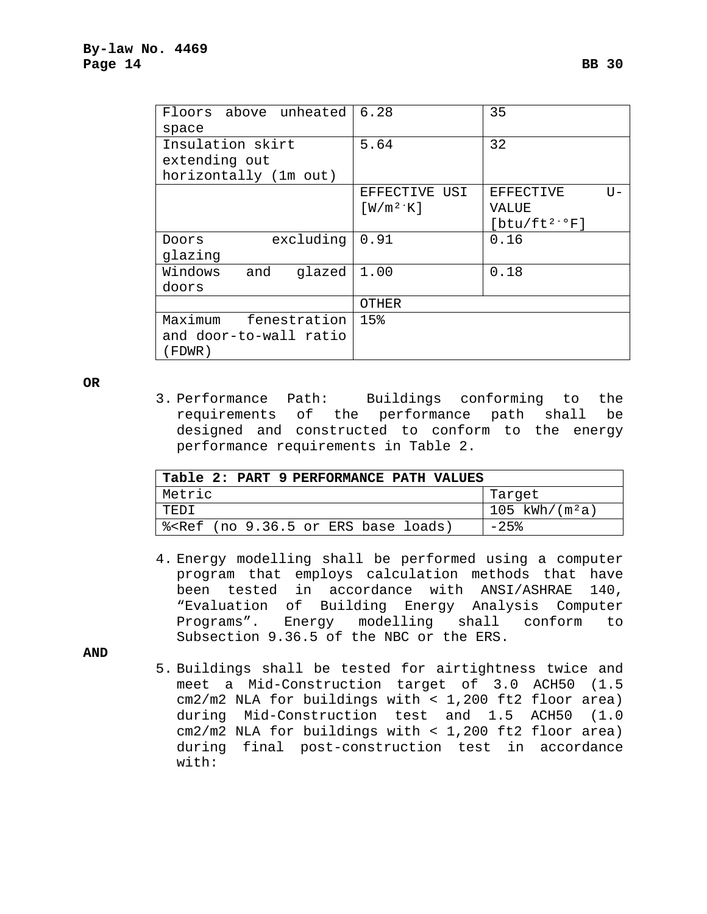| | | |
|---|---|---|
| Floors above unheated space | 6.28 | 35 |
| Insulation skirt extending out horizontally (1m out) | 5.64 | 32 |
| | EFFECTIVE USI [W/m²·K] | EFFECTIVE U-VALUE [btu/ft²·°F] |
| Doors excluding glazing | 0.91 | 0.16 |
| Windows and glazed doors | 1.00 | 0.18 |
| | OTHER | |
| Maximum fenestration and door-to-wall ratio (FDWR) | 15% | |

**OR**

3. Performance Path: Buildings conforming to the requirements of the performance path shall be designed and constructed to conform to the energy performance requirements in Table 2.

| **Table 2: PART 9 PERFORMANCE PATH VALUES** | |
|---|---|
| Metric | Target |
| TEDI | 105 kWh/(m²a) |
| %<Ref (no 9.36.5 or ERS base loads) | -25% |

4. Energy modelling shall be performed using a computer program that employs calculation methods that have been tested in accordance with ANSI/ASHRAE 140, “Evaluation of Building Energy Analysis Computer Programs”. Energy modelling shall conform to Subsection 9.36.5 of the NBC or the ERS.

**AND**

5. Buildings shall be tested for airtightness twice and meet a Mid-Construction target of 3.0 ACH50 (1.5 cm2/m2 NLA for buildings with < 1,200 ft2 floor area) during Mid-Construction test and 1.5 ACH50 (1.0 cm2/m2 NLA for buildings with < 1,200 ft2 floor area) during final post-construction test in accordance with: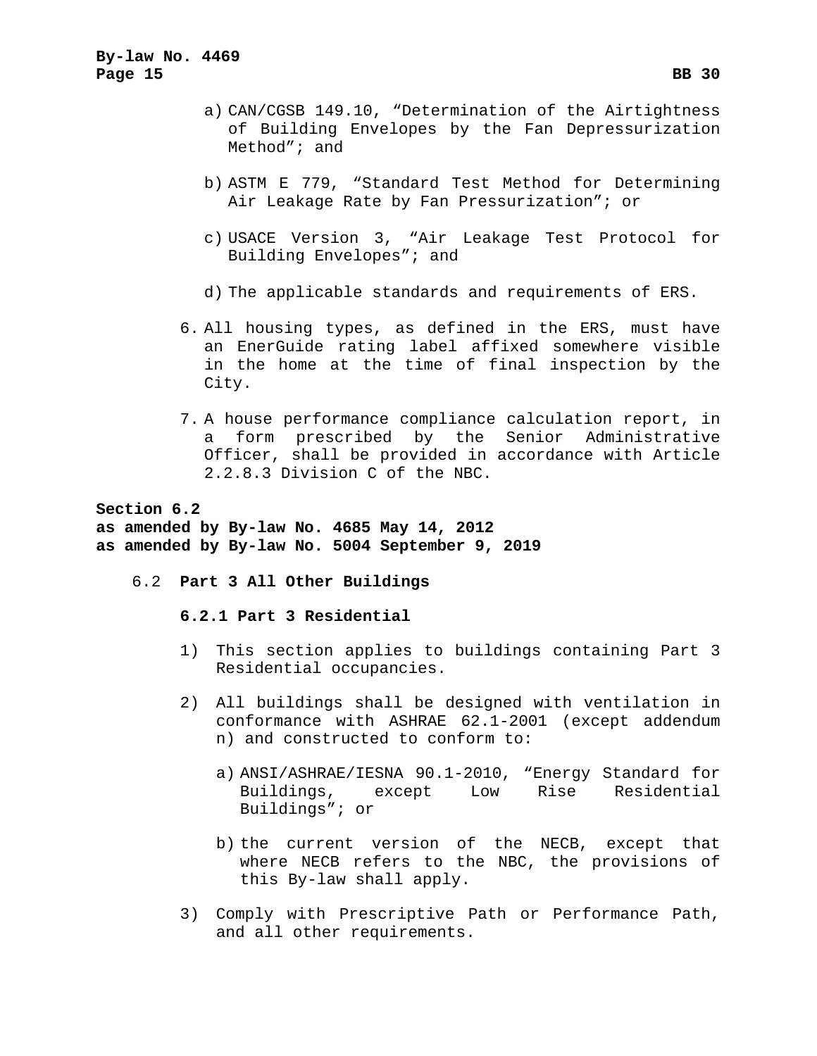a) CAN/CGSB 149.10, “Determination of the Airtightness of Building Envelopes by the Fan Depressurization Method”; and

b) ASTM E 779, “Standard Test Method for Determining Air Leakage Rate by Fan Pressurization”; or

c) USACE Version 3, “Air Leakage Test Protocol for Building Envelopes”; and

d) The applicable standards and requirements of ERS.

6. All housing types, as defined in the ERS, must have an EnerGuide rating label affixed somewhere visible in the home at the time of final inspection by the City.

7. A house performance compliance calculation report, in a form prescribed by the Senior Administrative Officer, shall be provided in accordance with Article 2.2.8.3 Division C of the NBC.

**Section 6.2**
**as amended by By-law No. 4685 May 14, 2012**
**as amended by By-law No. 5004 September 9, 2019**

6.2 **Part 3 All Other Buildings**

**6.2.1 Part 3 Residential**

1) This section applies to buildings containing Part 3 Residential occupancies.

2) All buildings shall be designed with ventilation in conformance with ASHRAE 62.1-2001 (except addendum n) and constructed to conform to:

   a) ANSI/ASHRAE/IESNA 90.1-2010, “Energy Standard for Buildings, except Low Rise Residential Buildings”; or

   b) the current version of the NECB, except that where NECB refers to the NBC, the provisions of this By-law shall apply.

3) Comply with Prescriptive Path or Performance Path, and all other requirements.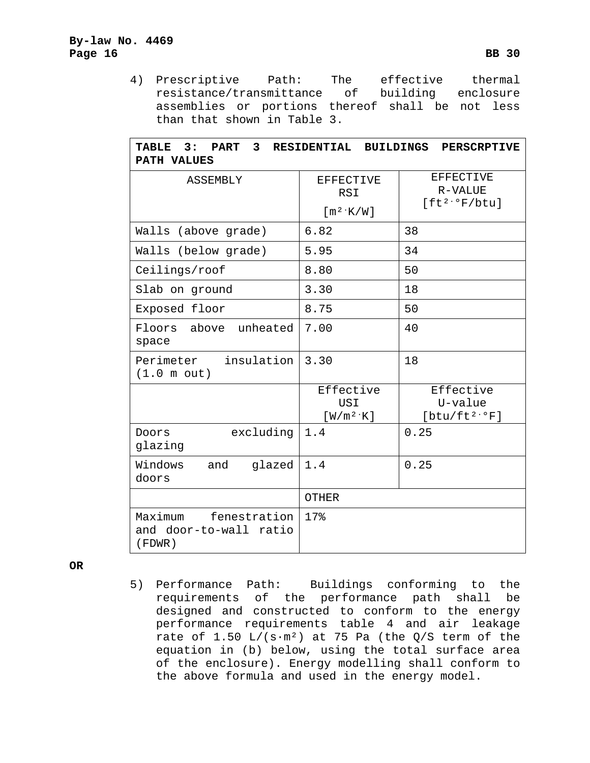4) Prescriptive Path: The effective thermal resistance/transmittance of building enclosure assemblies or portions thereof shall be not less than that shown in Table 3.

| TABLE 3: PART 3 RESIDENTIAL BUILDINGS PERSCRPTIVE PATH VALUES | | |
|---|---|---|
| ASSEMBLY | EFFECTIVE RSI [m²·K/W] | EFFECTIVE R-VALUE [ft²·°F/btu] |
| Walls (above grade) | 6.82 | 38 |
| Walls (below grade) | 5.95 | 34 |
| Ceilings/roof | 8.80 | 50 |
| Slab on ground | 3.30 | 18 |
| Exposed floor | 8.75 | 50 |
| Floors above unheated space | 7.00 | 40 |
| Perimeter insulation (1.0 m out) | 3.30 | 18 |
| | Effective USI [W/m²·K] | Effective U-value [btu/ft²·°F] |
| Doors excluding glazing | 1.4 | 0.25 |
| Windows and glazed doors | 1.4 | 0.25 |
| | OTHER | |
| Maximum fenestration and door-to-wall ratio (FDWR) | 17% | |

**OR**

5) Performance Path: Buildings conforming to the requirements of the performance path shall be designed and constructed to conform to the energy performance requirements table 4 and air leakage rate of 1.50 L/(s·m²) at 75 Pa (the Q/S term of the equation in (b) below, using the total surface area of the enclosure). Energy modelling shall conform to the above formula and used in the energy model.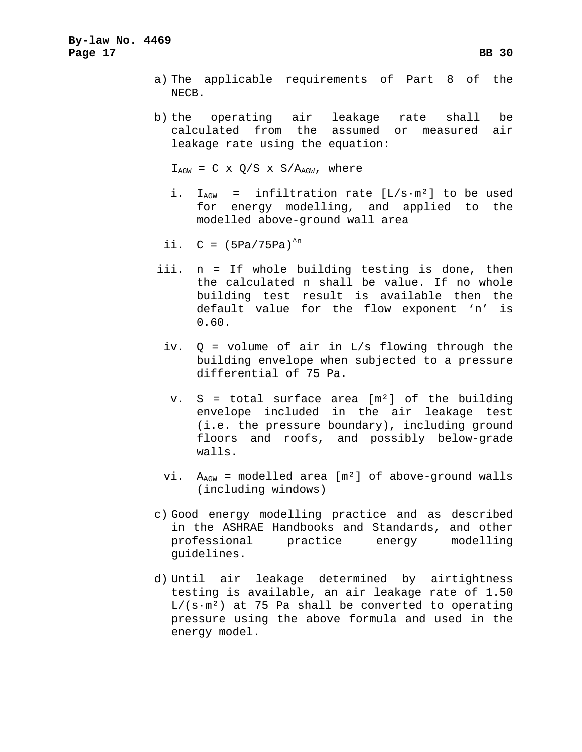a) The applicable requirements of Part 8 of the NECB.

b) the operating air leakage rate shall be calculated from the assumed or measured air leakage rate using the equation:

   $I_{AGW} = C \times Q/S \times S/A_{AGW}$, where

   i. $I_{AGW}$ = infiltration rate [L/s·m²] to be used for energy modelling, and applied to the modelled above-ground wall area

   ii. $C = (5Pa/75Pa)^{n}$

   iii. n = If whole building testing is done, then the calculated n shall be value. If no whole building test result is available then the default value for the flow exponent 'n' is 0.60.

   iv. Q = volume of air in L/s flowing through the building envelope when subjected to a pressure differential of 75 Pa.

   v. S = total surface area [m²] of the building envelope included in the air leakage test (i.e. the pressure boundary), including ground floors and roofs, and possibly below-grade walls.

   vi. $A_{AGW}$ = modelled area [m²] of above-ground walls (including windows)

c) Good energy modelling practice and as described in the ASHRAE Handbooks and Standards, and other professional practice energy modelling guidelines.

d) Until air leakage determined by airtightness testing is available, an air leakage rate of 1.50 L/(s·m²) at 75 Pa shall be converted to operating pressure using the above formula and used in the energy model.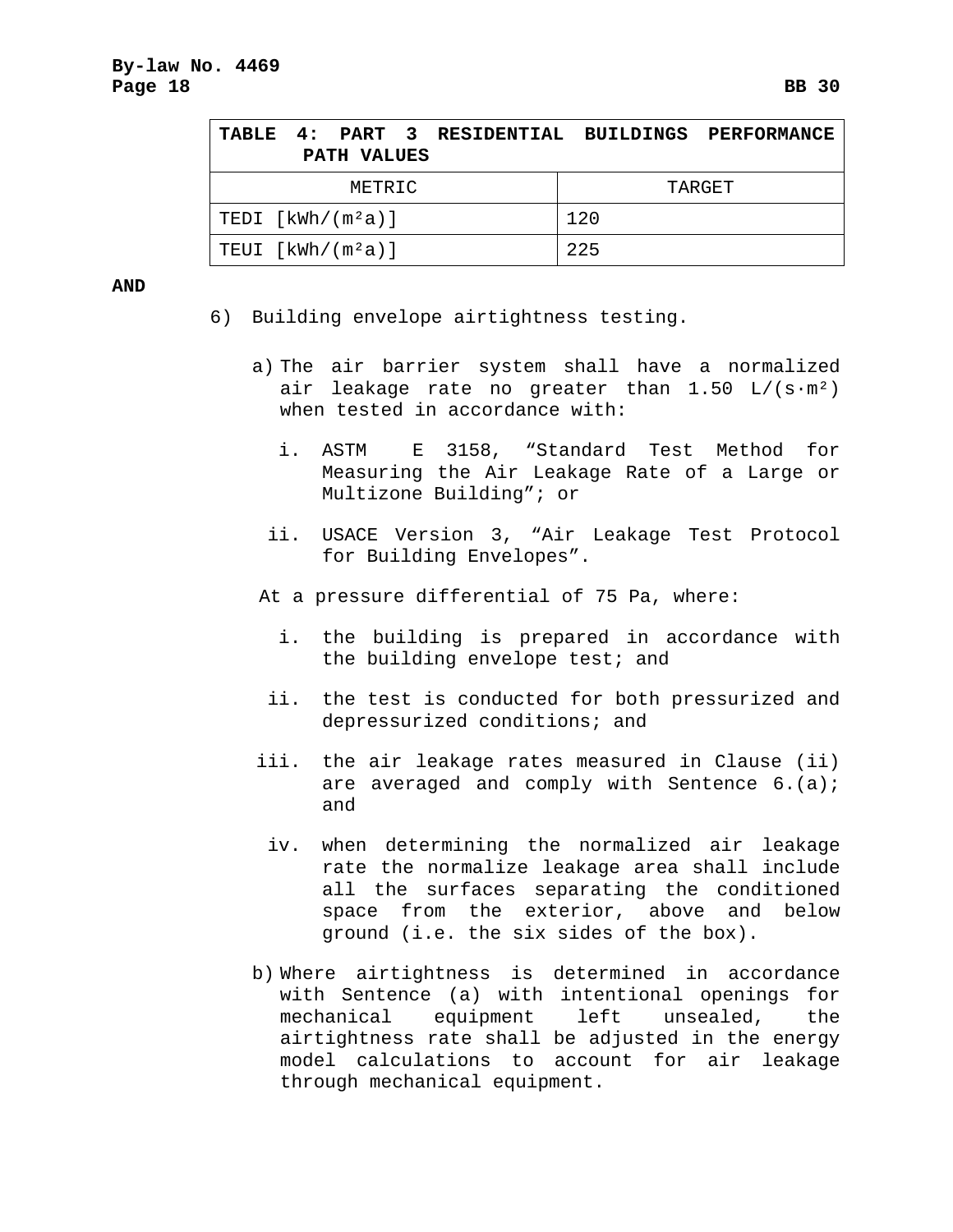| TABLE 4: PART 3 RESIDENTIAL BUILDINGS PERFORMANCE PATH VALUES | |
|---|---|
| METRIC | TARGET |
| TEDI [kWh/(m²a)] | 120 |
| TEUI [kWh/(m²a)] | 225 |

**AND**

6) Building envelope airtightness testing.

a) The air barrier system shall have a normalized air leakage rate no greater than 1.50 L/(s·m²) when tested in accordance with:

i. ASTM E 3158, “Standard Test Method for Measuring the Air Leakage Rate of a Large or Multizone Building”; or

ii. USACE Version 3, “Air Leakage Test Protocol for Building Envelopes”.

At a pressure differential of 75 Pa, where:

i. the building is prepared in accordance with the building envelope test; and

ii. the test is conducted for both pressurized and depressurized conditions; and

iii. the air leakage rates measured in Clause (ii) are averaged and comply with Sentence 6.(a); and

iv. when determining the normalized air leakage rate the normalize leakage area shall include all the surfaces separating the conditioned space from the exterior, above and below ground (i.e. the six sides of the box).

b) Where airtightness is determined in accordance with Sentence (a) with intentional openings for mechanical equipment left unsealed, the airtightness rate shall be adjusted in the energy model calculations to account for air leakage through mechanical equipment.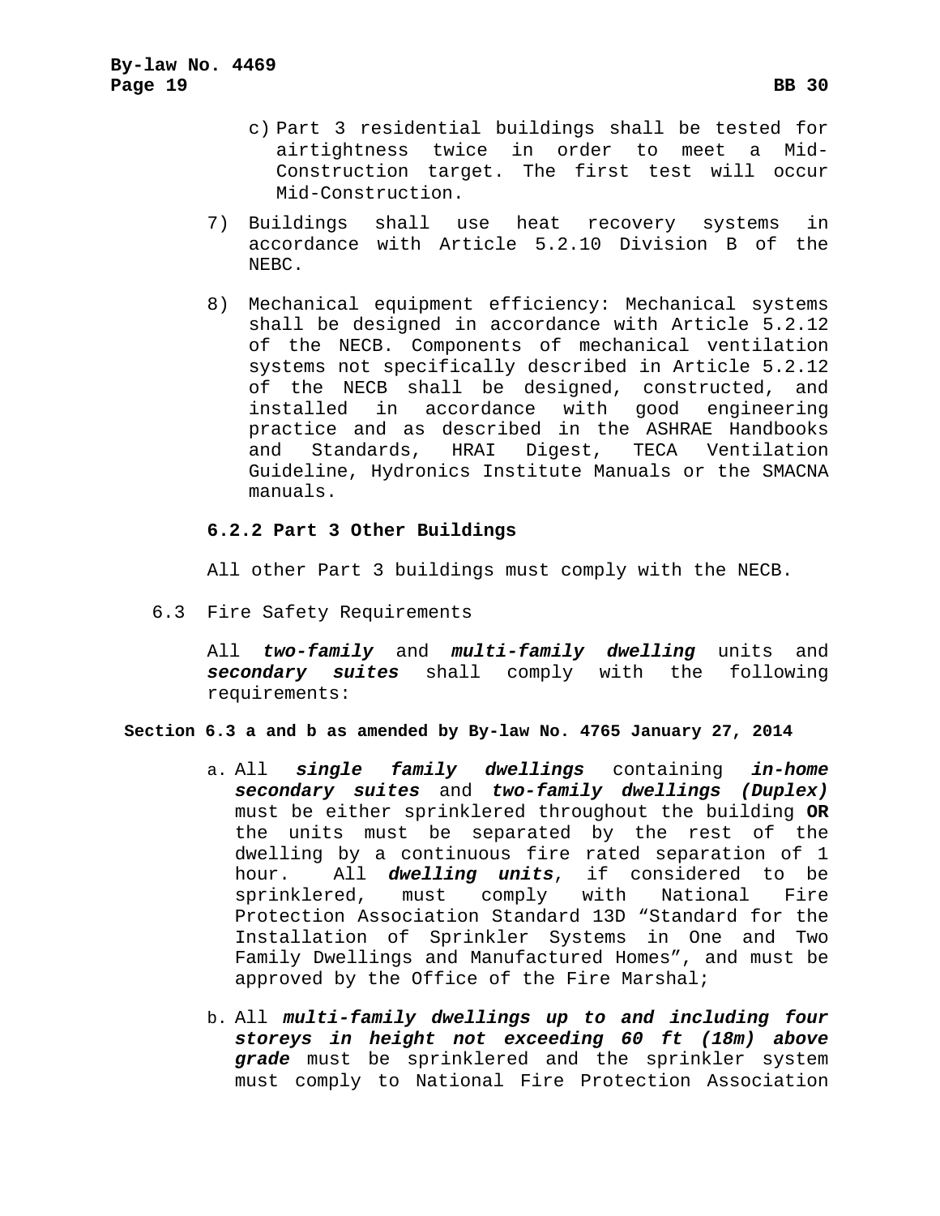c) Part 3 residential buildings shall be tested for airtightness twice in order to meet a Mid-Construction target. The first test will occur Mid-Construction.

7) Buildings shall use heat recovery systems in accordance with Article 5.2.10 Division B of the NEBC.

8) Mechanical equipment efficiency: Mechanical systems shall be designed in accordance with Article 5.2.12 of the NECB. Components of mechanical ventilation systems not specifically described in Article 5.2.12 of the NECB shall be designed, constructed, and installed in accordance with good engineering practice and as described in the ASHRAE Handbooks and Standards, HRAI Digest, TECA Ventilation Guideline, Hydronics Institute Manuals or the SMACNA manuals.

**6.2.2 Part 3 Other Buildings**

All other Part 3 buildings must comply with the NECB.

6.3 Fire Safety Requirements

All ***two-family*** and ***multi-family dwelling*** units and ***secondary suites*** shall comply with the following requirements:

**Section 6.3 a and b as amended by By-law No. 4765 January 27, 2014**

a. All ***single family dwellings*** containing ***in-home secondary suites*** and ***two-family dwellings (Duplex)*** must be either sprinklered throughout the building **OR** the units must be separated by the rest of the dwelling by a continuous fire rated separation of 1 hour. All ***dwelling units***, if considered to be sprinklered, must comply with National Fire Protection Association Standard 13D "Standard for the Installation of Sprinkler Systems in One and Two Family Dwellings and Manufactured Homes", and must be approved by the Office of the Fire Marshal;

b. All ***multi-family dwellings up to and including four storeys in height not exceeding 60 ft (18m) above grade*** must be sprinklered and the sprinkler system must comply to National Fire Protection Association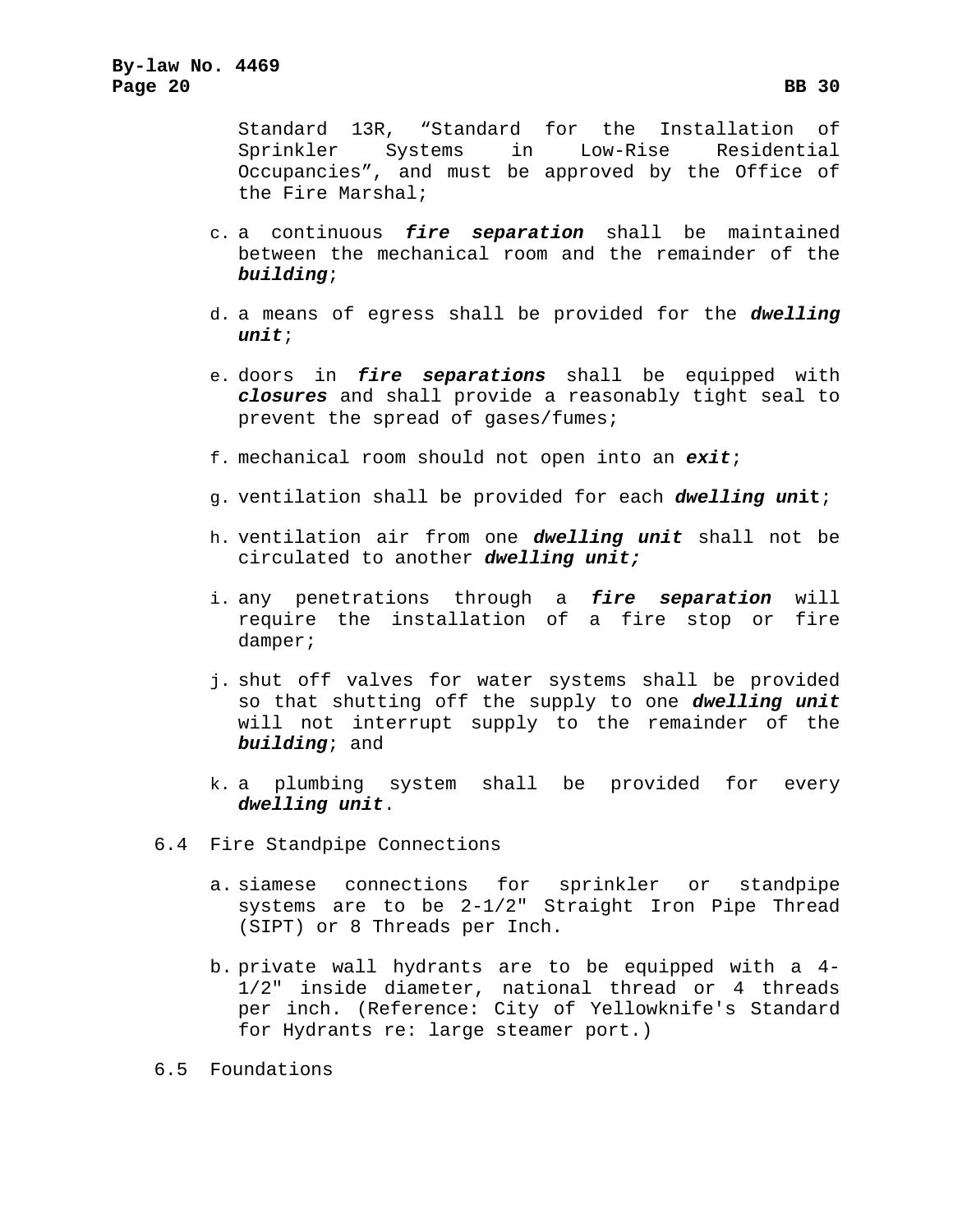Standard 13R, “Standard for the Installation of Sprinkler Systems in Low-Rise Residential Occupancies”, and must be approved by the Office of the Fire Marshal;

c. a continuous ***fire separation*** shall be maintained between the mechanical room and the remainder of the ***building***;

d. a means of egress shall be provided for the ***dwelling unit***;

e. doors in ***fire separations*** shall be equipped with ***closures*** and shall provide a reasonably tight seal to prevent the spread of gases/fumes;

f. mechanical room should not open into an ***exit***;

g. ventilation shall be provided for each ***dwelling unit***;

h. ventilation air from one ***dwelling unit*** shall not be circulated to another ***dwelling unit;***

i. any penetrations through a ***fire separation*** will require the installation of a fire stop or fire damper;

j. shut off valves for water systems shall be provided so that shutting off the supply to one ***dwelling unit*** will not interrupt supply to the remainder of the ***building***; and

k. a plumbing system shall be provided for every ***dwelling unit***.

6.4 Fire Standpipe Connections

a. siamese connections for sprinkler or standpipe systems are to be 2-1/2" Straight Iron Pipe Thread (SIPT) or 8 Threads per Inch.

b. private wall hydrants are to be equipped with a 4-1/2" inside diameter, national thread or 4 threads per inch. (Reference: City of Yellowknife's Standard for Hydrants re: large steamer port.)

6.5 Foundations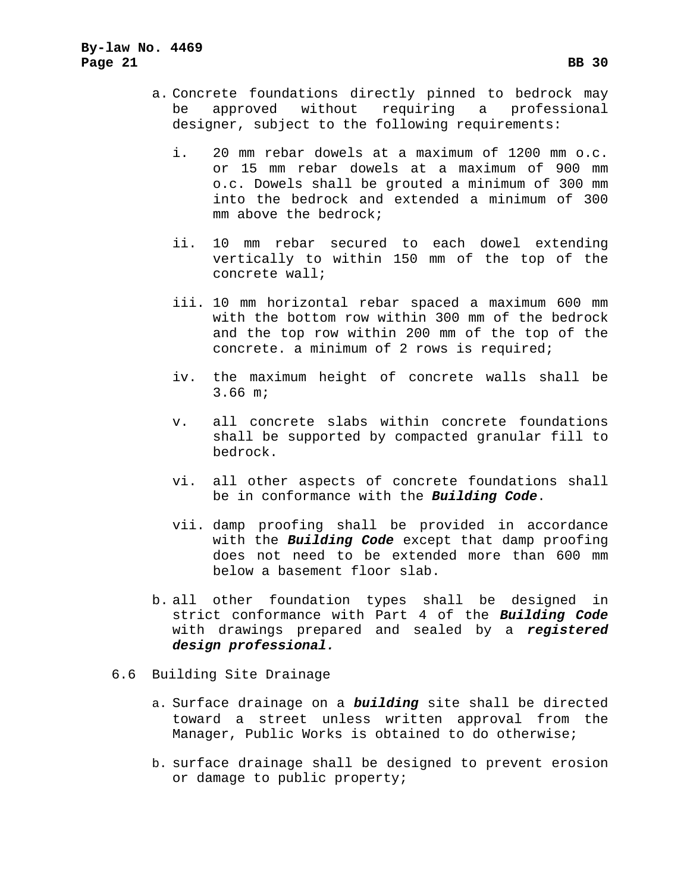a. Concrete foundations directly pinned to bedrock may be approved without requiring a professional designer, subject to the following requirements:

   i. 20 mm rebar dowels at a maximum of 1200 mm o.c. or 15 mm rebar dowels at a maximum of 900 mm o.c. Dowels shall be grouted a minimum of 300 mm into the bedrock and extended a minimum of 300 mm above the bedrock;

   ii. 10 mm rebar secured to each dowel extending vertically to within 150 mm of the top of the concrete wall;

   iii. 10 mm horizontal rebar spaced a maximum 600 mm with the bottom row within 300 mm of the bedrock and the top row within 200 mm of the top of the concrete. a minimum of 2 rows is required;

   iv. the maximum height of concrete walls shall be 3.66 m;

   v. all concrete slabs within concrete foundations shall be supported by compacted granular fill to bedrock.

   vi. all other aspects of concrete foundations shall be in conformance with the ***Building Code***.

   vii. damp proofing shall be provided in accordance with the ***Building Code*** except that damp proofing does not need to be extended more than 600 mm below a basement floor slab.

b. all other foundation types shall be designed in strict conformance with Part 4 of the ***Building Code*** with drawings prepared and sealed by a ***registered design professional.***

6.6 Building Site Drainage

a. Surface drainage on a ***building*** site shall be directed toward a street unless written approval from the Manager, Public Works is obtained to do otherwise;

b. surface drainage shall be designed to prevent erosion or damage to public property;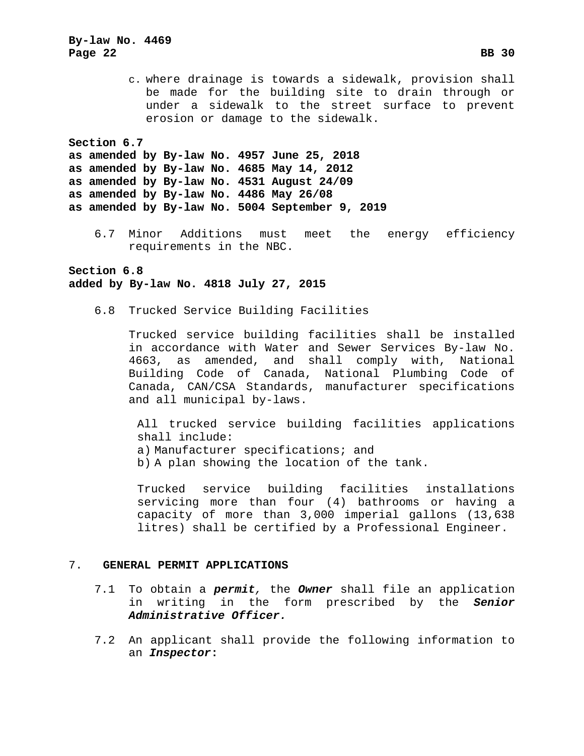c. where drainage is towards a sidewalk, provision shall be made for the building site to drain through or under a sidewalk to the street surface to prevent erosion or damage to the sidewalk.

**Section 6.7**
**as amended by By-law No. 4957 June 25, 2018**
**as amended by By-law No. 4685 May 14, 2012**
**as amended by By-law No. 4531 August 24/09**
**as amended by By-law No. 4486 May 26/08**
**as amended by By-law No. 5004 September 9, 2019**

6.7 Minor Additions must meet the energy efficiency requirements in the NBC.

**Section 6.8**
**added by By-law No. 4818 July 27, 2015**

6.8 Trucked Service Building Facilities

Trucked service building facilities shall be installed in accordance with Water and Sewer Services By-law No. 4663, as amended, and shall comply with, National Building Code of Canada, National Plumbing Code of Canada, CAN/CSA Standards, manufacturer specifications and all municipal by-laws.

All trucked service building facilities applications shall include:

a) Manufacturer specifications; and
b) A plan showing the location of the tank.

Trucked service building facilities installations servicing more than four (4) bathrooms or having a capacity of more than 3,000 imperial gallons (13,638 litres) shall be certified by a Professional Engineer.

## 7. GENERAL PERMIT APPLICATIONS

7.1 To obtain a ***permit,*** the ***Owner*** shall file an application in writing in the form prescribed by the ***Senior Administrative Officer.***

7.2 An applicant shall provide the following information to an ***Inspector***: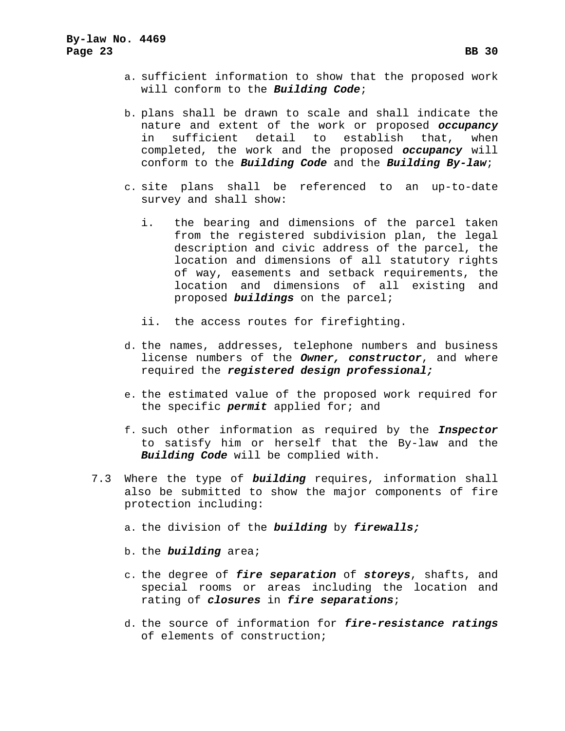a. sufficient information to show that the proposed work will conform to the ***Building Code***;

b. plans shall be drawn to scale and shall indicate the nature and extent of the work or proposed ***occupancy*** in sufficient detail to establish that, when completed, the work and the proposed ***occupancy*** will conform to the ***Building Code*** and the ***Building By-law***;

c. site plans shall be referenced to an up-to-date survey and shall show:

   i. the bearing and dimensions of the parcel taken from the registered subdivision plan, the legal description and civic address of the parcel, the location and dimensions of all statutory rights of way, easements and setback requirements, the location and dimensions of all existing and proposed ***buildings*** on the parcel;

   ii. the access routes for firefighting.

d. the names, addresses, telephone numbers and business license numbers of the ***Owner, constructor***, and where required the ***registered design professional;***

e. the estimated value of the proposed work required for the specific ***permit*** applied for; and

f. such other information as required by the ***Inspector*** to satisfy him or herself that the By-law and the ***Building Code*** will be complied with.

7.3 Where the type of ***building*** requires, information shall also be submitted to show the major components of fire protection including:

a. the division of the ***building*** by ***firewalls;***

b. the ***building*** area;

c. the degree of ***fire separation*** of ***storeys***, shafts, and special rooms or areas including the location and rating of ***closures*** in ***fire separations***;

d. the source of information for ***fire-resistance ratings*** of elements of construction;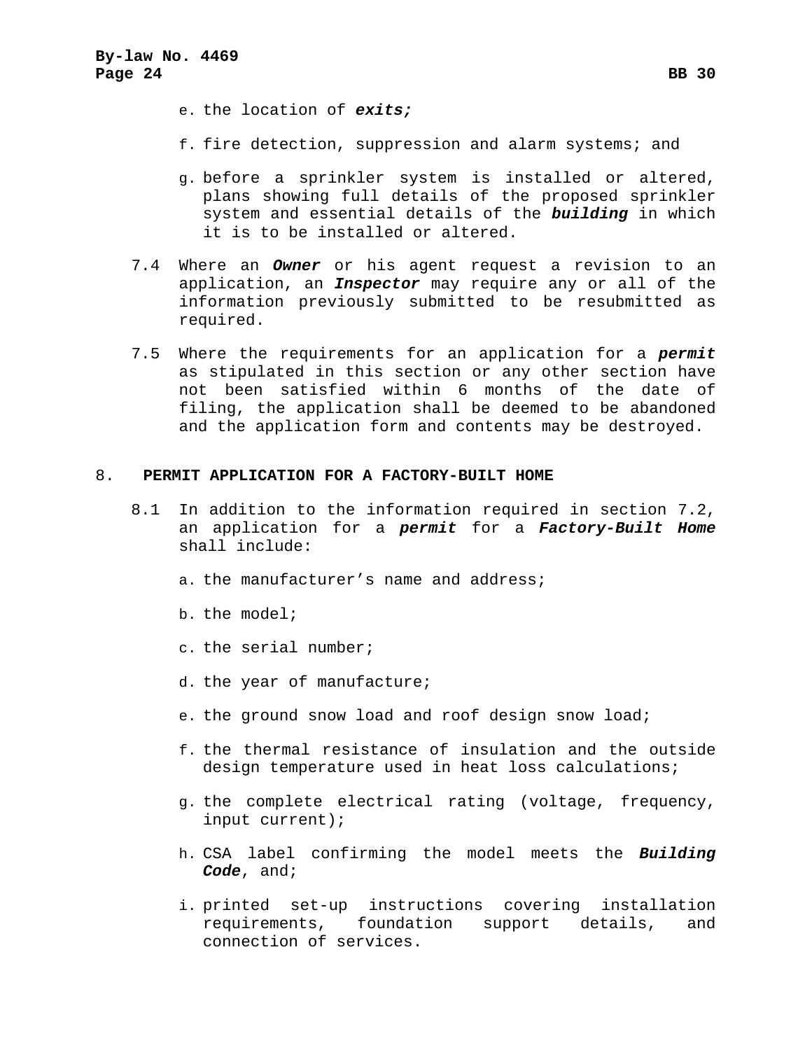e. the location of ***exits;***

f. fire detection, suppression and alarm systems; and

g. before a sprinkler system is installed or altered, plans showing full details of the proposed sprinkler system and essential details of the ***building*** in which it is to be installed or altered.

7.4 Where an ***Owner*** or his agent request a revision to an application, an ***Inspector*** may require any or all of the information previously submitted to be resubmitted as required.

7.5 Where the requirements for an application for a ***permit*** as stipulated in this section or any other section have not been satisfied within 6 months of the date of filing, the application shall be deemed to be abandoned and the application form and contents may be destroyed.

## 8. PERMIT APPLICATION FOR A FACTORY-BUILT HOME

8.1 In addition to the information required in section 7.2, an application for a ***permit*** for a ***Factory-Built Home*** shall include:

a. the manufacturer's name and address;

b. the model;

c. the serial number;

d. the year of manufacture;

e. the ground snow load and roof design snow load;

f. the thermal resistance of insulation and the outside design temperature used in heat loss calculations;

g. the complete electrical rating (voltage, frequency, input current);

h. CSA label confirming the model meets the ***Building Code***, and;

i. printed set-up instructions covering installation requirements, foundation support details, and connection of services.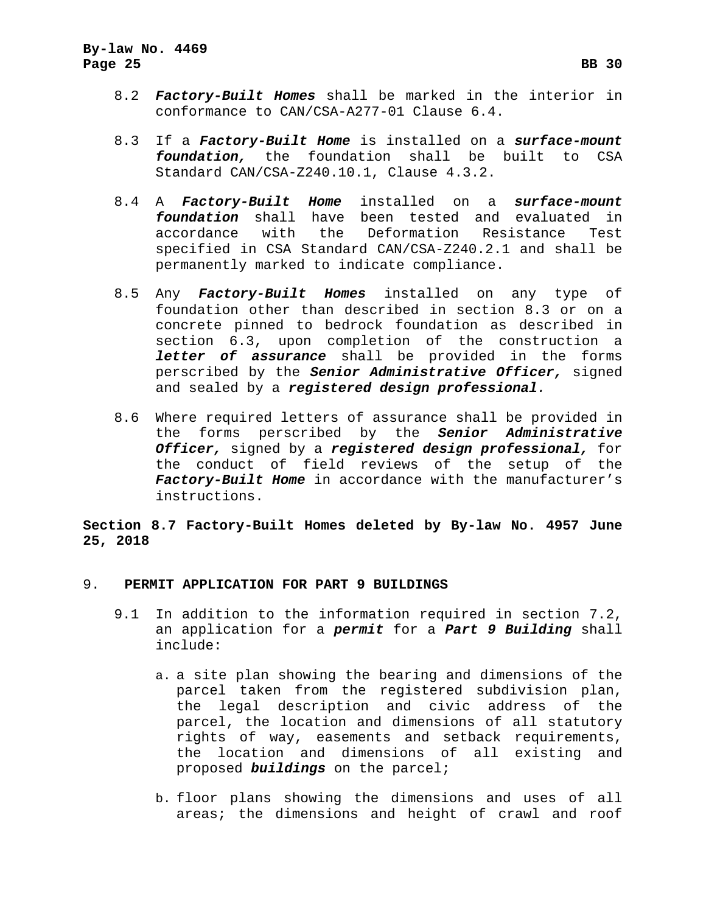8.2 ***Factory-Built Homes*** shall be marked in the interior in conformance to CAN/CSA-A277-01 Clause 6.4.

8.3 If a ***Factory-Built Home*** is installed on a ***surface-mount foundation,*** the foundation shall be built to CSA Standard CAN/CSA-Z240.10.1, Clause 4.3.2.

8.4 A ***Factory-Built Home*** installed on a ***surface-mount foundation*** shall have been tested and evaluated in accordance with the Deformation Resistance Test specified in CSA Standard CAN/CSA-Z240.2.1 and shall be permanently marked to indicate compliance.

8.5 Any ***Factory-Built Homes*** installed on any type of foundation other than described in section 8.3 or on a concrete pinned to bedrock foundation as described in section 6.3, upon completion of the construction a ***letter of assurance*** shall be provided in the forms perscribed by the ***Senior Administrative Officer,*** signed and sealed by a ***registered design professional.***

8.6 Where required letters of assurance shall be provided in the forms perscribed by the ***Senior Administrative Officer,*** signed by a ***registered design professional,*** for the conduct of field reviews of the setup of the ***Factory-Built Home*** in accordance with the manufacturer's instructions.

**Section 8.7 Factory-Built Homes deleted by By-law No. 4957 June 25, 2018**

## 9. PERMIT APPLICATION FOR PART 9 BUILDINGS

9.1 In addition to the information required in section 7.2, an application for a ***permit*** for a ***Part 9 Building*** shall include:

a. a site plan showing the bearing and dimensions of the parcel taken from the registered subdivision plan, the legal description and civic address of the parcel, the location and dimensions of all statutory rights of way, easements and setback requirements, the location and dimensions of all existing and proposed ***buildings*** on the parcel;

b. floor plans showing the dimensions and uses of all areas; the dimensions and height of crawl and roof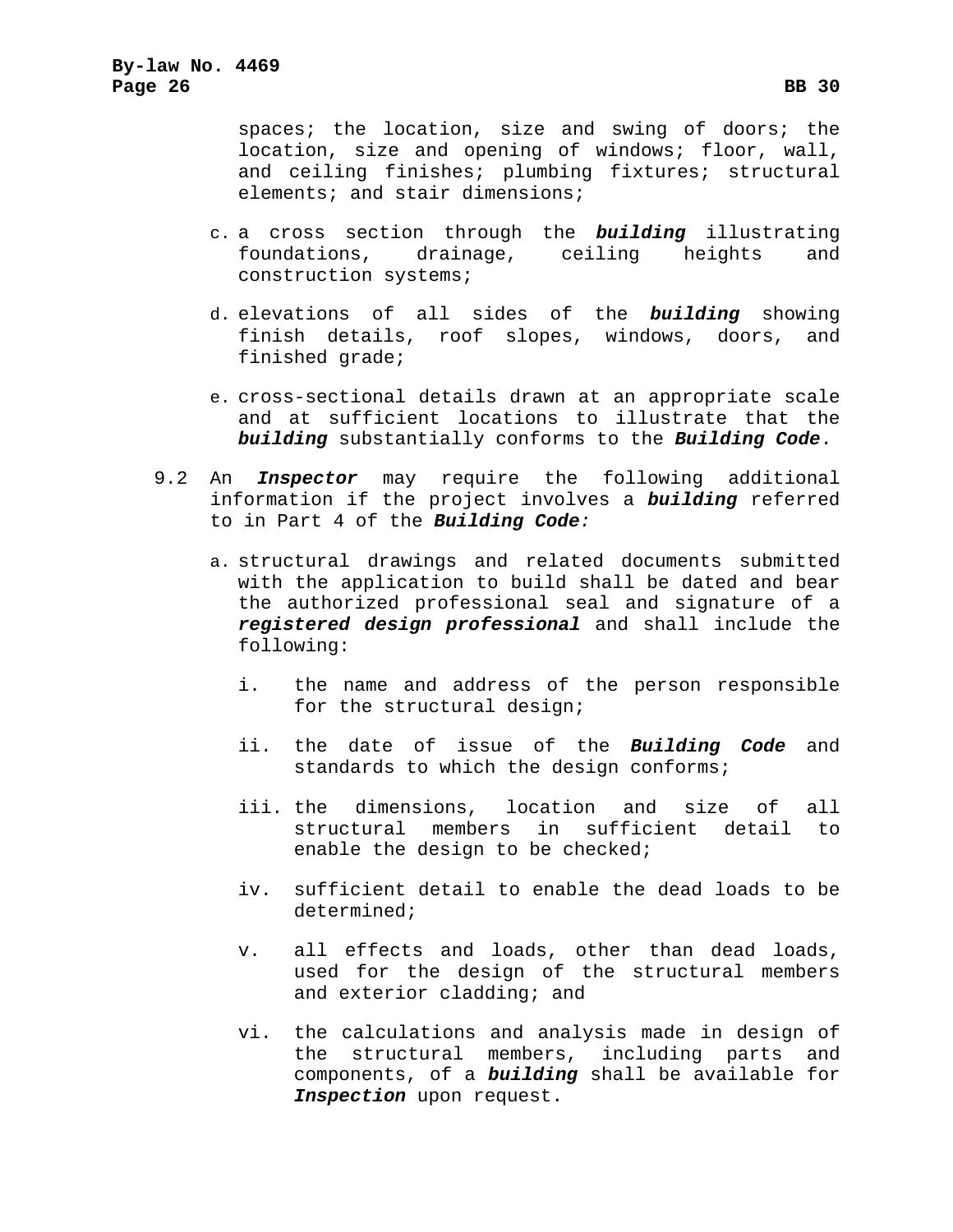spaces; the location, size and swing of doors; the location, size and opening of windows; floor, wall, and ceiling finishes; plumbing fixtures; structural elements; and stair dimensions;

c. a cross section through the ***building*** illustrating foundations, drainage, ceiling heights and construction systems;

d. elevations of all sides of the ***building*** showing finish details, roof slopes, windows, doors, and finished grade;

e. cross-sectional details drawn at an appropriate scale and at sufficient locations to illustrate that the ***building*** substantially conforms to the ***Building Code***.

9.2 An ***Inspector*** may require the following additional information if the project involves a ***building*** referred to in Part 4 of the ***Building Code:***

a. structural drawings and related documents submitted with the application to build shall be dated and bear the authorized professional seal and signature of a ***registered design professional*** and shall include the following:

i. the name and address of the person responsible for the structural design;

ii. the date of issue of the ***Building Code*** and standards to which the design conforms;

iii. the dimensions, location and size of all structural members in sufficient detail to enable the design to be checked;

iv. sufficient detail to enable the dead loads to be determined;

v. all effects and loads, other than dead loads, used for the design of the structural members and exterior cladding; and

vi. the calculations and analysis made in design of the structural members, including parts and components, of a ***building*** shall be available for ***Inspection*** upon request.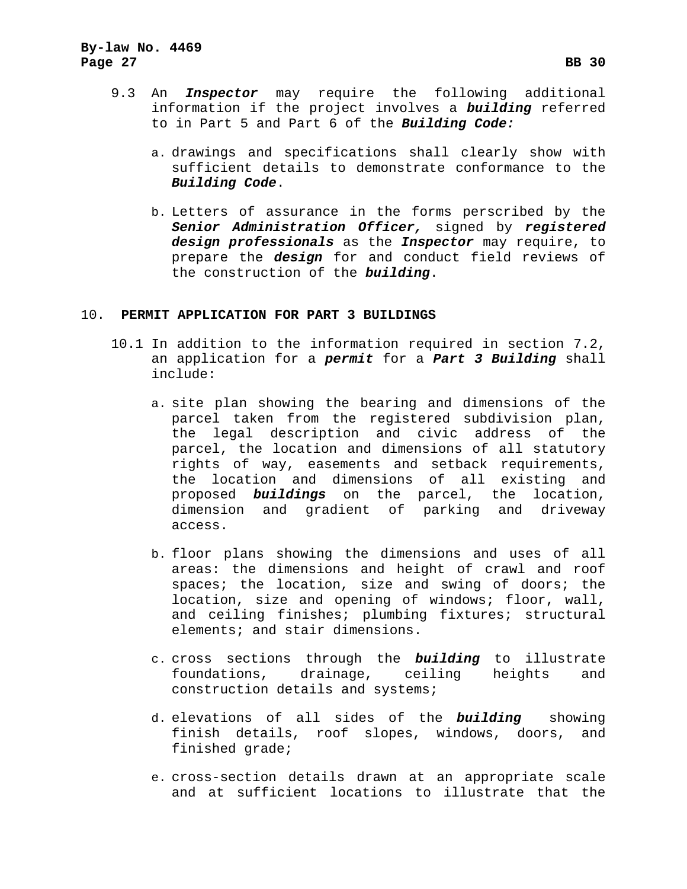9.3 An ***Inspector*** may require the following additional information if the project involves a ***building*** referred to in Part 5 and Part 6 of the ***Building Code:***

a. drawings and specifications shall clearly show with sufficient details to demonstrate conformance to the ***Building Code***.

b. Letters of assurance in the forms perscribed by the ***Senior Administration Officer,*** signed by ***registered design professionals*** as the ***Inspector*** may require, to prepare the ***design*** for and conduct field reviews of the construction of the ***building***.

## 10. PERMIT APPLICATION FOR PART 3 BUILDINGS

10.1 In addition to the information required in section 7.2, an application for a ***permit*** for a ***Part 3 Building*** shall include:

a. site plan showing the bearing and dimensions of the parcel taken from the registered subdivision plan, the legal description and civic address of the parcel, the location and dimensions of all statutory rights of way, easements and setback requirements, the location and dimensions of all existing and proposed ***buildings*** on the parcel, the location, dimension and gradient of parking and driveway access.

b. floor plans showing the dimensions and uses of all areas: the dimensions and height of crawl and roof spaces; the location, size and swing of doors; the location, size and opening of windows; floor, wall, and ceiling finishes; plumbing fixtures; structural elements; and stair dimensions.

c. cross sections through the ***building*** to illustrate foundations, drainage, ceiling heights and construction details and systems;

d. elevations of all sides of the ***building*** showing finish details, roof slopes, windows, doors, and finished grade;

e. cross-section details drawn at an appropriate scale and at sufficient locations to illustrate that the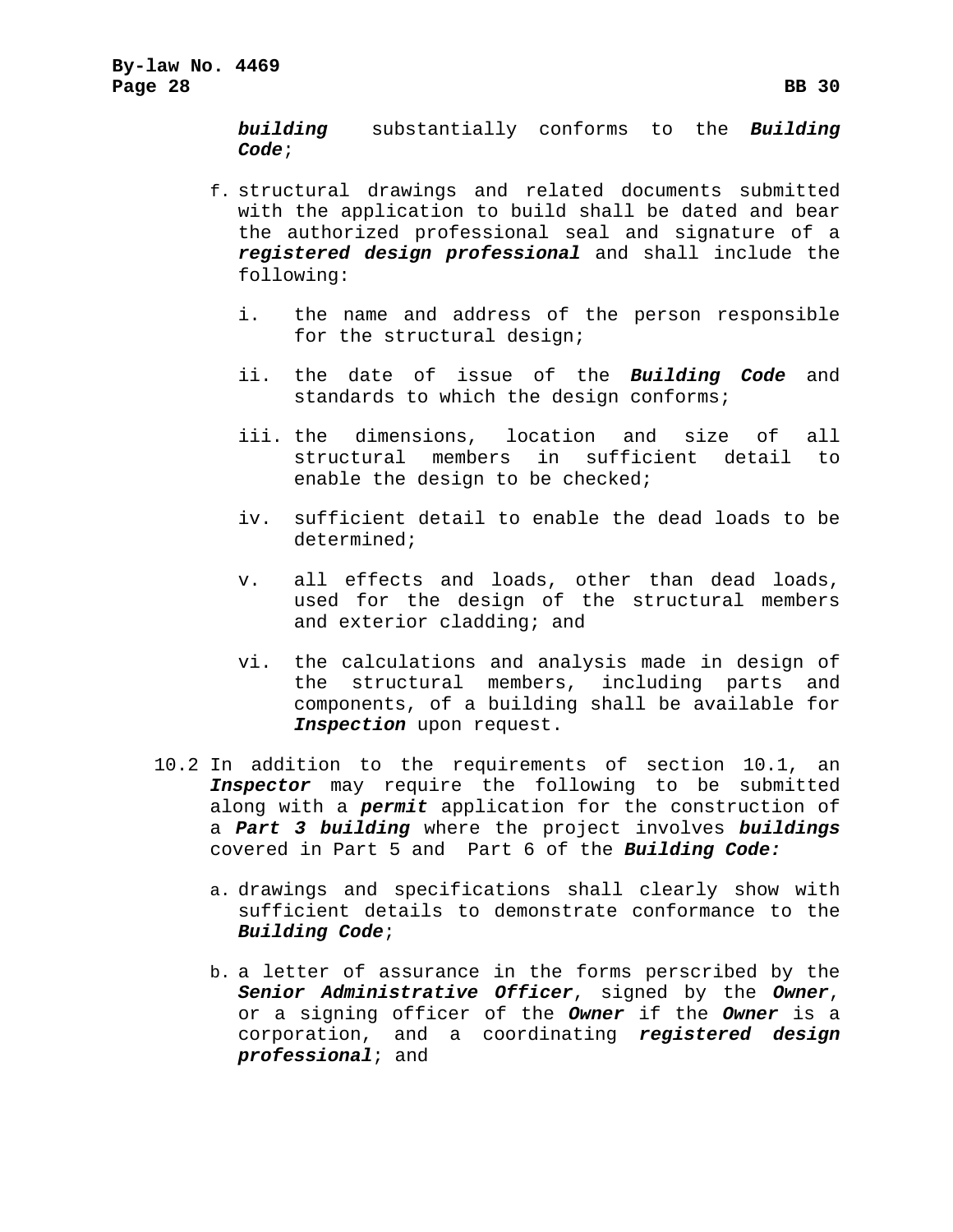***building*** substantially conforms to the ***Building Code***;

f. structural drawings and related documents submitted with the application to build shall be dated and bear the authorized professional seal and signature of a ***registered design professional*** and shall include the following:

   i. the name and address of the person responsible for the structural design;

   ii. the date of issue of the ***Building Code*** and standards to which the design conforms;

   iii. the dimensions, location and size of all structural members in sufficient detail to enable the design to be checked;

   iv. sufficient detail to enable the dead loads to be determined;

   v. all effects and loads, other than dead loads, used for the design of the structural members and exterior cladding; and

   vi. the calculations and analysis made in design of the structural members, including parts and components, of a building shall be available for ***Inspection*** upon request.

10.2 In addition to the requirements of section 10.1, an ***Inspector*** may require the following to be submitted along with a ***permit*** application for the construction of a ***Part 3 building*** where the project involves ***buildings*** covered in Part 5 and Part 6 of the ***Building Code:***

   a. drawings and specifications shall clearly show with sufficient details to demonstrate conformance to the ***Building Code***;

   b. a letter of assurance in the forms perscribed by the ***Senior Administrative Officer***, signed by the ***Owner***, or a signing officer of the ***Owner*** if the ***Owner*** is a corporation, and a coordinating ***registered design professional***; and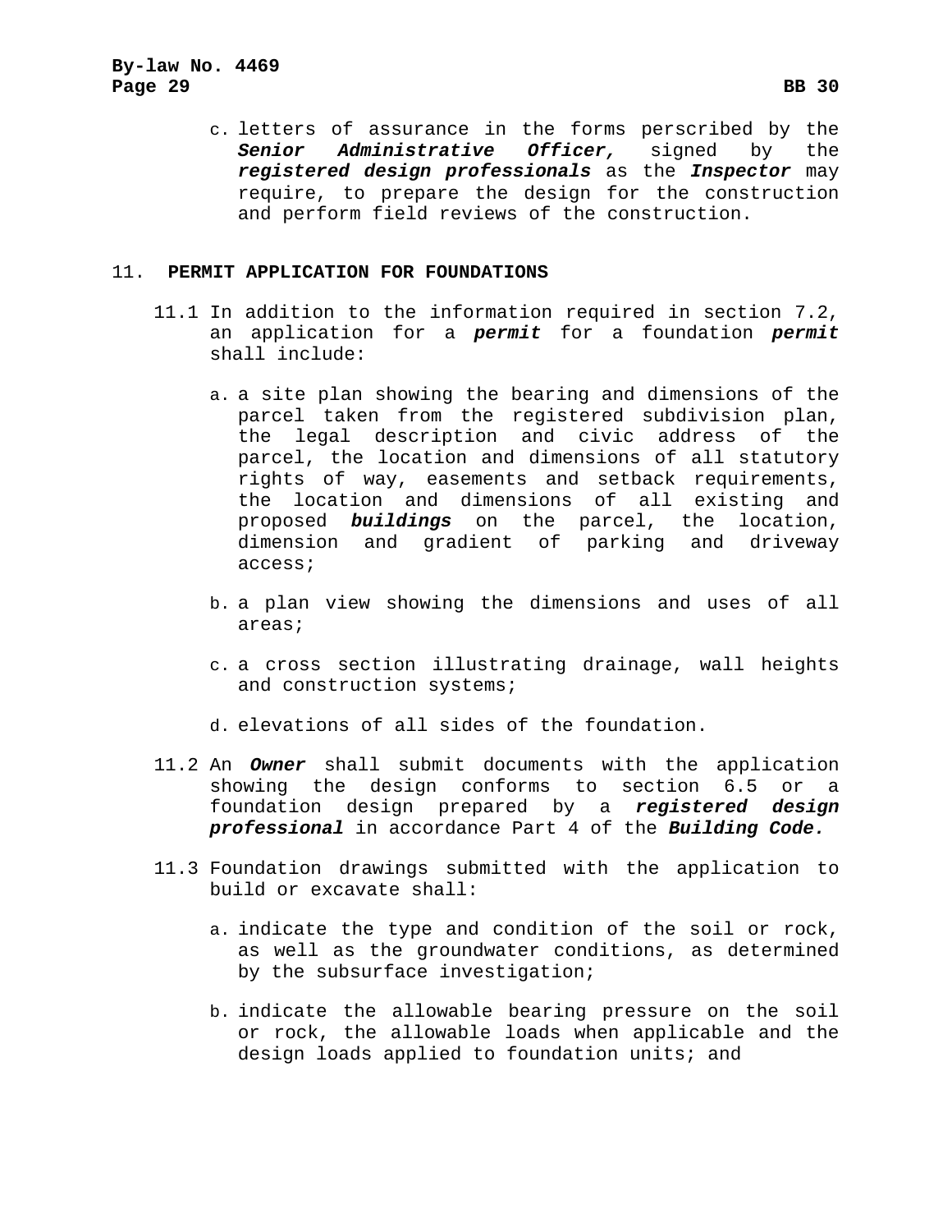c. letters of assurance in the forms perscribed by the ***Senior Administrative Officer,*** signed by the ***registered design professionals*** as the ***Inspector*** may require, to prepare the design for the construction and perform field reviews of the construction.

## 11. PERMIT APPLICATION FOR FOUNDATIONS

11.1 In addition to the information required in section 7.2, an application for a ***permit*** for a foundation ***permit*** shall include:

a. a site plan showing the bearing and dimensions of the parcel taken from the registered subdivision plan, the legal description and civic address of the parcel, the location and dimensions of all statutory rights of way, easements and setback requirements, the location and dimensions of all existing and proposed ***buildings*** on the parcel, the location, dimension and gradient of parking and driveway access;

b. a plan view showing the dimensions and uses of all areas;

c. a cross section illustrating drainage, wall heights and construction systems;

d. elevations of all sides of the foundation.

11.2 An ***Owner*** shall submit documents with the application showing the design conforms to section 6.5 or a foundation design prepared by a ***registered design professional*** in accordance Part 4 of the ***Building Code.***

11.3 Foundation drawings submitted with the application to build or excavate shall:

a. indicate the type and condition of the soil or rock, as well as the groundwater conditions, as determined by the subsurface investigation;

b. indicate the allowable bearing pressure on the soil or rock, the allowable loads when applicable and the design loads applied to foundation units; and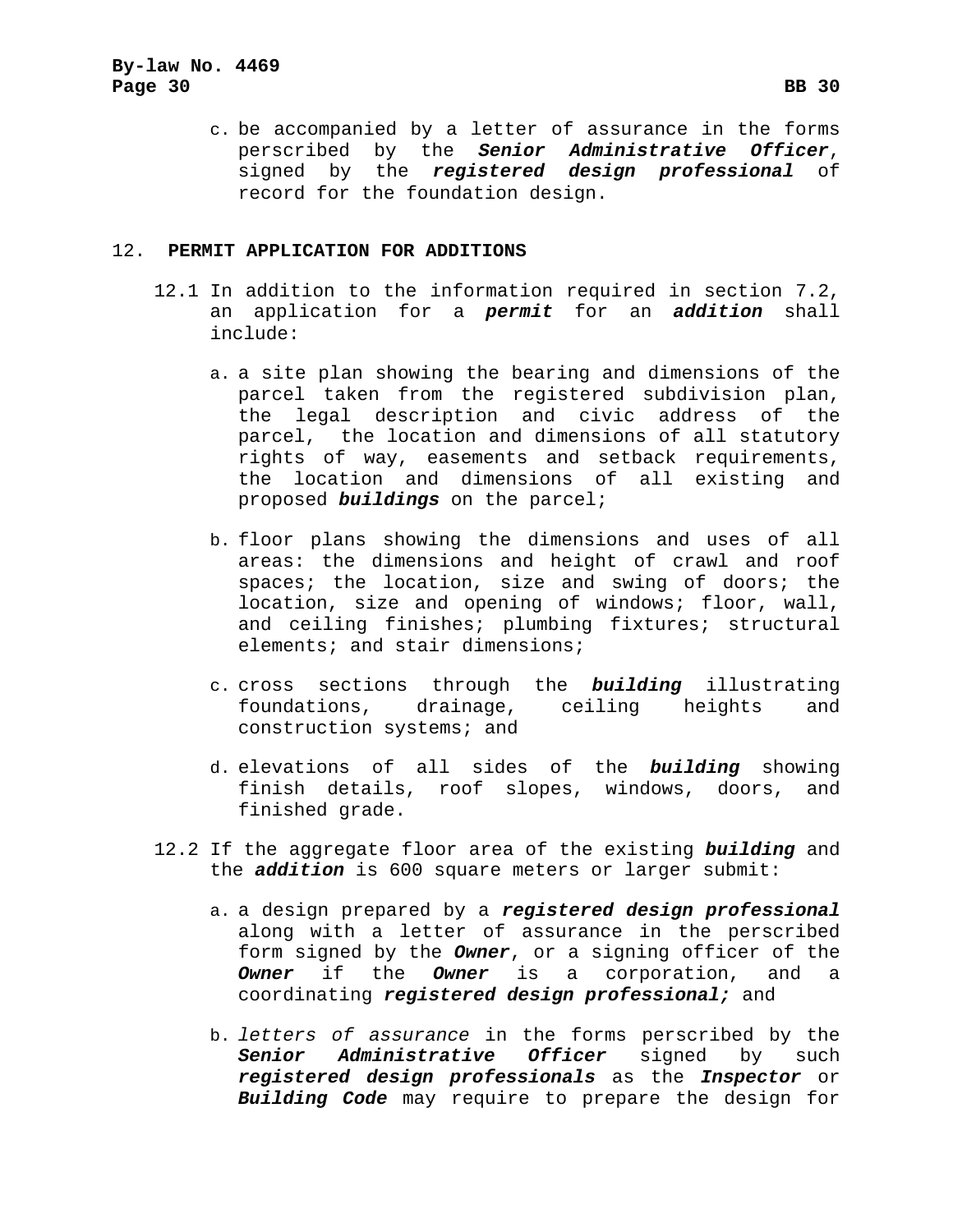c. be accompanied by a letter of assurance in the forms perscribed by the ***Senior Administrative Officer***, signed by the ***registered design professional*** of record for the foundation design.

## 12. PERMIT APPLICATION FOR ADDITIONS

12.1 In addition to the information required in section 7.2, an application for a ***permit*** for an ***addition*** shall include:

a. a site plan showing the bearing and dimensions of the parcel taken from the registered subdivision plan, the legal description and civic address of the parcel, the location and dimensions of all statutory rights of way, easements and setback requirements, the location and dimensions of all existing and proposed ***buildings*** on the parcel;

b. floor plans showing the dimensions and uses of all areas: the dimensions and height of crawl and roof spaces; the location, size and swing of doors; the location, size and opening of windows; floor, wall, and ceiling finishes; plumbing fixtures; structural elements; and stair dimensions;

c. cross sections through the ***building*** illustrating foundations, drainage, ceiling heights and construction systems; and

d. elevations of all sides of the ***building*** showing finish details, roof slopes, windows, doors, and finished grade.

12.2 If the aggregate floor area of the existing ***building*** and the ***addition*** is 600 square meters or larger submit:

a. a design prepared by a ***registered design professional*** along with a letter of assurance in the perscribed form signed by the ***Owner***, or a signing officer of the ***Owner*** if the ***Owner*** is a corporation, and a coordinating ***registered design professional;*** and

b. *letters of assurance* in the forms perscribed by the ***Senior Administrative Officer*** signed by such ***registered design professionals*** as the ***Inspector*** or ***Building Code*** may require to prepare the design for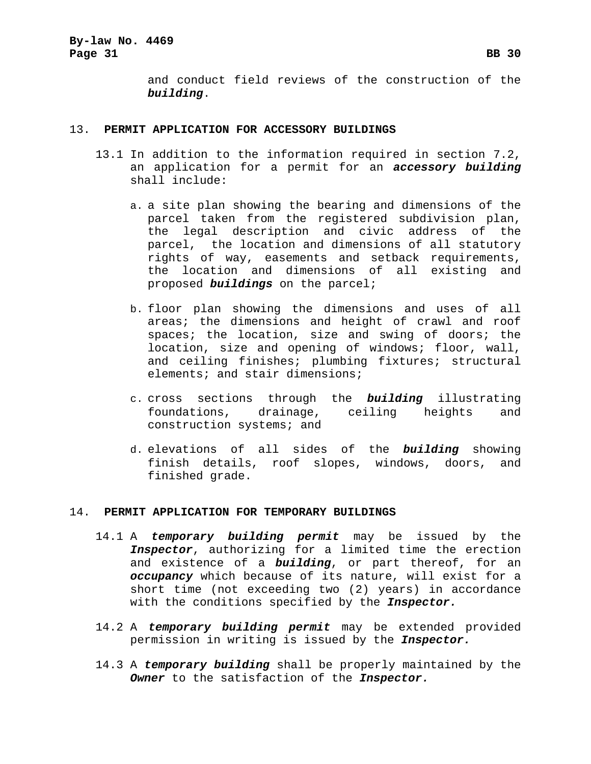and conduct field reviews of the construction of the ***building***.

## 13. PERMIT APPLICATION FOR ACCESSORY BUILDINGS

13.1 In addition to the information required in section 7.2, an application for a permit for an ***accessory building*** shall include:

a. a site plan showing the bearing and dimensions of the parcel taken from the registered subdivision plan, the legal description and civic address of the parcel, the location and dimensions of all statutory rights of way, easements and setback requirements, the location and dimensions of all existing and proposed ***buildings*** on the parcel;

b. floor plan showing the dimensions and uses of all areas; the dimensions and height of crawl and roof spaces; the location, size and swing of doors; the location, size and opening of windows; floor, wall, and ceiling finishes; plumbing fixtures; structural elements; and stair dimensions;

c. cross sections through the ***building*** illustrating foundations, drainage, ceiling heights and construction systems; and

d. elevations of all sides of the ***building*** showing finish details, roof slopes, windows, doors, and finished grade.

## 14. PERMIT APPLICATION FOR TEMPORARY BUILDINGS

14.1 A ***temporary building permit*** may be issued by the ***Inspector***, authorizing for a limited time the erection and existence of a ***building***, or part thereof, for an ***occupancy*** which because of its nature, will exist for a short time (not exceeding two (2) years) in accordance with the conditions specified by the ***Inspector.***

14.2 A ***temporary building permit*** may be extended provided permission in writing is issued by the ***Inspector.***

14.3 A ***temporary building*** shall be properly maintained by the ***Owner*** to the satisfaction of the ***Inspector.***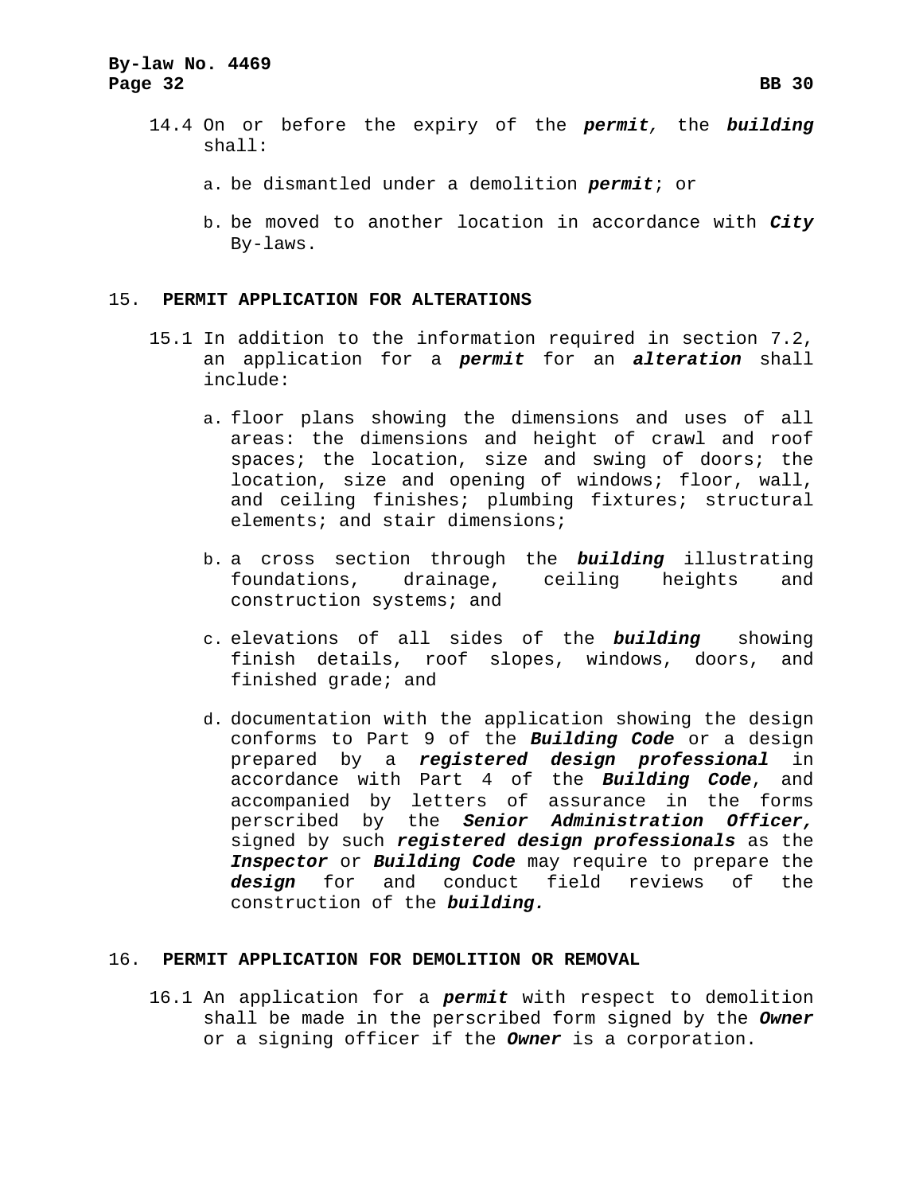14.4 On or before the expiry of the ***permit,*** the ***building*** shall:

a. be dismantled under a demolition ***permit***; or

b. be moved to another location in accordance with ***City*** By-laws.

## 15. PERMIT APPLICATION FOR ALTERATIONS

15.1 In addition to the information required in section 7.2, an application for a ***permit*** for an ***alteration*** shall include:

a. floor plans showing the dimensions and uses of all areas: the dimensions and height of crawl and roof spaces; the location, size and swing of doors; the location, size and opening of windows; floor, wall, and ceiling finishes; plumbing fixtures; structural elements; and stair dimensions;

b. a cross section through the ***building*** illustrating foundations, drainage, ceiling heights and construction systems; and

c. elevations of all sides of the ***building*** showing finish details, roof slopes, windows, doors, and finished grade; and

d. documentation with the application showing the design conforms to Part 9 of the ***Building Code*** or a design prepared by a ***registered design professional*** in accordance with Part 4 of the ***Building Code***, and accompanied by letters of assurance in the forms perscribed by the ***Senior Administration Officer,*** signed by such ***registered design professionals*** as the ***Inspector*** or ***Building Code*** may require to prepare the ***design*** for and conduct field reviews of the construction of the ***building.***

## 16. PERMIT APPLICATION FOR DEMOLITION OR REMOVAL

16.1 An application for a ***permit*** with respect to demolition shall be made in the perscribed form signed by the ***Owner*** or a signing officer if the ***Owner*** is a corporation.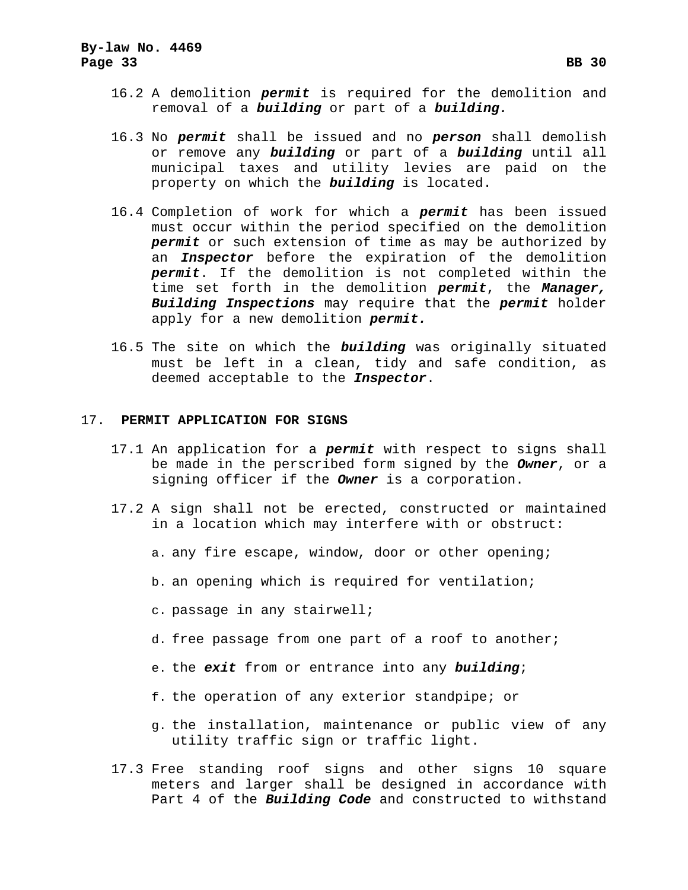16.2 A demolition ***permit*** is required for the demolition and removal of a ***building*** or part of a ***building.***

16.3 No ***permit*** shall be issued and no ***person*** shall demolish or remove any ***building*** or part of a ***building*** until all municipal taxes and utility levies are paid on the property on which the ***building*** is located.

16.4 Completion of work for which a ***permit*** has been issued must occur within the period specified on the demolition ***permit*** or such extension of time as may be authorized by an ***Inspector*** before the expiration of the demolition ***permit***. If the demolition is not completed within the time set forth in the demolition ***permit***, the ***Manager, Building Inspections*** may require that the ***permit*** holder apply for a new demolition ***permit.***

16.5 The site on which the ***building*** was originally situated must be left in a clean, tidy and safe condition, as deemed acceptable to the ***Inspector***.

## 17. PERMIT APPLICATION FOR SIGNS

17.1 An application for a ***permit*** with respect to signs shall be made in the perscribed form signed by the ***Owner***, or a signing officer if the ***Owner*** is a corporation.

17.2 A sign shall not be erected, constructed or maintained in a location which may interfere with or obstruct:

a. any fire escape, window, door or other opening;

b. an opening which is required for ventilation;

c. passage in any stairwell;

d. free passage from one part of a roof to another;

e. the ***exit*** from or entrance into any ***building***;

f. the operation of any exterior standpipe; or

g. the installation, maintenance or public view of any utility traffic sign or traffic light.

17.3 Free standing roof signs and other signs 10 square meters and larger shall be designed in accordance with Part 4 of the ***Building Code*** and constructed to withstand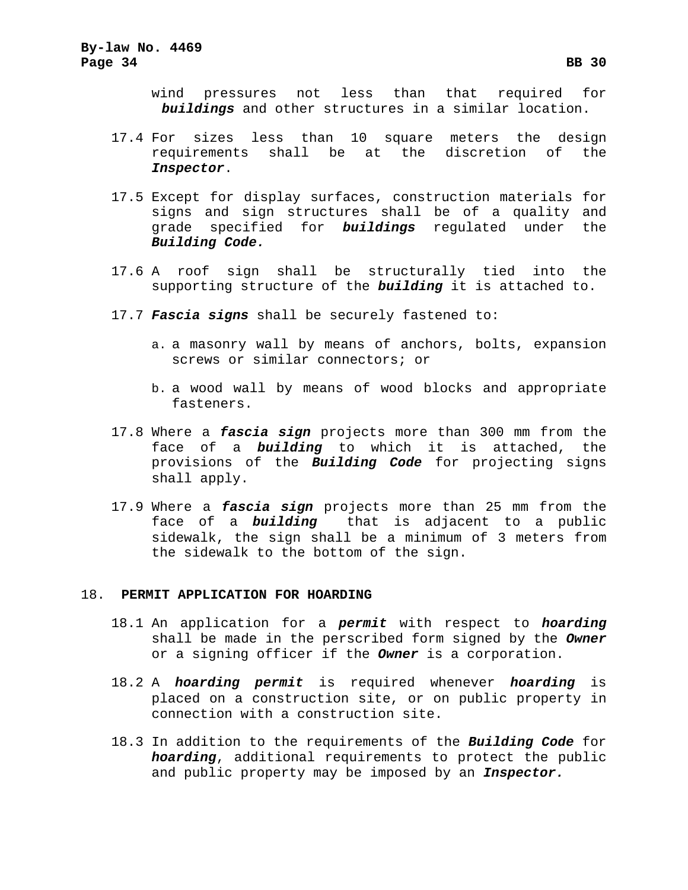wind pressures not less than that required for ***buildings*** and other structures in a similar location.

17.4 For sizes less than 10 square meters the design requirements shall be at the discretion of the ***Inspector***.

17.5 Except for display surfaces, construction materials for signs and sign structures shall be of a quality and grade specified for ***buildings*** regulated under the ***Building Code.***

17.6 A roof sign shall be structurally tied into the supporting structure of the ***building*** it is attached to.

17.7 ***Fascia signs*** shall be securely fastened to:

a. a masonry wall by means of anchors, bolts, expansion screws or similar connectors; or

b. a wood wall by means of wood blocks and appropriate fasteners.

17.8 Where a ***fascia sign*** projects more than 300 mm from the face of a ***building*** to which it is attached, the provisions of the ***Building Code*** for projecting signs shall apply.

17.9 Where a ***fascia sign*** projects more than 25 mm from the face of a ***building*** that is adjacent to a public sidewalk, the sign shall be a minimum of 3 meters from the sidewalk to the bottom of the sign.

## 18. PERMIT APPLICATION FOR HOARDING

18.1 An application for a ***permit*** with respect to ***hoarding*** shall be made in the perscribed form signed by the ***Owner*** or a signing officer if the ***Owner*** is a corporation.

18.2 A ***hoarding permit*** is required whenever ***hoarding*** is placed on a construction site, or on public property in connection with a construction site.

18.3 In addition to the requirements of the ***Building Code*** for ***hoarding***, additional requirements to protect the public and public property may be imposed by an ***Inspector.***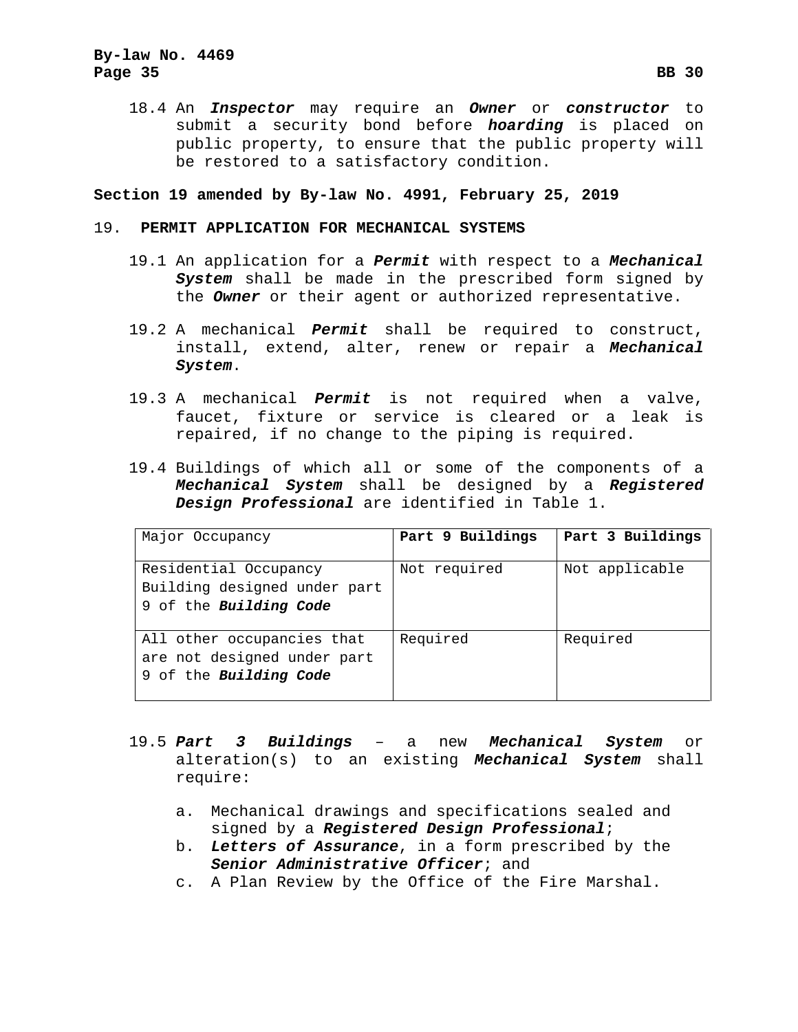18.4 An ***Inspector*** may require an ***Owner*** or ***constructor*** to submit a security bond before ***hoarding*** is placed on public property, to ensure that the public property will be restored to a satisfactory condition.

**Section 19 amended by By-law No. 4991, February 25, 2019**

## 19. PERMIT APPLICATION FOR MECHANICAL SYSTEMS

19.1 An application for a ***Permit*** with respect to a ***Mechanical System*** shall be made in the prescribed form signed by the ***Owner*** or their agent or authorized representative.

19.2 A mechanical ***Permit*** shall be required to construct, install, extend, alter, renew or repair a ***Mechanical System***.

19.3 A mechanical ***Permit*** is not required when a valve, faucet, fixture or service is cleared or a leak is repaired, if no change to the piping is required.

19.4 Buildings of which all or some of the components of a ***Mechanical System*** shall be designed by a ***Registered Design Professional*** are identified in Table 1.

| Major Occupancy | **Part 9 Buildings** | **Part 3 Buildings** |
|---|---|---|
| Residential Occupancy Building designed under part 9 of the ***Building Code*** | Not required | Not applicable |
| All other occupancies that are not designed under part 9 of the ***Building Code*** | Required | Required |

19.5 ***Part 3 Buildings*** – a new ***Mechanical System*** or alteration(s) to an existing ***Mechanical System*** shall require:

a. Mechanical drawings and specifications sealed and signed by a ***Registered Design Professional***;
b. ***Letters of Assurance***, in a form prescribed by the ***Senior Administrative Officer***; and
c. A Plan Review by the Office of the Fire Marshal.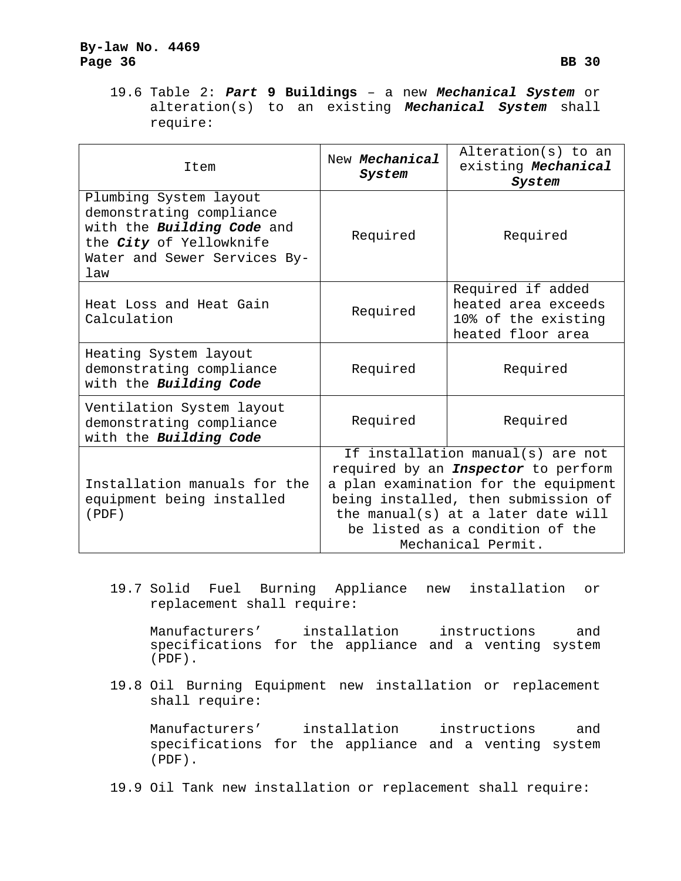19.6 Table 2: ***Part* 9 Buildings** – a new ***Mechanical System*** or alteration(s) to an existing ***Mechanical System*** shall require:

| Item | New ***Mechanical System*** | Alteration(s) to an existing ***Mechanical System*** |
|---|---|---|
| Plumbing System layout demonstrating compliance with the ***Building Code*** and the ***City*** of Yellowknife Water and Sewer Services By-law | Required | Required |
| Heat Loss and Heat Gain Calculation | Required | Required if added heated area exceeds 10% of the existing heated floor area |
| Heating System layout demonstrating compliance with the ***Building Code*** | Required | Required |
| Ventilation System layout demonstrating compliance with the ***Building Code*** | Required | Required |
| Installation manuals for the equipment being installed (PDF) | If installation manual(s) are not required by an ***Inspector*** to perform a plan examination for the equipment being installed, then submission of the manual(s) at a later date will be listed as a condition of the Mechanical Permit. | |

19.7 Solid Fuel Burning Appliance new installation or replacement shall require:

Manufacturers' installation instructions and specifications for the appliance and a venting system (PDF).

19.8 Oil Burning Equipment new installation or replacement shall require:

Manufacturers' installation instructions and specifications for the appliance and a venting system (PDF).

19.9 Oil Tank new installation or replacement shall require: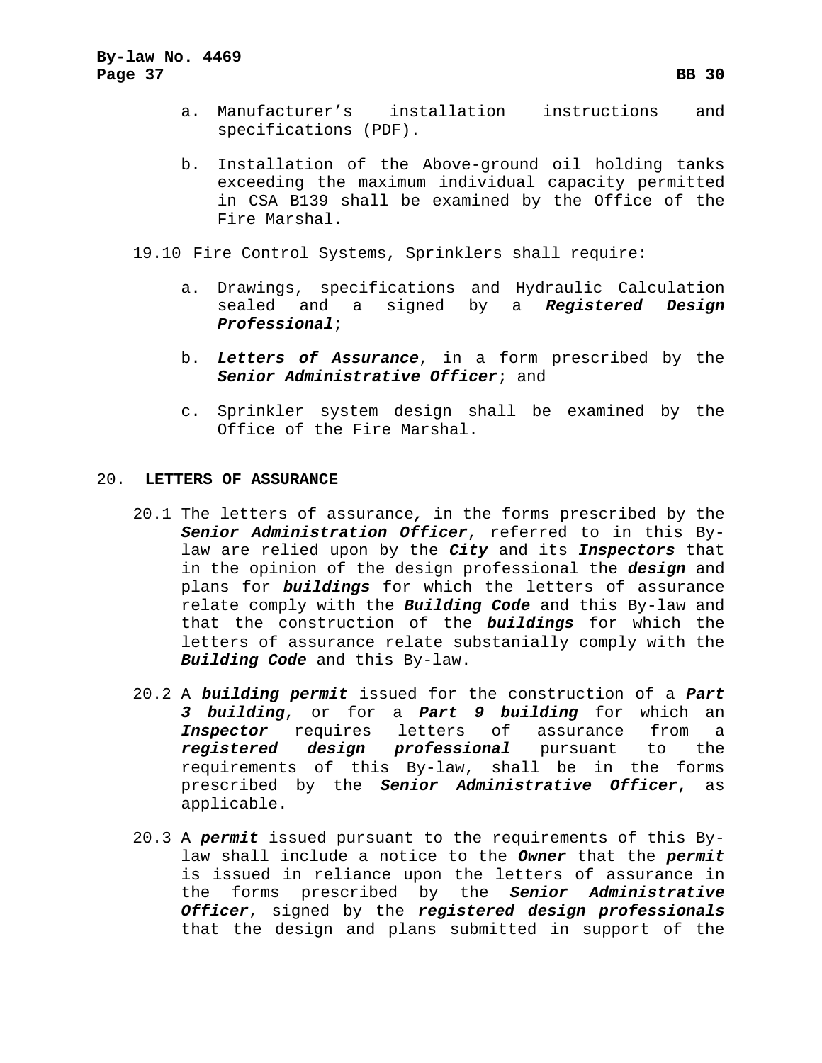a. Manufacturer’s installation instructions and specifications (PDF).

b. Installation of the Above-ground oil holding tanks exceeding the maximum individual capacity permitted in CSA B139 shall be examined by the Office of the Fire Marshal.

19.10 Fire Control Systems, Sprinklers shall require:

a. Drawings, specifications and Hydraulic Calculation sealed and a signed by a ***Registered Design Professional***;

b. ***Letters of Assurance***, in a form prescribed by the ***Senior Administrative Officer***; and

c. Sprinkler system design shall be examined by the Office of the Fire Marshal.

## 20. LETTERS OF ASSURANCE

20.1 The letters of assurance*,* in the forms prescribed by the ***Senior Administration Officer***, referred to in this By-law are relied upon by the ***City*** and its ***Inspectors*** that in the opinion of the design professional the ***design*** and plans for ***buildings*** for which the letters of assurance relate comply with the ***Building Code*** and this By-law and that the construction of the ***buildings*** for which the letters of assurance relate substanially comply with the ***Building Code*** and this By-law.

20.2 A ***building permit*** issued for the construction of a ***Part 3 building***, or for a ***Part 9 building*** for which an ***Inspector*** requires letters of assurance from a ***registered design professional*** pursuant to the requirements of this By-law, shall be in the forms prescribed by the ***Senior Administrative Officer***, as applicable.

20.3 A ***permit*** issued pursuant to the requirements of this By-law shall include a notice to the ***Owner*** that the ***permit*** is issued in reliance upon the letters of assurance in the forms prescribed by the ***Senior Administrative Officer***, signed by the ***registered design professionals*** that the design and plans submitted in support of the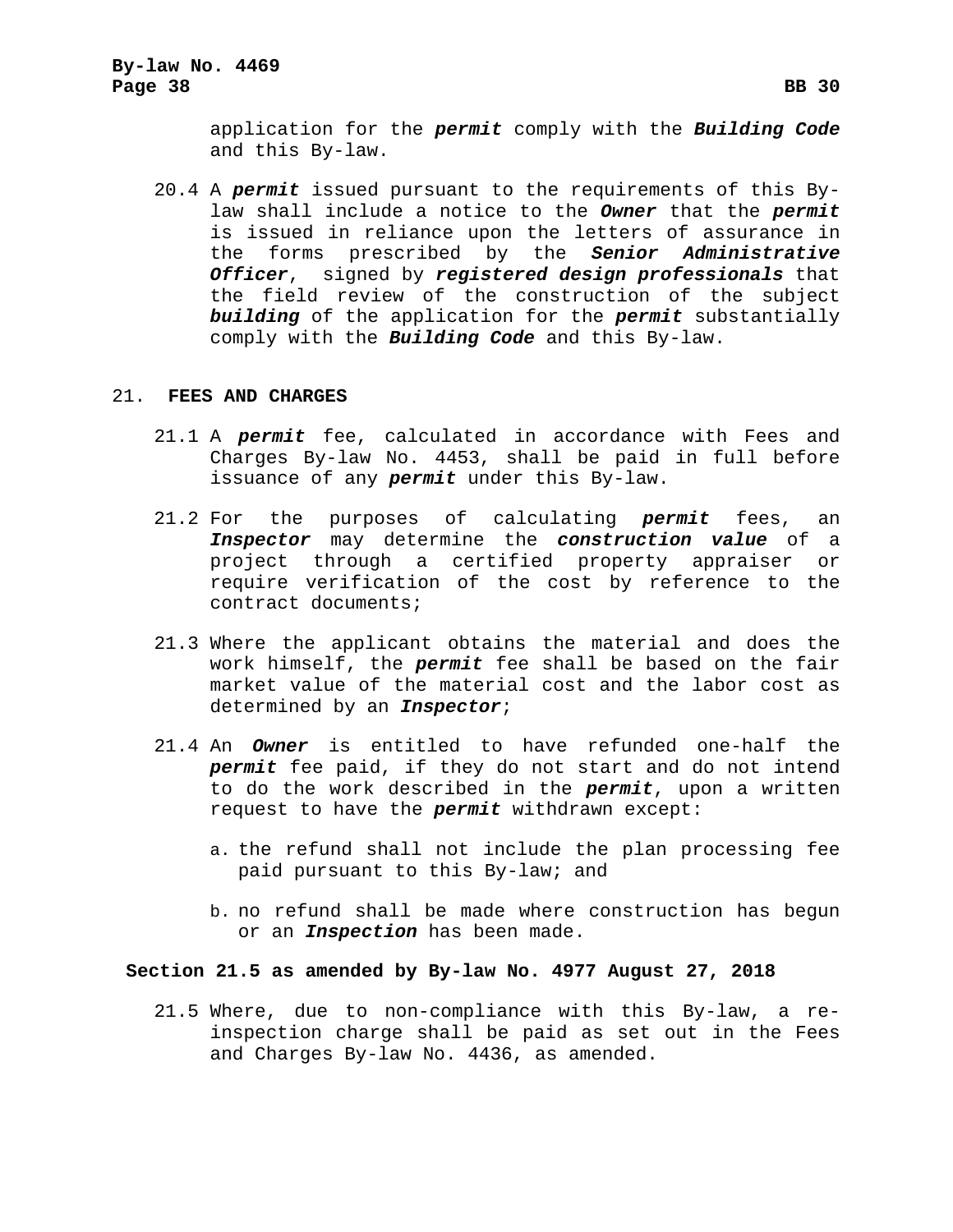application for the ***permit*** comply with the ***Building Code*** and this By-law.

20.4 A ***permit*** issued pursuant to the requirements of this By-law shall include a notice to the ***Owner*** that the ***permit*** is issued in reliance upon the letters of assurance in the forms prescribed by the ***Senior Administrative Officer***, signed by ***registered design professionals*** that the field review of the construction of the subject ***building*** of the application for the ***permit*** substantially comply with the ***Building Code*** and this By-law.

## 21. FEES AND CHARGES

21.1 A ***permit*** fee, calculated in accordance with Fees and Charges By-law No. 4453, shall be paid in full before issuance of any ***permit*** under this By-law.

21.2 For the purposes of calculating ***permit*** fees, an ***Inspector*** may determine the ***construction value*** of a project through a certified property appraiser or require verification of the cost by reference to the contract documents;

21.3 Where the applicant obtains the material and does the work himself, the ***permit*** fee shall be based on the fair market value of the material cost and the labor cost as determined by an ***Inspector***;

21.4 An ***Owner*** is entitled to have refunded one-half the ***permit*** fee paid, if they do not start and do not intend to do the work described in the ***permit***, upon a written request to have the ***permit*** withdrawn except:

a. the refund shall not include the plan processing fee paid pursuant to this By-law; and

b. no refund shall be made where construction has begun or an ***Inspection*** has been made.

**Section 21.5 as amended by By-law No. 4977 August 27, 2018**

21.5 Where, due to non-compliance with this By-law, a re-inspection charge shall be paid as set out in the Fees and Charges By-law No. 4436, as amended.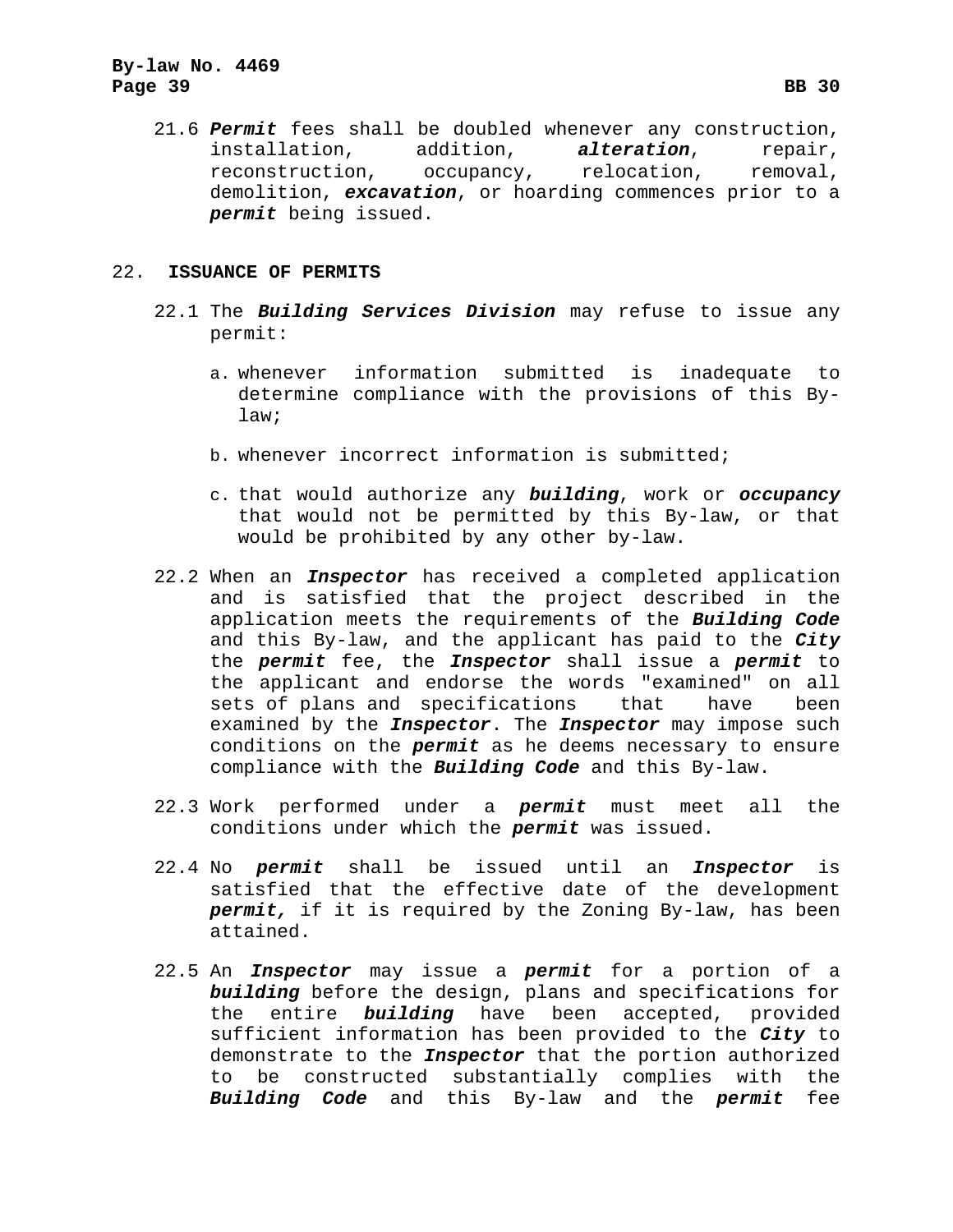21.6 ***Permit*** fees shall be doubled whenever any construction, installation, addition, ***alteration***, repair, reconstruction, occupancy, relocation, removal, demolition, ***excavation***, or hoarding commences prior to a ***permit*** being issued.

## 22. ISSUANCE OF PERMITS

22.1 The ***Building Services Division*** may refuse to issue any permit:

a. whenever information submitted is inadequate to determine compliance with the provisions of this By-law;

b. whenever incorrect information is submitted;

c. that would authorize any ***building***, work or ***occupancy*** that would not be permitted by this By-law, or that would be prohibited by any other by-law.

22.2 When an ***Inspector*** has received a completed application and is satisfied that the project described in the application meets the requirements of the ***Building Code*** and this By-law, and the applicant has paid to the ***City*** the ***permit*** fee, the ***Inspector*** shall issue a ***permit*** to the applicant and endorse the words "examined" on all sets of plans and specifications that have been examined by the ***Inspector***. The ***Inspector*** may impose such conditions on the ***permit*** as he deems necessary to ensure compliance with the ***Building Code*** and this By-law.

22.3 Work performed under a ***permit*** must meet all the conditions under which the ***permit*** was issued.

22.4 No ***permit*** shall be issued until an ***Inspector*** is satisfied that the effective date of the development ***permit,*** if it is required by the Zoning By-law, has been attained.

22.5 An ***Inspector*** may issue a ***permit*** for a portion of a ***building*** before the design, plans and specifications for the entire ***building*** have been accepted, provided sufficient information has been provided to the ***City*** to demonstrate to the ***Inspector*** that the portion authorized to be constructed substantially complies with the ***Building Code*** and this By-law and the ***permit*** fee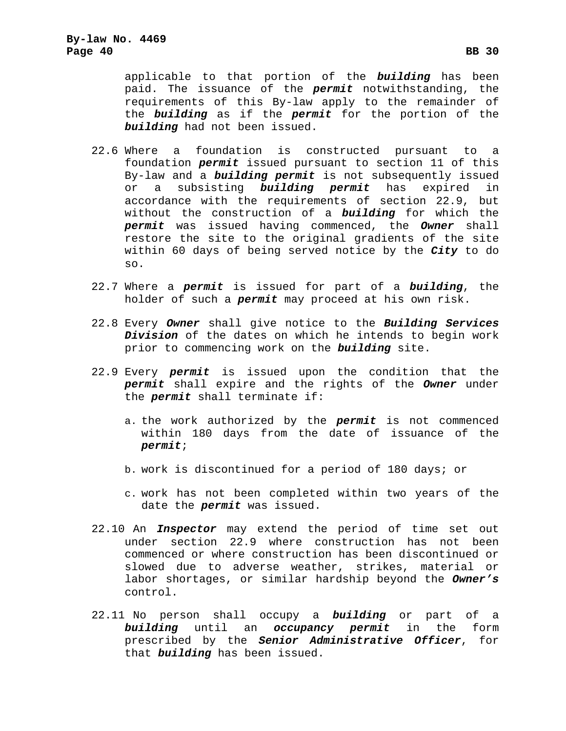applicable to that portion of the ***building*** has been paid. The issuance of the ***permit*** notwithstanding, the requirements of this By-law apply to the remainder of the ***building*** as if the ***permit*** for the portion of the ***building*** had not been issued.

22.6 Where a foundation is constructed pursuant to a foundation ***permit*** issued pursuant to section 11 of this By-law and a ***building permit*** is not subsequently issued or a subsisting ***building permit*** has expired in accordance with the requirements of section 22.9, but without the construction of a ***building*** for which the ***permit*** was issued having commenced, the ***Owner*** shall restore the site to the original gradients of the site within 60 days of being served notice by the ***City*** to do so.

22.7 Where a ***permit*** is issued for part of a ***building***, the holder of such a ***permit*** may proceed at his own risk.

22.8 Every ***Owner*** shall give notice to the ***Building Services Division*** of the dates on which he intends to begin work prior to commencing work on the ***building*** site.

22.9 Every ***permit*** is issued upon the condition that the ***permit*** shall expire and the rights of the ***Owner*** under the ***permit*** shall terminate if:

a. the work authorized by the ***permit*** is not commenced within 180 days from the date of issuance of the ***permit***;

b. work is discontinued for a period of 180 days; or

c. work has not been completed within two years of the date the ***permit*** was issued.

22.10 An ***Inspector*** may extend the period of time set out under section 22.9 where construction has not been commenced or where construction has been discontinued or slowed due to adverse weather, strikes, material or labor shortages, or similar hardship beyond the ***Owner's*** control.

22.11 No person shall occupy a ***building*** or part of a ***building*** until an ***occupancy permit*** in the form prescribed by the ***Senior Administrative Officer***, for that ***building*** has been issued.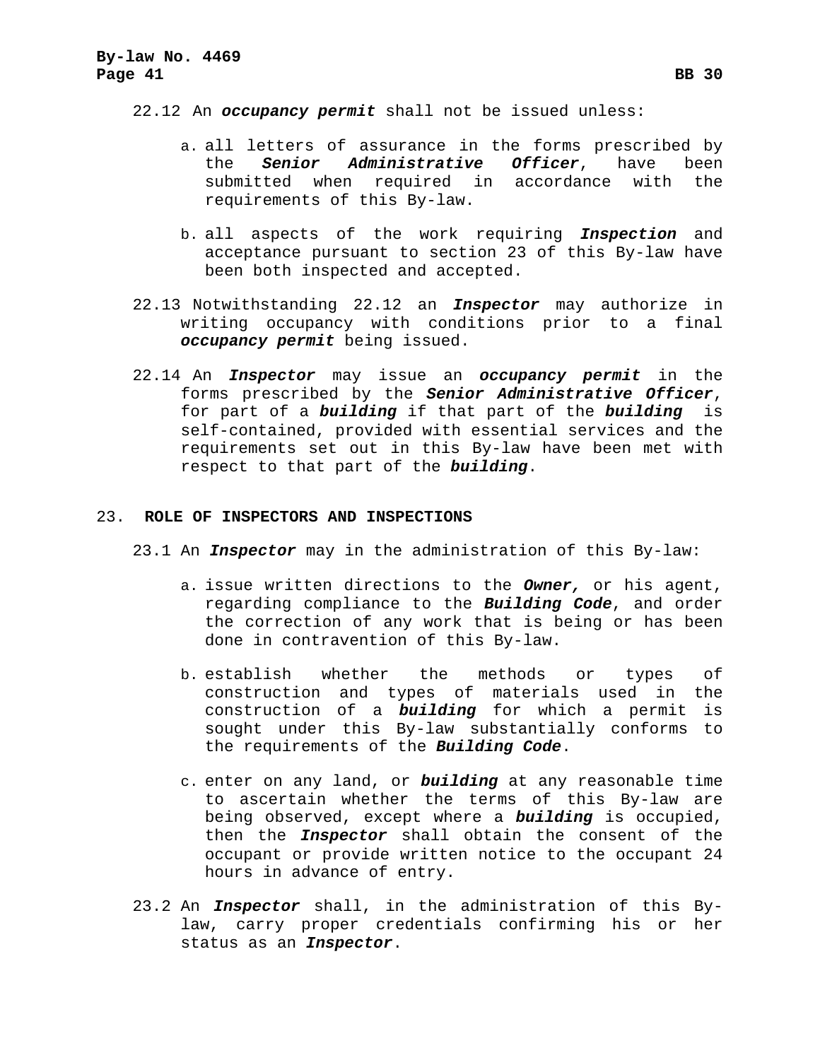22.12 An ***occupancy permit*** shall not be issued unless:

a. all letters of assurance in the forms prescribed by the ***Senior Administrative Officer***, have been submitted when required in accordance with the requirements of this By-law.

b. all aspects of the work requiring ***Inspection*** and acceptance pursuant to section 23 of this By-law have been both inspected and accepted.

22.13 Notwithstanding 22.12 an ***Inspector*** may authorize in writing occupancy with conditions prior to a final ***occupancy permit*** being issued.

22.14 An ***Inspector*** may issue an ***occupancy permit*** in the forms prescribed by the ***Senior Administrative Officer***, for part of a ***building*** if that part of the ***building*** is self-contained, provided with essential services and the requirements set out in this By-law have been met with respect to that part of the ***building***.

## 23. ROLE OF INSPECTORS AND INSPECTIONS

23.1 An ***Inspector*** may in the administration of this By-law:

a. issue written directions to the ***Owner,*** or his agent, regarding compliance to the ***Building Code***, and order the correction of any work that is being or has been done in contravention of this By-law.

b. establish whether the methods or types of construction and types of materials used in the construction of a ***building*** for which a permit is sought under this By-law substantially conforms to the requirements of the ***Building Code***.

c. enter on any land, or ***building*** at any reasonable time to ascertain whether the terms of this By-law are being observed, except where a ***building*** is occupied, then the ***Inspector*** shall obtain the consent of the occupant or provide written notice to the occupant 24 hours in advance of entry.

23.2 An ***Inspector*** shall, in the administration of this By-law, carry proper credentials confirming his or her status as an ***Inspector***.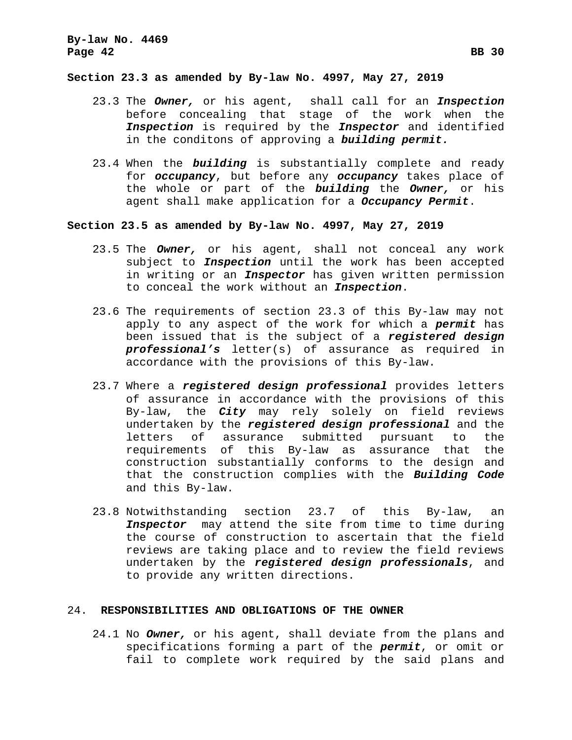**Section 23.3 as amended by By-law No. 4997, May 27, 2019**

23.3 The ***Owner,*** or his agent, shall call for an ***Inspection*** before concealing that stage of the work when the ***Inspection*** is required by the ***Inspector*** and identified in the conditons of approving a ***building permit.***

23.4 When the ***building*** is substantially complete and ready for ***occupancy***, but before any ***occupancy*** takes place of the whole or part of the ***building*** the ***Owner,*** or his agent shall make application for a ***Occupancy Permit***.

**Section 23.5 as amended by By-law No. 4997, May 27, 2019**

23.5 The ***Owner,*** or his agent, shall not conceal any work subject to ***Inspection*** until the work has been accepted in writing or an ***Inspector*** has given written permission to conceal the work without an ***Inspection***.

23.6 The requirements of section 23.3 of this By-law may not apply to any aspect of the work for which a ***permit*** has been issued that is the subject of a ***registered design professional's*** letter(s) of assurance as required in accordance with the provisions of this By-law.

23.7 Where a ***registered design professional*** provides letters of assurance in accordance with the provisions of this By-law, the ***City*** may rely solely on field reviews undertaken by the ***registered design professional*** and the letters of assurance submitted pursuant to the requirements of this By-law as assurance that the construction substantially conforms to the design and that the construction complies with the ***Building Code*** and this By-law.

23.8 Notwithstanding section 23.7 of this By-law, an ***Inspector*** may attend the site from time to time during the course of construction to ascertain that the field reviews are taking place and to review the field reviews undertaken by the ***registered design professionals***, and to provide any written directions.

## 24. RESPONSIBILITIES AND OBLIGATIONS OF THE OWNER

24.1 No ***Owner,*** or his agent, shall deviate from the plans and specifications forming a part of the ***permit***, or omit or fail to complete work required by the said plans and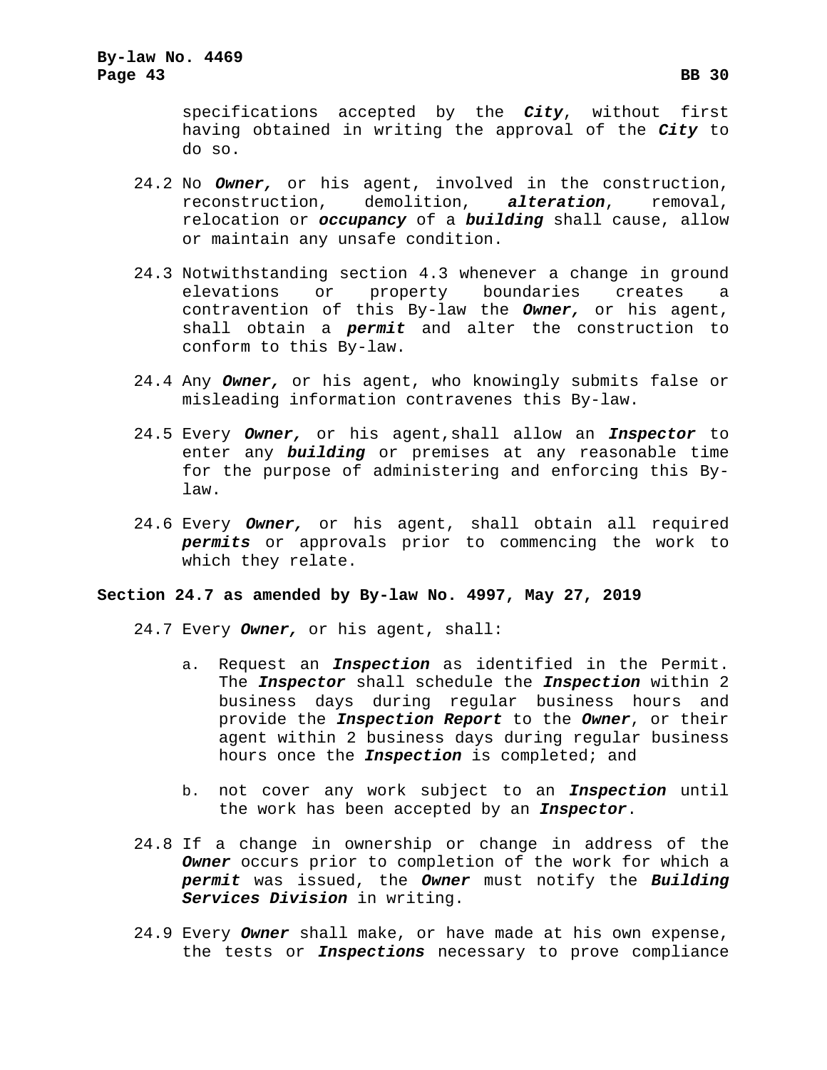specifications accepted by the ***City***, without first having obtained in writing the approval of the ***City*** to do so.

24.2 No ***Owner,*** or his agent, involved in the construction, reconstruction, demolition, ***alteration***, removal, relocation or ***occupancy*** of a ***building*** shall cause, allow or maintain any unsafe condition.

24.3 Notwithstanding section 4.3 whenever a change in ground elevations or property boundaries creates a contravention of this By-law the ***Owner,*** or his agent, shall obtain a ***permit*** and alter the construction to conform to this By-law.

24.4 Any ***Owner,*** or his agent, who knowingly submits false or misleading information contravenes this By-law.

24.5 Every ***Owner,*** or his agent,shall allow an ***Inspector*** to enter any ***building*** or premises at any reasonable time for the purpose of administering and enforcing this By-law.

24.6 Every ***Owner,*** or his agent, shall obtain all required ***permits*** or approvals prior to commencing the work to which they relate.

**Section 24.7 as amended by By-law No. 4997, May 27, 2019**

24.7 Every ***Owner,*** or his agent, shall:

a. Request an ***Inspection*** as identified in the Permit. The ***Inspector*** shall schedule the ***Inspection*** within 2 business days during regular business hours and provide the ***Inspection Report*** to the ***Owner***, or their agent within 2 business days during regular business hours once the ***Inspection*** is completed; and

b. not cover any work subject to an ***Inspection*** until the work has been accepted by an ***Inspector***.

24.8 If a change in ownership or change in address of the ***Owner*** occurs prior to completion of the work for which a ***permit*** was issued, the ***Owner*** must notify the ***Building Services Division*** in writing.

24.9 Every ***Owner*** shall make, or have made at his own expense, the tests or ***Inspections*** necessary to prove compliance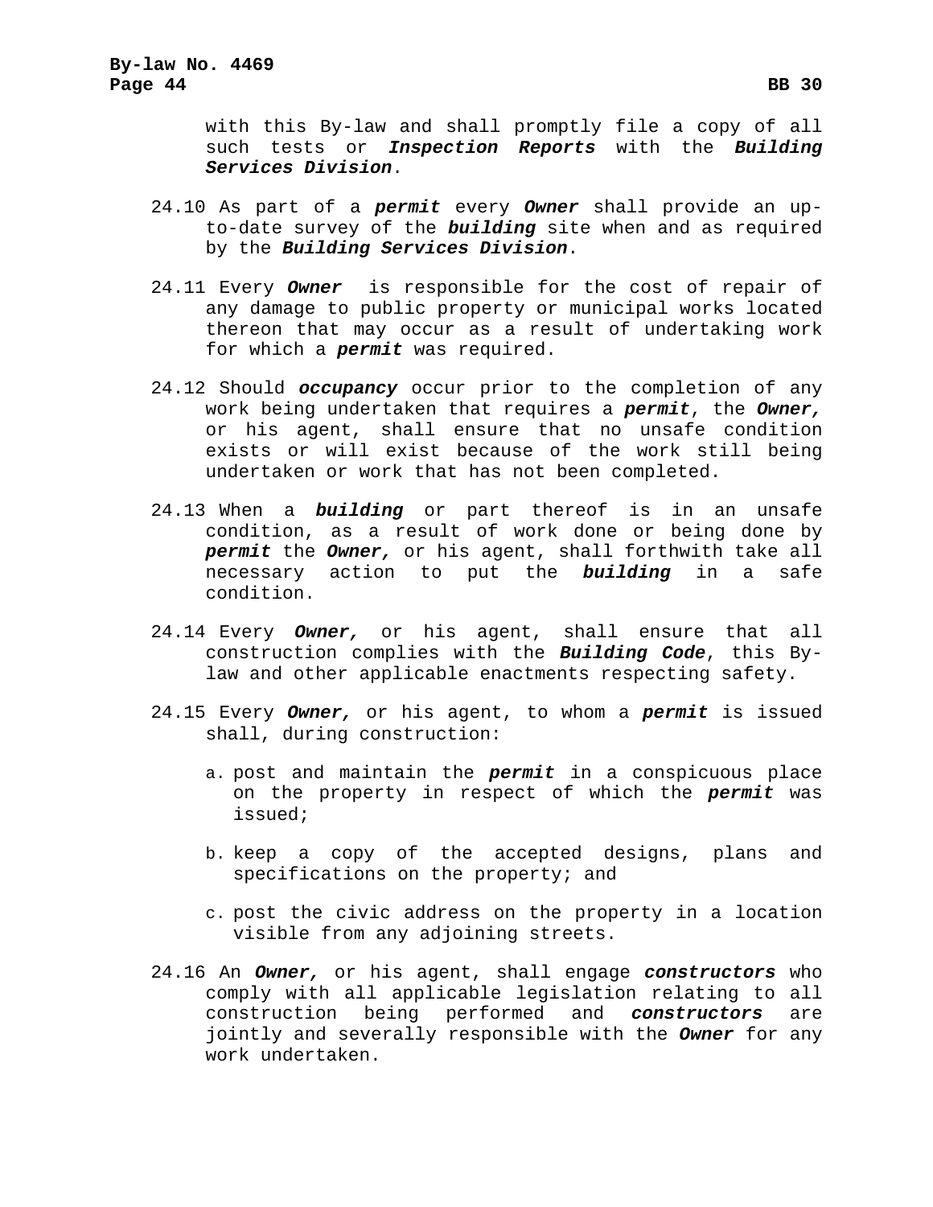with this By-law and shall promptly file a copy of all such tests or ***Inspection Reports*** with the ***Building Services Division***.

24.10 As part of a ***permit*** every ***Owner*** shall provide an up-to-date survey of the ***building*** site when and as required by the ***Building Services Division***.

24.11 Every ***Owner*** is responsible for the cost of repair of any damage to public property or municipal works located thereon that may occur as a result of undertaking work for which a ***permit*** was required.

24.12 Should ***occupancy*** occur prior to the completion of any work being undertaken that requires a ***permit***, the ***Owner,*** or his agent, shall ensure that no unsafe condition exists or will exist because of the work still being undertaken or work that has not been completed.

24.13 When a ***building*** or part thereof is in an unsafe condition, as a result of work done or being done by ***permit*** the ***Owner,*** or his agent, shall forthwith take all necessary action to put the ***building*** in a safe condition.

24.14 Every ***Owner,*** or his agent, shall ensure that all construction complies with the ***Building Code***, this By-law and other applicable enactments respecting safety.

24.15 Every ***Owner,*** or his agent, to whom a ***permit*** is issued shall, during construction:

a. post and maintain the ***permit*** in a conspicuous place on the property in respect of which the ***permit*** was issued;

b. keep a copy of the accepted designs, plans and specifications on the property; and

c. post the civic address on the property in a location visible from any adjoining streets.

24.16 An ***Owner,*** or his agent, shall engage ***constructors*** who comply with all applicable legislation relating to all construction being performed and ***constructors*** are jointly and severally responsible with the ***Owner*** for any work undertaken.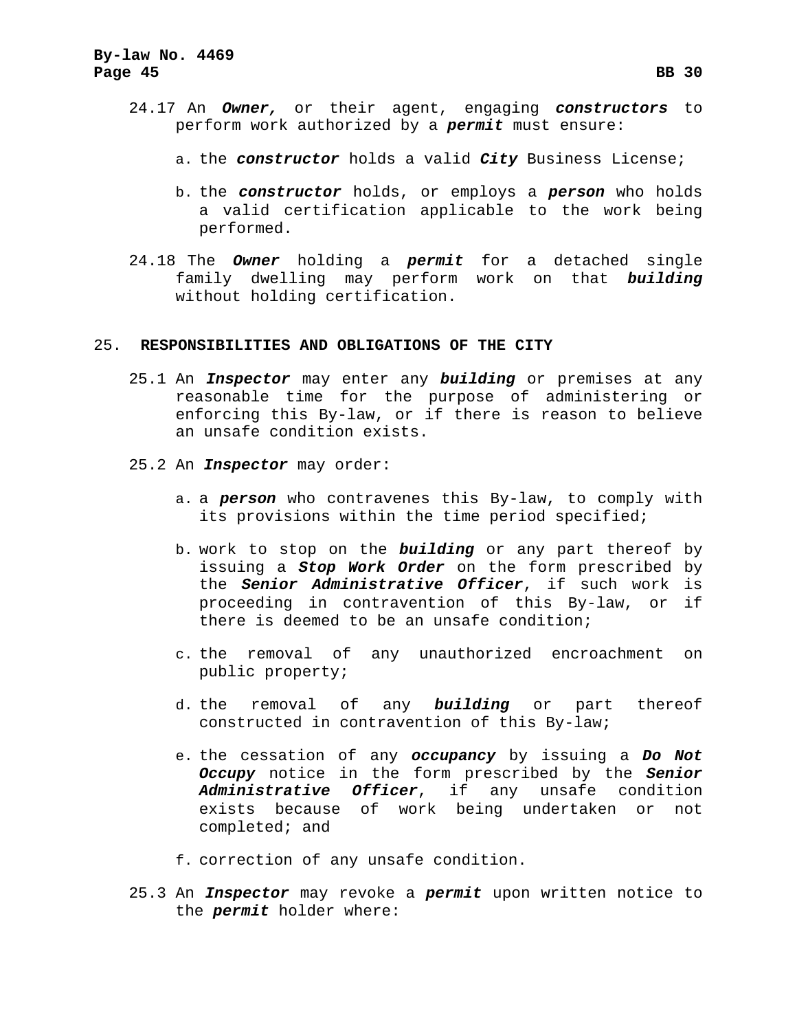24.17 An ***Owner,*** or their agent, engaging ***constructors*** to perform work authorized by a ***permit*** must ensure:

a. the ***constructor*** holds a valid ***City*** Business License;

b. the ***constructor*** holds, or employs a ***person*** who holds a valid certification applicable to the work being performed.

24.18 The ***Owner*** holding a ***permit*** for a detached single family dwelling may perform work on that ***building*** without holding certification.

## 25. RESPONSIBILITIES AND OBLIGATIONS OF THE CITY

25.1 An ***Inspector*** may enter any ***building*** or premises at any reasonable time for the purpose of administering or enforcing this By-law, or if there is reason to believe an unsafe condition exists.

25.2 An ***Inspector*** may order:

a. a ***person*** who contravenes this By-law, to comply with its provisions within the time period specified;

b. work to stop on the ***building*** or any part thereof by issuing a ***Stop Work Order*** on the form prescribed by the ***Senior Administrative Officer***, if such work is proceeding in contravention of this By-law, or if there is deemed to be an unsafe condition;

c. the removal of any unauthorized encroachment on public property;

d. the removal of any ***building*** or part thereof constructed in contravention of this By-law;

e. the cessation of any ***occupancy*** by issuing a ***Do Not Occupy*** notice in the form prescribed by the ***Senior Administrative Officer***, if any unsafe condition exists because of work being undertaken or not completed; and

f. correction of any unsafe condition.

25.3 An ***Inspector*** may revoke a ***permit*** upon written notice to the ***permit*** holder where: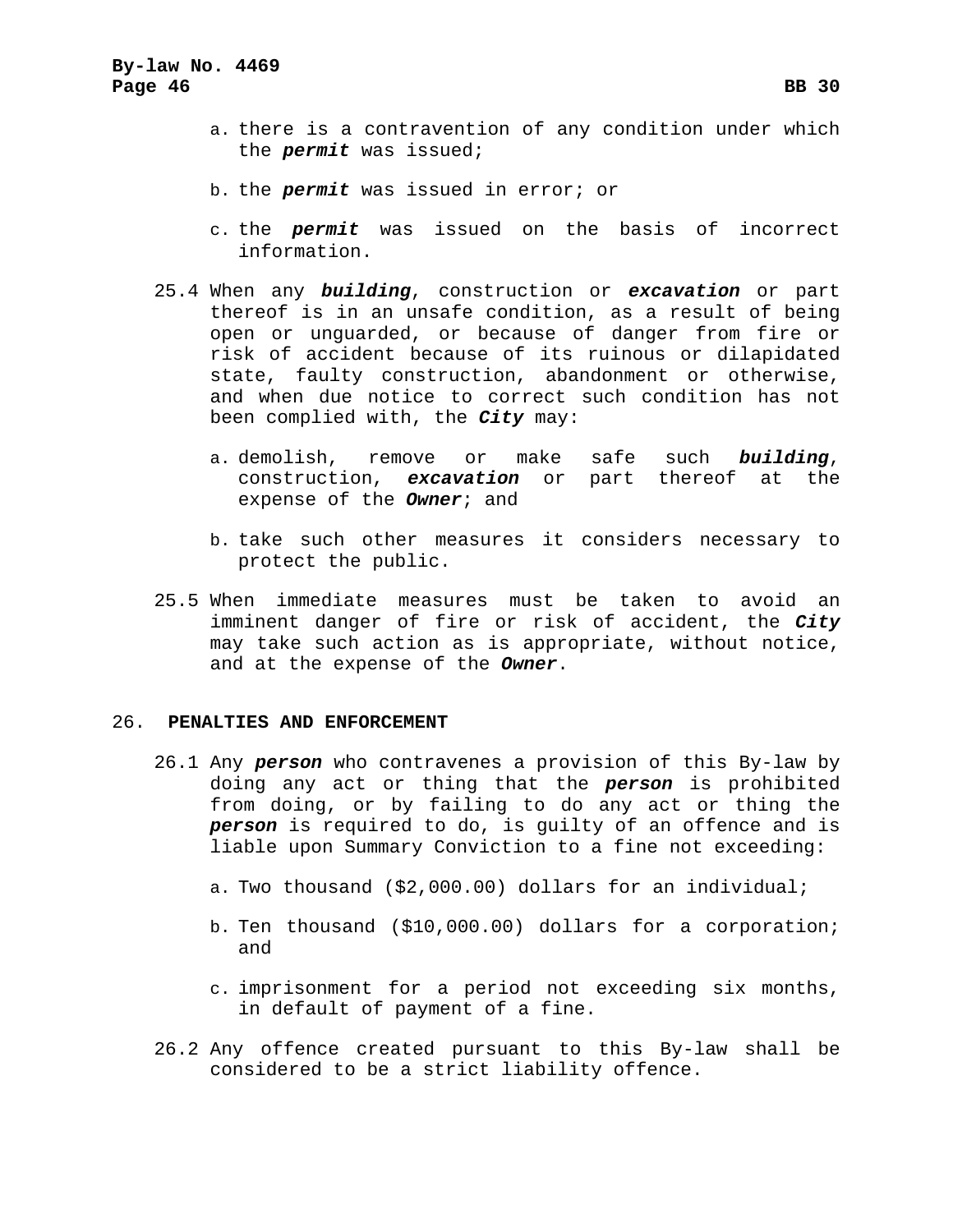a. there is a contravention of any condition under which the ***permit*** was issued;

b. the ***permit*** was issued in error; or

c. the ***permit*** was issued on the basis of incorrect information.

25.4 When any ***building***, construction or ***excavation*** or part thereof is in an unsafe condition, as a result of being open or unguarded, or because of danger from fire or risk of accident because of its ruinous or dilapidated state, faulty construction, abandonment or otherwise, and when due notice to correct such condition has not been complied with, the ***City*** may:

a. demolish, remove or make safe such ***building***, construction, ***excavation*** or part thereof at the expense of the ***Owner***; and

b. take such other measures it considers necessary to protect the public.

25.5 When immediate measures must be taken to avoid an imminent danger of fire or risk of accident, the ***City*** may take such action as is appropriate, without notice, and at the expense of the ***Owner***.

## 26. PENALTIES AND ENFORCEMENT

26.1 Any ***person*** who contravenes a provision of this By-law by doing any act or thing that the ***person*** is prohibited from doing, or by failing to do any act or thing the ***person*** is required to do, is guilty of an offence and is liable upon Summary Conviction to a fine not exceeding:

a. Two thousand ($2,000.00) dollars for an individual;

b. Ten thousand ($10,000.00) dollars for a corporation; and

c. imprisonment for a period not exceeding six months, in default of payment of a fine.

26.2 Any offence created pursuant to this By-law shall be considered to be a strict liability offence.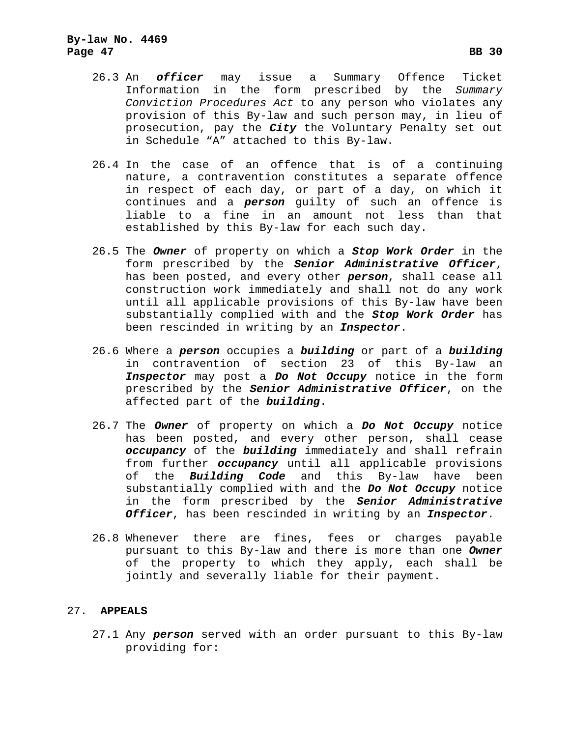26.3 An ***officer*** may issue a Summary Offence Ticket Information in the form prescribed by the *Summary Conviction Procedures Act* to any person who violates any provision of this By-law and such person may, in lieu of prosecution, pay the ***City*** the Voluntary Penalty set out in Schedule "A" attached to this By-law.

26.4 In the case of an offence that is of a continuing nature, a contravention constitutes a separate offence in respect of each day, or part of a day, on which it continues and a ***person*** guilty of such an offence is liable to a fine in an amount not less than that established by this By-law for each such day.

26.5 The ***Owner*** of property on which a ***Stop Work Order*** in the form prescribed by the ***Senior Administrative Officer***, has been posted, and every other ***person***, shall cease all construction work immediately and shall not do any work until all applicable provisions of this By-law have been substantially complied with and the ***Stop Work Order*** has been rescinded in writing by an ***Inspector***.

26.6 Where a ***person*** occupies a ***building*** or part of a ***building*** in contravention of section 23 of this By-law an ***Inspector*** may post a ***Do Not Occupy*** notice in the form prescribed by the ***Senior Administrative Officer***, on the affected part of the ***building***.

26.7 The ***Owner*** of property on which a ***Do Not Occupy*** notice has been posted, and every other person, shall cease ***occupancy*** of the ***building*** immediately and shall refrain from further ***occupancy*** until all applicable provisions of the ***Building Code*** and this By-law have been substantially complied with and the ***Do Not Occupy*** notice in the form prescribed by the ***Senior Administrative Officer***, has been rescinded in writing by an ***Inspector***.

26.8 Whenever there are fines, fees or charges payable pursuant to this By-law and there is more than one ***Owner*** of the property to which they apply, each shall be jointly and severally liable for their payment.

## 27. APPEALS

27.1 Any ***person*** served with an order pursuant to this By-law providing for: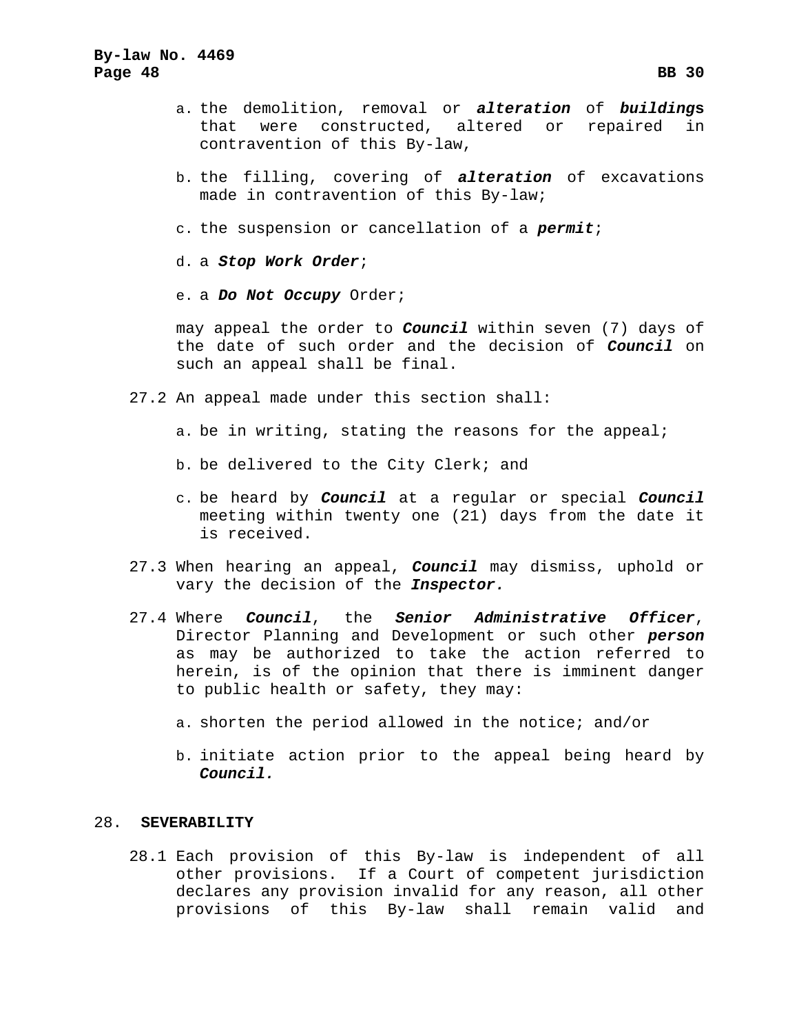a. the demolition, removal or ***alteration*** of ***building*****s** that were constructed, altered or repaired in contravention of this By-law,

b. the filling, covering of ***alteration*** of excavations made in contravention of this By-law;

c. the suspension or cancellation of a ***permit***;

d. a ***Stop Work Order***;

e. a ***Do Not Occupy*** Order;

may appeal the order to ***Council*** within seven (7) days of the date of such order and the decision of ***Council*** on such an appeal shall be final.

27.2 An appeal made under this section shall:

a. be in writing, stating the reasons for the appeal;

b. be delivered to the City Clerk; and

c. be heard by ***Council*** at a regular or special ***Council*** meeting within twenty one (21) days from the date it is received.

27.3 When hearing an appeal, ***Council*** may dismiss, uphold or vary the decision of the ***Inspector.***

27.4 Where ***Council***, the ***Senior Administrative Officer***, Director Planning and Development or such other ***person*** as may be authorized to take the action referred to herein, is of the opinion that there is imminent danger to public health or safety, they may:

a. shorten the period allowed in the notice; and/or

b. initiate action prior to the appeal being heard by ***Council.***

## 28. SEVERABILITY

28.1 Each provision of this By-law is independent of all other provisions. If a Court of competent jurisdiction declares any provision invalid for any reason, all other provisions of this By-law shall remain valid and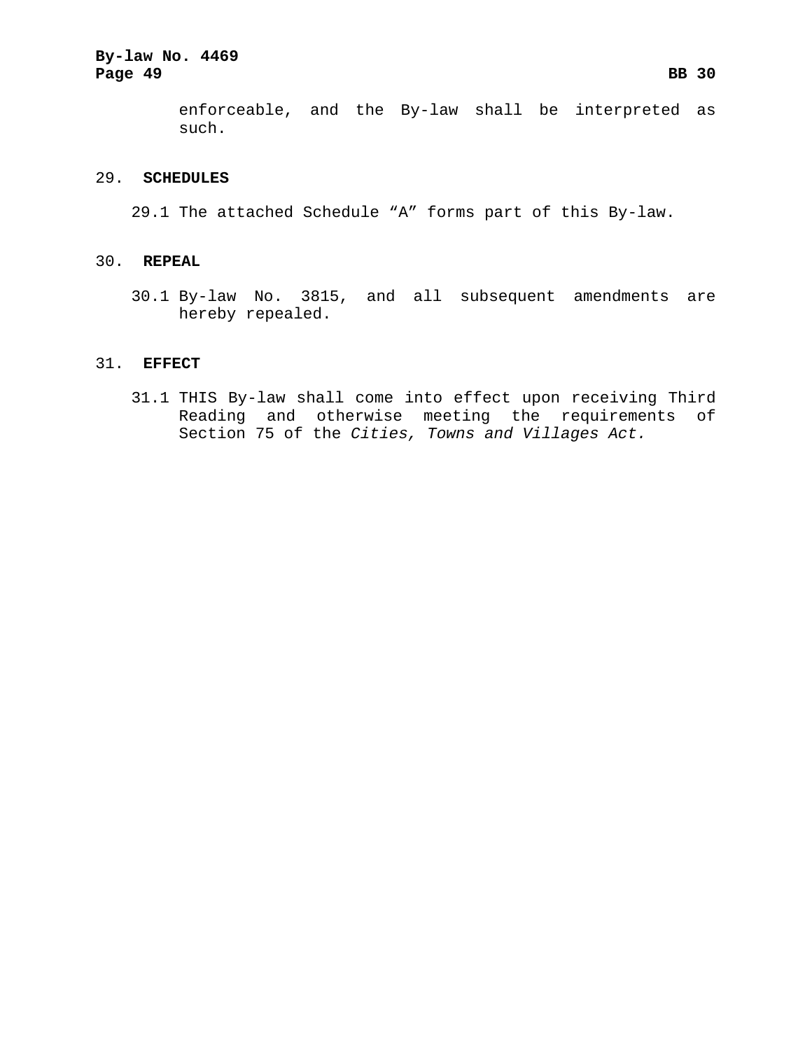enforceable, and the By-law shall be interpreted as such.

## 29. SCHEDULES

29.1 The attached Schedule “A” forms part of this By-law.

## 30. REPEAL

30.1 By-law No. 3815, and all subsequent amendments are hereby repealed.

## 31. EFFECT

31.1 THIS By-law shall come into effect upon receiving Third Reading and otherwise meeting the requirements of Section 75 of the *Cities, Towns and Villages Act.*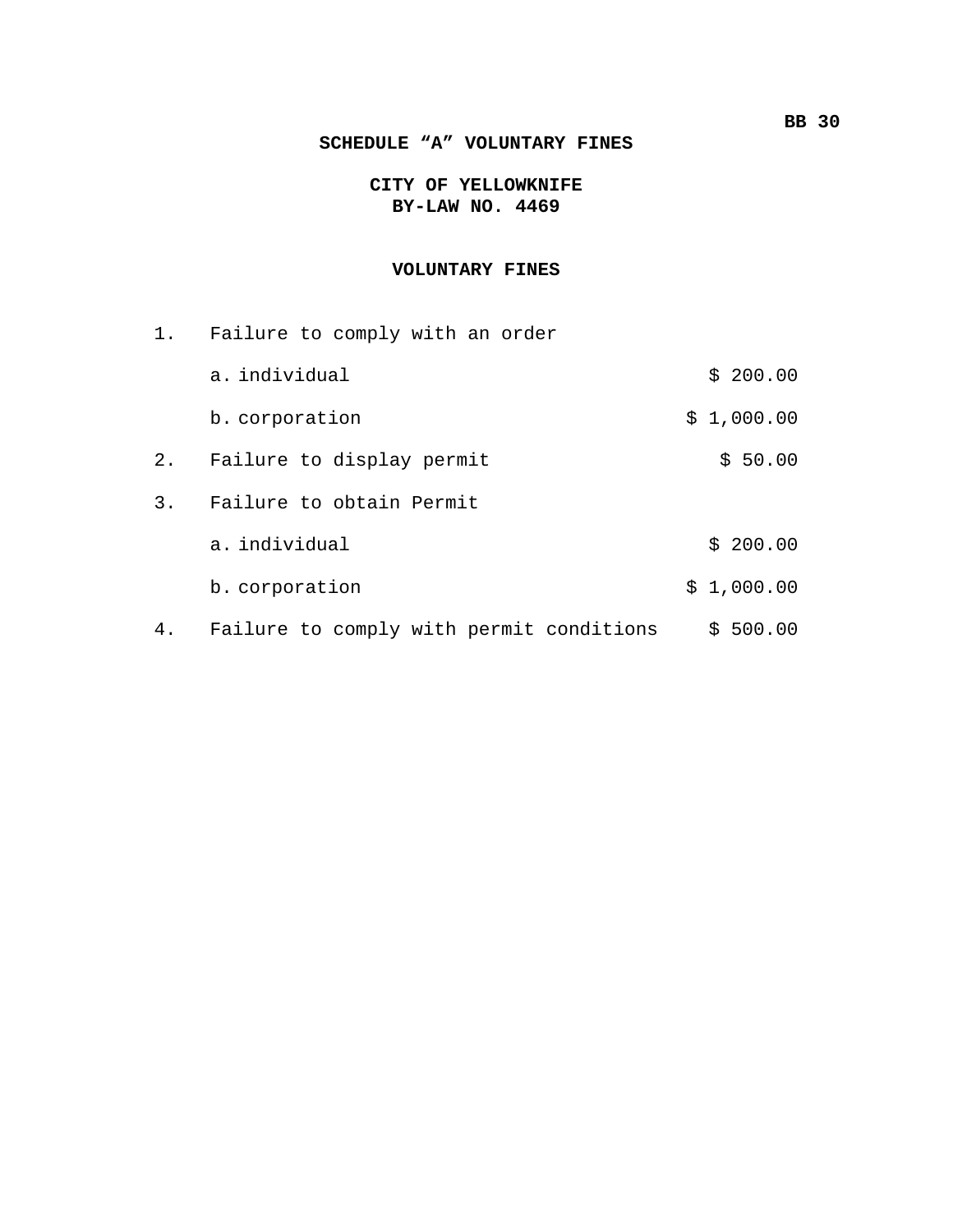**BB 30**

# SCHEDULE "A" VOLUNTARY FINES

## CITY OF YELLOWKNIFE
## BY-LAW NO. 4469

## VOLUNTARY FINES

| | | |
|---|---|---|
| 1. | Failure to comply with an order | |
| | a. individual | $ 200.00 |
| | b. corporation | $ 1,000.00 |
| 2. | Failure to display permit | $ 50.00 |
| 3. | Failure to obtain Permit | |
| | a. individual | $ 200.00 |
| | b. corporation | $ 1,000.00 |
| 4. | Failure to comply with permit conditions | $ 500.00 |